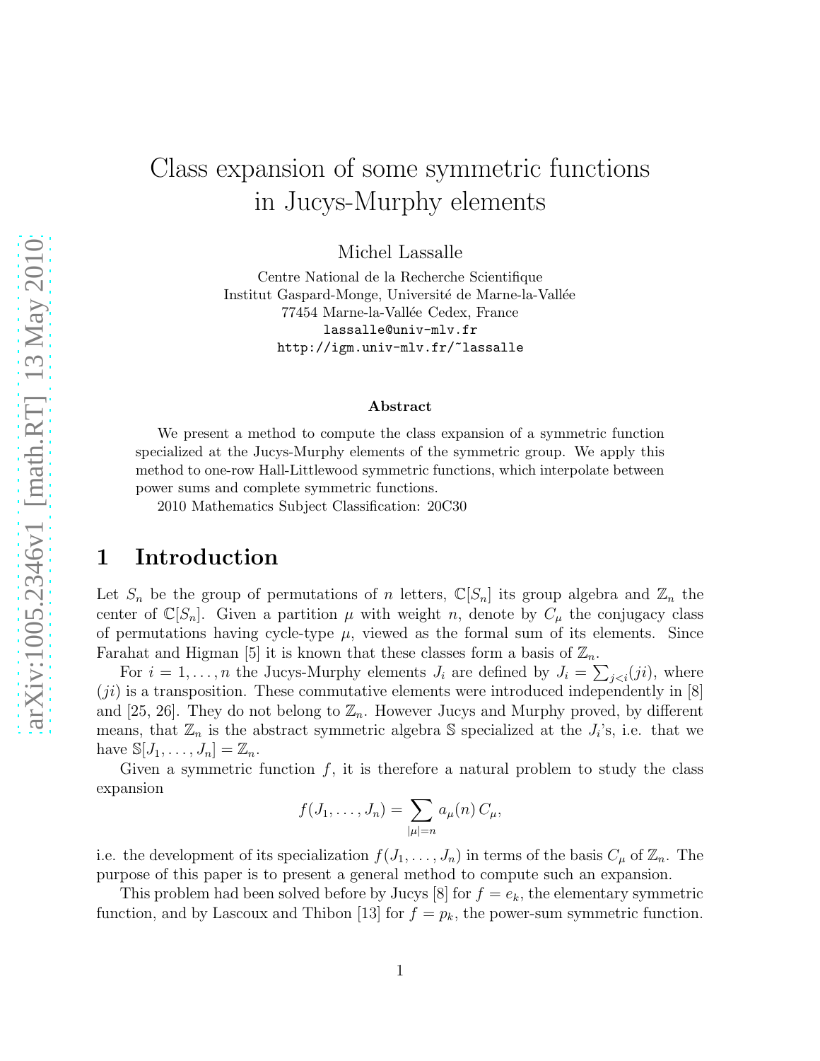# Class expansion of some symmetric functions in Jucys-Murphy elements

Michel Lassalle

Centre National de la Recherche Scientifique
Institut Gaspard-Monge, Université de Marne-la-Vallée
77454 Marne-la-Vallée Cedex, France
lassalle@univ-mlv.fr
http://igm.univ-mlv.fr/~lassalle

### Abstract

We present a method to compute the class expansion of a symmetric function specialized at the Jucys-Murphy elements of the symmetric group. We apply this method to one-row Hall-Littlewood symmetric functions, which interpolate between power sums and complete symmetric functions.

2010 Mathematics Subject Classification: 20C30

## 1 Introduction

Let $S_n$ be the group of permutations of $n$ letters, $\mathbb{C}[S_n]$ its group algebra and $\mathbb{Z}_n$ the center of $\mathbb{C}[S_n]$. Given a partition $\mu$ with weight $n$, denote by $C_\mu$ the conjugacy class of permutations having cycle-type $\mu$, viewed as the formal sum of its elements. Since Farahat and Higman [5] it is known that these classes form a basis of $\mathbb{Z}_n$.

For $i = 1, \ldots, n$ the Jucys-Murphy elements $J_i$ are defined by $J_i = \sum_{j<i}(ji)$, where $(ji)$ is a transposition. These commutative elements were introduced independently in [8] and [25, 26]. They do not belong to $\mathbb{Z}_n$. However Jucys and Murphy proved, by different means, that $\mathbb{Z}_n$ is the abstract symmetric algebra $\mathbb{S}$ specialized at the $J_i$'s, i.e. that we have $\mathbb{S}[J_1, \ldots, J_n] = \mathbb{Z}_n$.

Given a symmetric function $f$, it is therefore a natural problem to study the class expansion

$$f(J_1, \ldots, J_n) = \sum_{|\mu|=n} a_\mu(n)\, C_\mu,$$

i.e. the development of its specialization $f(J_1, \ldots, J_n)$ in terms of the basis $C_\mu$ of $\mathbb{Z}_n$. The purpose of this paper is to present a general method to compute such an expansion.

This problem had been solved before by Jucys [8] for $f = e_k$, the elementary symmetric function, and by Lascoux and Thibon [13] for $f = p_k$, the power-sum symmetric function.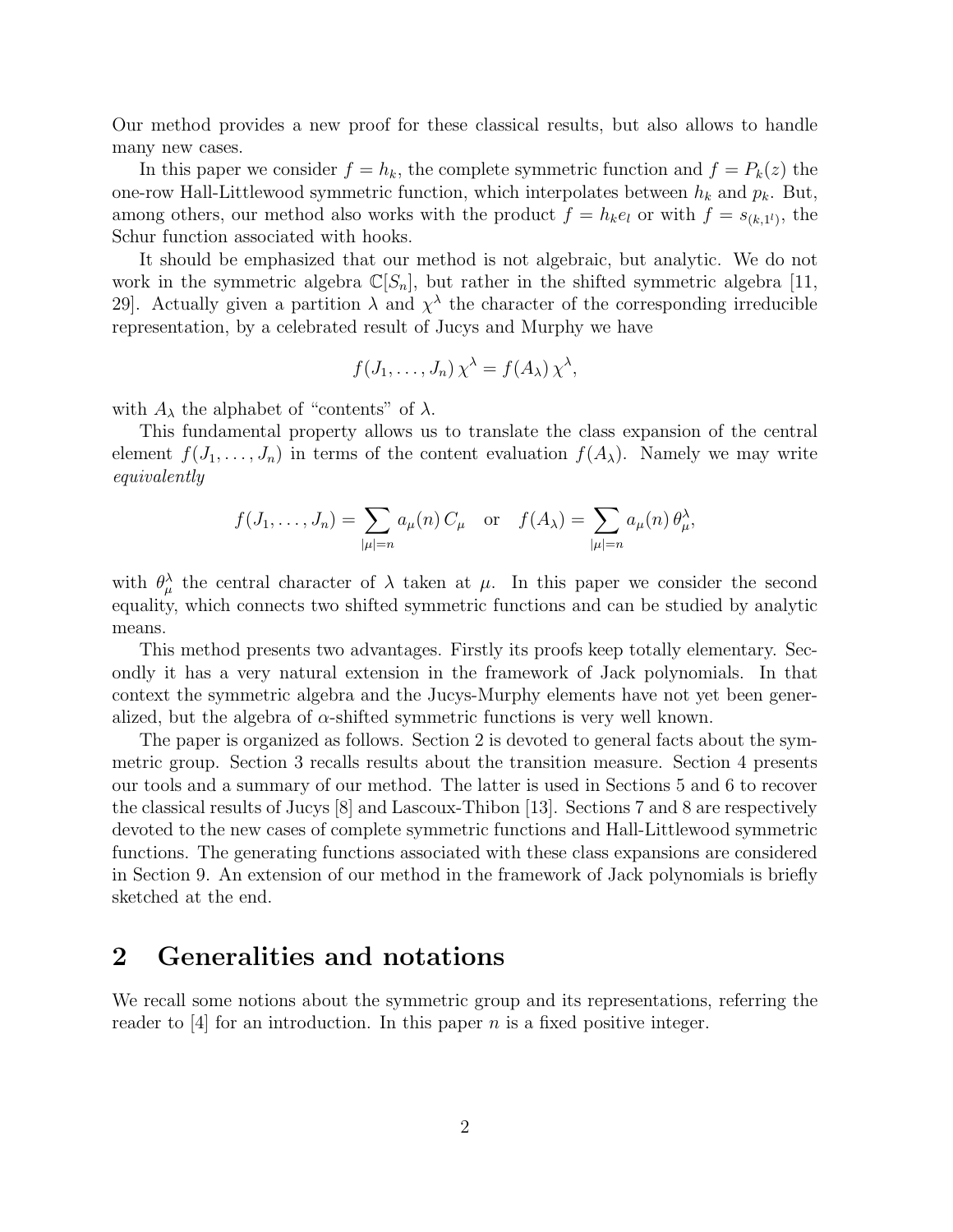Our method provides a new proof for these classical results, but also allows to handle many new cases.

In this paper we consider $f = h_k$, the complete symmetric function and $f = P_k(z)$ the one-row Hall-Littlewood symmetric function, which interpolates between $h_k$ and $p_k$. But, among others, our method also works with the product $f = h_k e_l$ or with $f = s_{(k,1^l)}$, the Schur function associated with hooks.

It should be emphasized that our method is not algebraic, but analytic. We do not work in the symmetric algebra $\mathbb{C}[S_n]$, but rather in the shifted symmetric algebra [11, 29]. Actually given a partition $\lambda$ and $\chi^\lambda$ the character of the corresponding irreducible representation, by a celebrated result of Jucys and Murphy we have

$$f(J_1, \ldots, J_n)\, \chi^\lambda = f(A_\lambda)\, \chi^\lambda,$$

with $A_\lambda$ the alphabet of "contents" of $\lambda$.

This fundamental property allows us to translate the class expansion of the central element $f(J_1, \ldots, J_n)$ in terms of the content evaluation $f(A_\lambda)$. Namely we may write *equivalently*

$$f(J_1, \ldots, J_n) = \sum_{|\mu|=n} a_\mu(n)\, C_\mu \quad \text{or} \quad f(A_\lambda) = \sum_{|\mu|=n} a_\mu(n)\, \theta_\mu^\lambda,$$

with $\theta_\mu^\lambda$ the central character of $\lambda$ taken at $\mu$. In this paper we consider the second equality, which connects two shifted symmetric functions and can be studied by analytic means.

This method presents two advantages. Firstly its proofs keep totally elementary. Secondly it has a very natural extension in the framework of Jack polynomials. In that context the symmetric algebra and the Jucys-Murphy elements have not yet been generalized, but the algebra of $\alpha$-shifted symmetric functions is very well known.

The paper is organized as follows. Section 2 is devoted to general facts about the symmetric group. Section 3 recalls results about the transition measure. Section 4 presents our tools and a summary of our method. The latter is used in Sections 5 and 6 to recover the classical results of Jucys [8] and Lascoux-Thibon [13]. Sections 7 and 8 are respectively devoted to the new cases of complete symmetric functions and Hall-Littlewood symmetric functions. The generating functions associated with these class expansions are considered in Section 9. An extension of our method in the framework of Jack polynomials is briefly sketched at the end.

## 2 Generalities and notations

We recall some notions about the symmetric group and its representations, referring the reader to [4] for an introduction. In this paper $n$ is a fixed positive integer.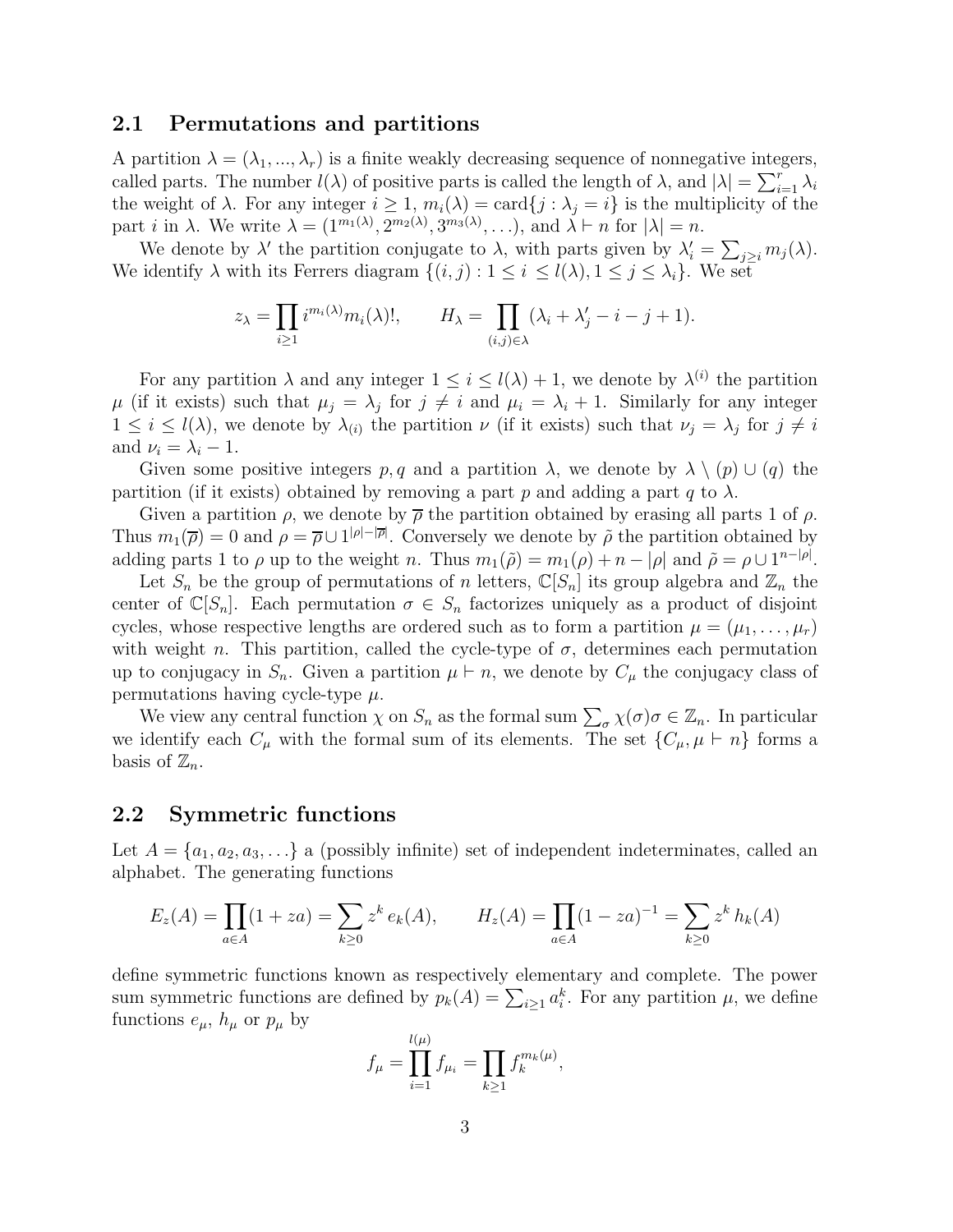## 2.1 Permutations and partitions

A partition $\lambda = (\lambda_1, ..., \lambda_r)$ is a finite weakly decreasing sequence of nonnegative integers, called parts. The number $l(\lambda)$ of positive parts is called the length of $\lambda$, and $|\lambda| = \sum_{i=1}^{r} \lambda_i$ the weight of $\lambda$. For any integer $i \geq 1$, $m_i(\lambda) = \text{card}\{j : \lambda_j = i\}$ is the multiplicity of the part $i$ in $\lambda$. We write $\lambda = (1^{m_1(\lambda)}, 2^{m_2(\lambda)}, 3^{m_3(\lambda)}, \ldots)$, and $\lambda \vdash n$ for $|\lambda| = n$.

We denote by $\lambda'$ the partition conjugate to $\lambda$, with parts given by $\lambda'_i = \sum_{j \geq i} m_j(\lambda)$. We identify $\lambda$ with its Ferrers diagram $\{(i, j) : 1 \leq i \leq l(\lambda), 1 \leq j \leq \lambda_i\}$. We set

$$z_\lambda = \prod_{i \geq 1} i^{m_i(\lambda)} m_i(\lambda)!, \qquad H_\lambda = \prod_{(i,j) \in \lambda} (\lambda_i + \lambda'_j - i - j + 1).$$

For any partition $\lambda$ and any integer $1 \leq i \leq l(\lambda) + 1$, we denote by $\lambda^{(i)}$ the partition $\mu$ (if it exists) such that $\mu_j = \lambda_j$ for $j \neq i$ and $\mu_i = \lambda_i + 1$. Similarly for any integer $1 \leq i \leq l(\lambda)$, we denote by $\lambda_{(i)}$ the partition $\nu$ (if it exists) such that $\nu_j = \lambda_j$ for $j \neq i$ and $\nu_i = \lambda_i - 1$.

Given some positive integers $p, q$ and a partition $\lambda$, we denote by $\lambda \setminus (p) \cup (q)$ the partition (if it exists) obtained by removing a part $p$ and adding a part $q$ to $\lambda$.

Given a partition $\rho$, we denote by $\overline{\rho}$ the partition obtained by erasing all parts 1 of $\rho$. Thus $m_1(\overline{\rho}) = 0$ and $\rho = \overline{\rho} \cup 1^{|\rho| - |\overline{\rho}|}$. Conversely we denote by $\tilde{\rho}$ the partition obtained by adding parts 1 to $\rho$ up to the weight $n$. Thus $m_1(\tilde{\rho}) = m_1(\rho) + n - |\rho|$ and $\tilde{\rho} = \rho \cup 1^{n - |\rho|}$.

Let $S_n$ be the group of permutations of $n$ letters, $\mathbb{C}[S_n]$ its group algebra and $\mathbb{Z}_n$ the center of $\mathbb{C}[S_n]$. Each permutation $\sigma \in S_n$ factorizes uniquely as a product of disjoint cycles, whose respective lengths are ordered such as to form a partition $\mu = (\mu_1, \ldots, \mu_r)$ with weight $n$. This partition, called the cycle-type of $\sigma$, determines each permutation up to conjugacy in $S_n$. Given a partition $\mu \vdash n$, we denote by $C_\mu$ the conjugacy class of permutations having cycle-type $\mu$.

We view any central function $\chi$ on $S_n$ as the formal sum $\sum_\sigma \chi(\sigma)\sigma \in \mathbb{Z}_n$. In particular we identify each $C_\mu$ with the formal sum of its elements. The set $\{C_\mu, \mu \vdash n\}$ forms a basis of $\mathbb{Z}_n$.

## 2.2 Symmetric functions

Let $A = \{a_1, a_2, a_3, \ldots\}$ a (possibly infinite) set of independent indeterminates, called an alphabet. The generating functions

$$E_z(A) = \prod_{a \in A} (1 + za) = \sum_{k \geq 0} z^k \, e_k(A), \qquad H_z(A) = \prod_{a \in A} (1 - za)^{-1} = \sum_{k \geq 0} z^k \, h_k(A)$$

define symmetric functions known as respectively elementary and complete. The power sum symmetric functions are defined by $p_k(A) = \sum_{i \geq 1} a_i^k$. For any partition $\mu$, we define functions $e_\mu$, $h_\mu$ or $p_\mu$ by

$$f_\mu = \prod_{i=1}^{l(\mu)} f_{\mu_i} = \prod_{k \geq 1} f_k^{m_k(\mu)},$$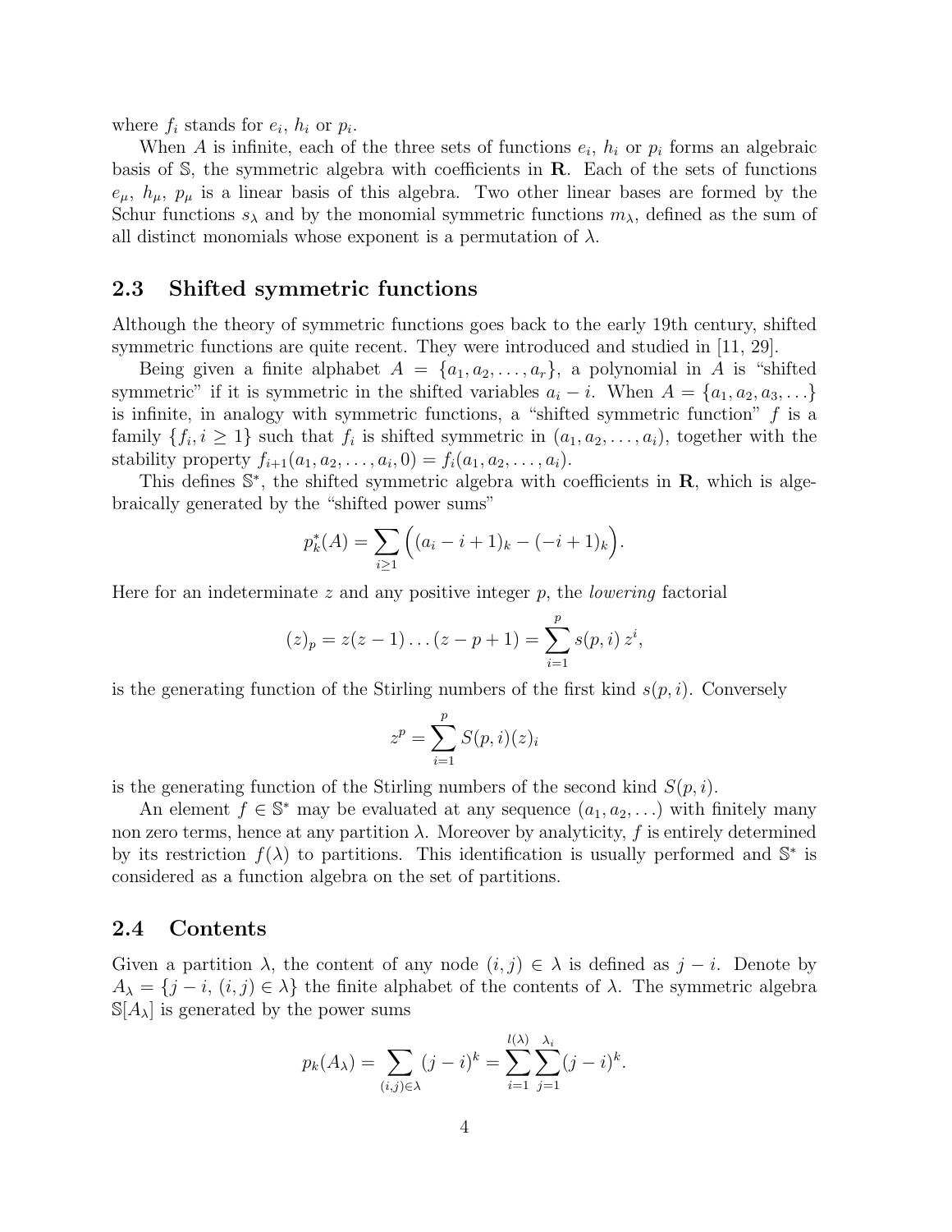where $f_i$ stands for $e_i$, $h_i$ or $p_i$.

When $A$ is infinite, each of the three sets of functions $e_i$, $h_i$ or $p_i$ forms an algebraic basis of $\mathbb{S}$, the symmetric algebra with coefficients in $\mathbf{R}$. Each of the sets of functions $e_\mu$, $h_\mu$, $p_\mu$ is a linear basis of this algebra. Two other linear bases are formed by the Schur functions $s_\lambda$ and by the monomial symmetric functions $m_\lambda$, defined as the sum of all distinct monomials whose exponent is a permutation of $\lambda$.

## 2.3 Shifted symmetric functions

Although the theory of symmetric functions goes back to the early 19th century, shifted symmetric functions are quite recent. They were introduced and studied in [11, 29].

Being given a finite alphabet $A = \{a_1, a_2, \ldots, a_r\}$, a polynomial in $A$ is "shifted symmetric" if it is symmetric in the shifted variables $a_i - i$. When $A = \{a_1, a_2, a_3, \ldots\}$ is infinite, in analogy with symmetric functions, a "shifted symmetric function" $f$ is a family $\{f_i, i \geq 1\}$ such that $f_i$ is shifted symmetric in $(a_1, a_2, \ldots, a_i)$, together with the stability property $f_{i+1}(a_1, a_2, \ldots, a_i, 0) = f_i(a_1, a_2, \ldots, a_i)$.

This defines $\mathbb{S}^*$, the shifted symmetric algebra with coefficients in $\mathbf{R}$, which is algebraically generated by the "shifted power sums"

$$p_k^*(A) = \sum_{i \geq 1} \Big( (a_i - i + 1)_k - (-i + 1)_k \Big).$$

Here for an indeterminate $z$ and any positive integer $p$, the *lowering* factorial

$$(z)_p = z(z-1)\ldots(z-p+1) = \sum_{i=1}^{p} s(p,i)\, z^i,$$

is the generating function of the Stirling numbers of the first kind $s(p,i)$. Conversely

$$z^p = \sum_{i=1}^{p} S(p,i)(z)_i$$

is the generating function of the Stirling numbers of the second kind $S(p,i)$.

An element $f \in \mathbb{S}^*$ may be evaluated at any sequence $(a_1, a_2, \ldots)$ with finitely many non zero terms, hence at any partition $\lambda$. Moreover by analyticity, $f$ is entirely determined by its restriction $f(\lambda)$ to partitions. This identification is usually performed and $\mathbb{S}^*$ is considered as a function algebra on the set of partitions.

## 2.4 Contents

Given a partition $\lambda$, the content of any node $(i,j) \in \lambda$ is defined as $j - i$. Denote by $A_\lambda = \{j - i,\, (i,j) \in \lambda\}$ the finite alphabet of the contents of $\lambda$. The symmetric algebra $\mathbb{S}[A_\lambda]$ is generated by the power sums

$$p_k(A_\lambda) = \sum_{(i,j) \in \lambda} (j-i)^k = \sum_{i=1}^{l(\lambda)} \sum_{j=1}^{\lambda_i} (j-i)^k.$$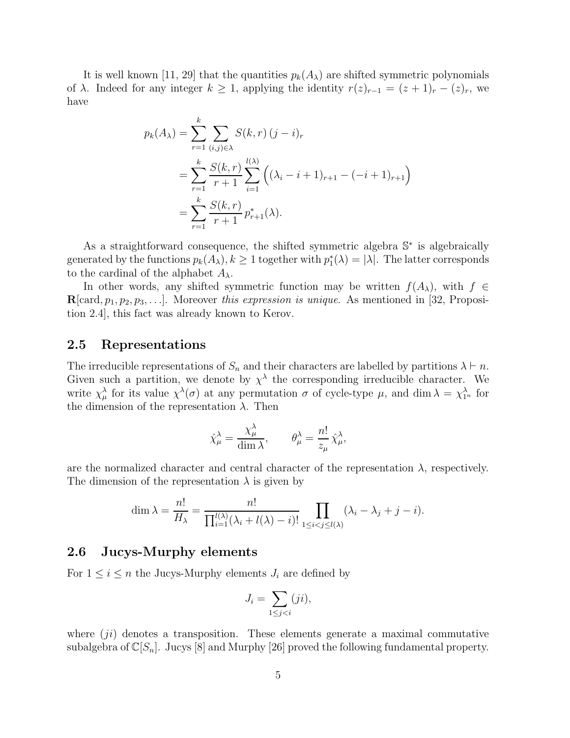It is well known [11, 29] that the quantities $p_k(A_\lambda)$ are shifted symmetric polynomials of $\lambda$. Indeed for any integer $k \geq 1$, applying the identity $r(z)_{r-1} = (z+1)_r - (z)_r$, we have

$$
\begin{aligned}
p_k(A_\lambda) &= \sum_{r=1}^{k} \sum_{(i,j)\in\lambda} S(k,r)\,(j-i)_r \\
&= \sum_{r=1}^{k} \frac{S(k,r)}{r+1} \sum_{i=1}^{l(\lambda)} \Big( (\lambda_i - i + 1)_{r+1} - (-i+1)_{r+1} \Big) \\
&= \sum_{r=1}^{k} \frac{S(k,r)}{r+1}\, p^*_{r+1}(\lambda).
\end{aligned}
$$

As a straightforward consequence, the shifted symmetric algebra $\mathbb{S}^*$ is algebraically generated by the functions $p_k(A_\lambda), k \geq 1$ together with $p^*_1(\lambda) = |\lambda|$. The latter corresponds to the cardinal of the alphabet $A_\lambda$.

In other words, any shifted symmetric function may be written $f(A_\lambda)$, with $f \in \mathbf{R}[\mathrm{card}, p_1, p_2, p_3, \ldots]$. Moreover *this expression is unique*. As mentioned in [32, Proposition 2.4], this fact was already known to Kerov.

## 2.5 Representations

The irreducible representations of $S_n$ and their characters are labelled by partitions $\lambda \vdash n$. Given such a partition, we denote by $\chi^\lambda$ the corresponding irreducible character. We write $\chi^\lambda_\mu$ for its value $\chi^\lambda(\sigma)$ at any permutation $\sigma$ of cycle-type $\mu$, and $\dim \lambda = \chi^\lambda_{1^n}$ for the dimension of the representation $\lambda$. Then

$$
\hat{\chi}^\lambda_\mu = \frac{\chi^\lambda_\mu}{\dim \lambda}, \qquad \theta^\lambda_\mu = \frac{n!}{z_\mu}\,\hat{\chi}^\lambda_\mu,
$$

are the normalized character and central character of the representation $\lambda$, respectively. The dimension of the representation $\lambda$ is given by

$$
\dim \lambda = \frac{n!}{H_\lambda} = \frac{n!}{\prod_{i=1}^{l(\lambda)} (\lambda_i + l(\lambda) - i)!} \prod_{1 \leq i < j \leq l(\lambda)} (\lambda_i - \lambda_j + j - i).
$$

## 2.6 Jucys-Murphy elements

For $1 \leq i \leq n$ the Jucys-Murphy elements $J_i$ are defined by

$$
J_i = \sum_{1 \leq j < i} (ji),
$$

where $(ji)$ denotes a transposition. These elements generate a maximal commutative subalgebra of $\mathbb{C}[S_n]$. Jucys [8] and Murphy [26] proved the following fundamental property.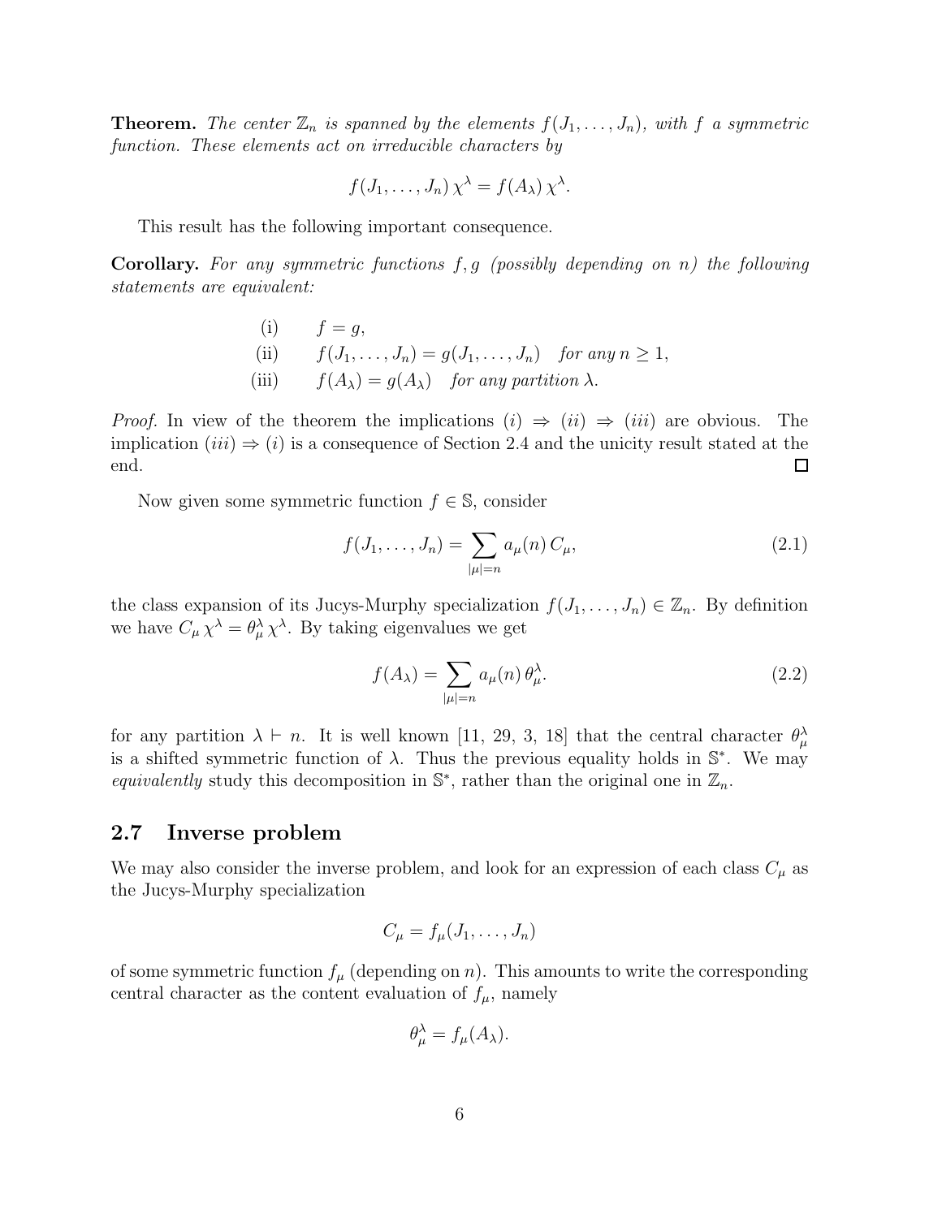**Theorem.** *The center $\mathbb{Z}_n$ is spanned by the elements $f(J_1, \ldots, J_n)$, with $f$ a symmetric function. These elements act on irreducible characters by*

$$f(J_1, \ldots, J_n)\, \chi^\lambda = f(A_\lambda)\, \chi^\lambda.$$

This result has the following important consequence.

**Corollary.** *For any symmetric functions $f, g$ (possibly depending on $n$) the following statements are equivalent:*

$$\begin{aligned}
&\text{(i)} \qquad f = g, \\
&\text{(ii)} \qquad f(J_1, \ldots, J_n) = g(J_1, \ldots, J_n) \quad \textit{for any } n \geq 1, \\
&\text{(iii)} \qquad f(A_\lambda) = g(A_\lambda) \quad \textit{for any partition } \lambda.
\end{aligned}$$

*Proof.* In view of the theorem the implications $(i) \Rightarrow (ii) \Rightarrow (iii)$ are obvious. The implication $(iii) \Rightarrow (i)$ is a consequence of Section 2.4 and the unicity result stated at the end. $\square$

Now given some symmetric function $f \in \mathbb{S}$, consider

$$f(J_1, \ldots, J_n) = \sum_{|\mu|=n} a_\mu(n)\, C_\mu, \tag{2.1}$$

the class expansion of its Jucys-Murphy specialization $f(J_1, \ldots, J_n) \in \mathbb{Z}_n$. By definition we have $C_\mu\, \chi^\lambda = \theta^\lambda_\mu\, \chi^\lambda$. By taking eigenvalues we get

$$f(A_\lambda) = \sum_{|\mu|=n} a_\mu(n)\, \theta^\lambda_\mu. \tag{2.2}$$

for any partition $\lambda \vdash n$. It is well known [11, 29, 3, 18] that the central character $\theta^\lambda_\mu$ is a shifted symmetric function of $\lambda$. Thus the previous equality holds in $\mathbb{S}^*$. We may *equivalently* study this decomposition in $\mathbb{S}^*$, rather than the original one in $\mathbb{Z}_n$.

## 2.7 Inverse problem

We may also consider the inverse problem, and look for an expression of each class $C_\mu$ as the Jucys-Murphy specialization

$$C_\mu = f_\mu(J_1, \ldots, J_n)$$

of some symmetric function $f_\mu$ (depending on $n$). This amounts to write the corresponding central character as the content evaluation of $f_\mu$, namely

$$\theta^\lambda_\mu = f_\mu(A_\lambda).$$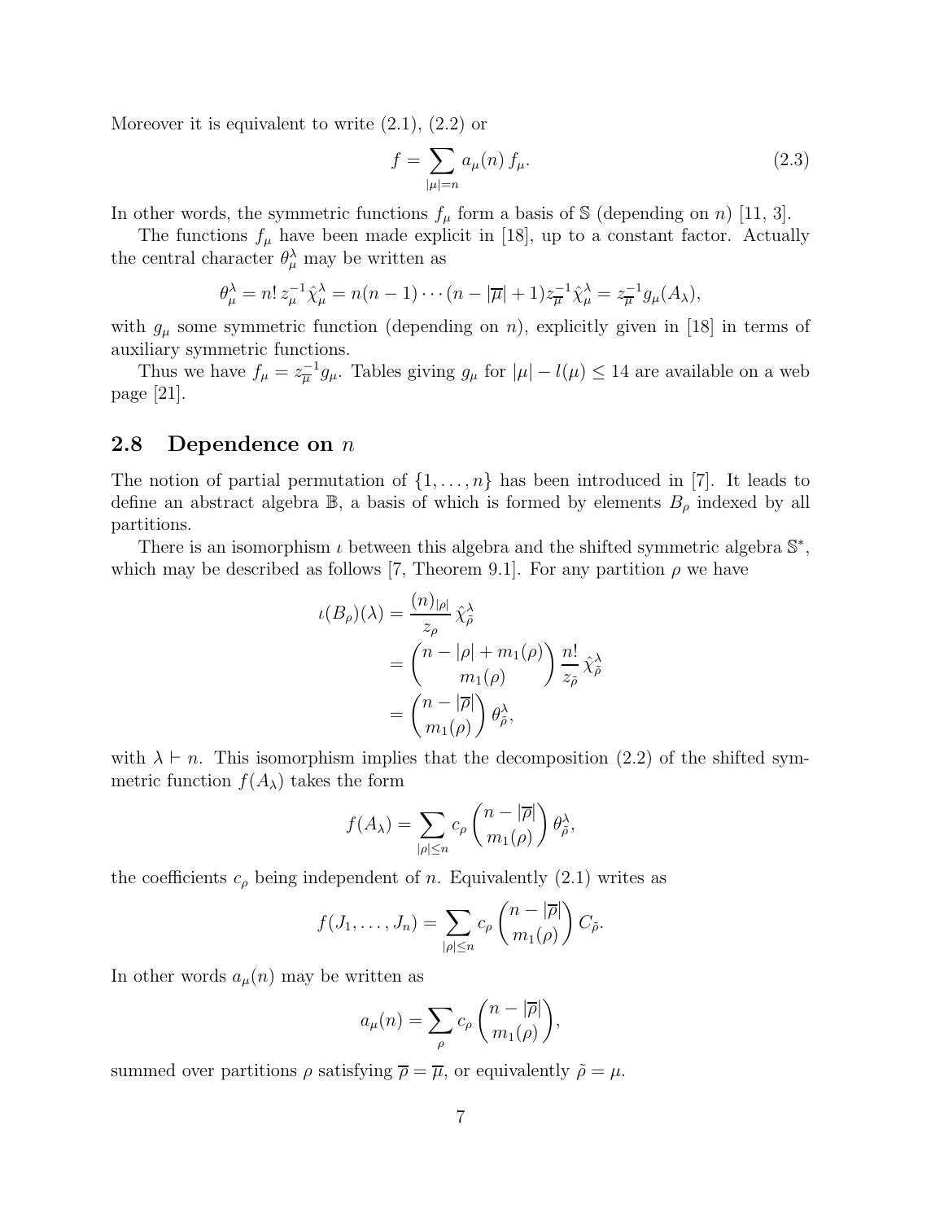Moreover it is equivalent to write (2.1), (2.2) or

$$f = \sum_{|\mu|=n} a_\mu(n)\, f_\mu. \tag{2.3}$$

In other words, the symmetric functions $f_\mu$ form a basis of $\mathbb{S}$ (depending on $n$) [11, 3].

The functions $f_\mu$ have been made explicit in [18], up to a constant factor. Actually the central character $\theta^\lambda_\mu$ may be written as

$$\theta^\lambda_\mu = n!\, z_\mu^{-1} \hat{\chi}^\lambda_\mu = n(n-1)\cdots(n-|\overline{\mu}|+1) z_{\overline{\mu}}^{-1} \hat{\chi}^\lambda_\mu = z_{\overline{\mu}}^{-1} g_\mu(A_\lambda),$$

with $g_\mu$ some symmetric function (depending on $n$), explicitly given in [18] in terms of auxiliary symmetric functions.

Thus we have $f_\mu = z_{\overline{\mu}}^{-1} g_\mu$. Tables giving $g_\mu$ for $|\mu| - l(\mu) \leq 14$ are available on a web page [21].

## 2.8 Dependence on $n$

The notion of partial permutation of $\{1, \ldots, n\}$ has been introduced in [7]. It leads to define an abstract algebra $\mathbb{B}$, a basis of which is formed by elements $B_\rho$ indexed by all partitions.

There is an isomorphism $\iota$ between this algebra and the shifted symmetric algebra $\mathbb{S}^*$, which may be described as follows [7, Theorem 9.1]. For any partition $\rho$ we have

$$\begin{aligned}
\iota(B_\rho)(\lambda) &= \frac{(n)_{|\rho|}}{z_\rho}\, \hat{\chi}^\lambda_{\tilde{\rho}} \\
&= \binom{n - |\rho| + m_1(\rho)}{m_1(\rho)} \frac{n!}{z_{\tilde{\rho}}}\, \hat{\chi}^\lambda_{\tilde{\rho}} \\
&= \binom{n - |\overline{\rho}|}{m_1(\rho)}\, \theta^\lambda_{\tilde{\rho}},
\end{aligned}$$

with $\lambda \vdash n$. This isomorphism implies that the decomposition (2.2) of the shifted symmetric function $f(A_\lambda)$ takes the form

$$f(A_\lambda) = \sum_{|\rho| \leq n} c_\rho \binom{n - |\overline{\rho}|}{m_1(\rho)}\, \theta^\lambda_{\tilde{\rho}},$$

the coefficients $c_\rho$ being independent of $n$. Equivalently (2.1) writes as

$$f(J_1, \ldots, J_n) = \sum_{|\rho| \leq n} c_\rho \binom{n - |\overline{\rho}|}{m_1(\rho)}\, C_{\tilde{\rho}}.$$

In other words $a_\mu(n)$ may be written as

$$a_\mu(n) = \sum_\rho c_\rho \binom{n - |\overline{\rho}|}{m_1(\rho)},$$

summed over partitions $\rho$ satisfying $\overline{\rho} = \overline{\mu}$, or equivalently $\tilde{\rho} = \mu$.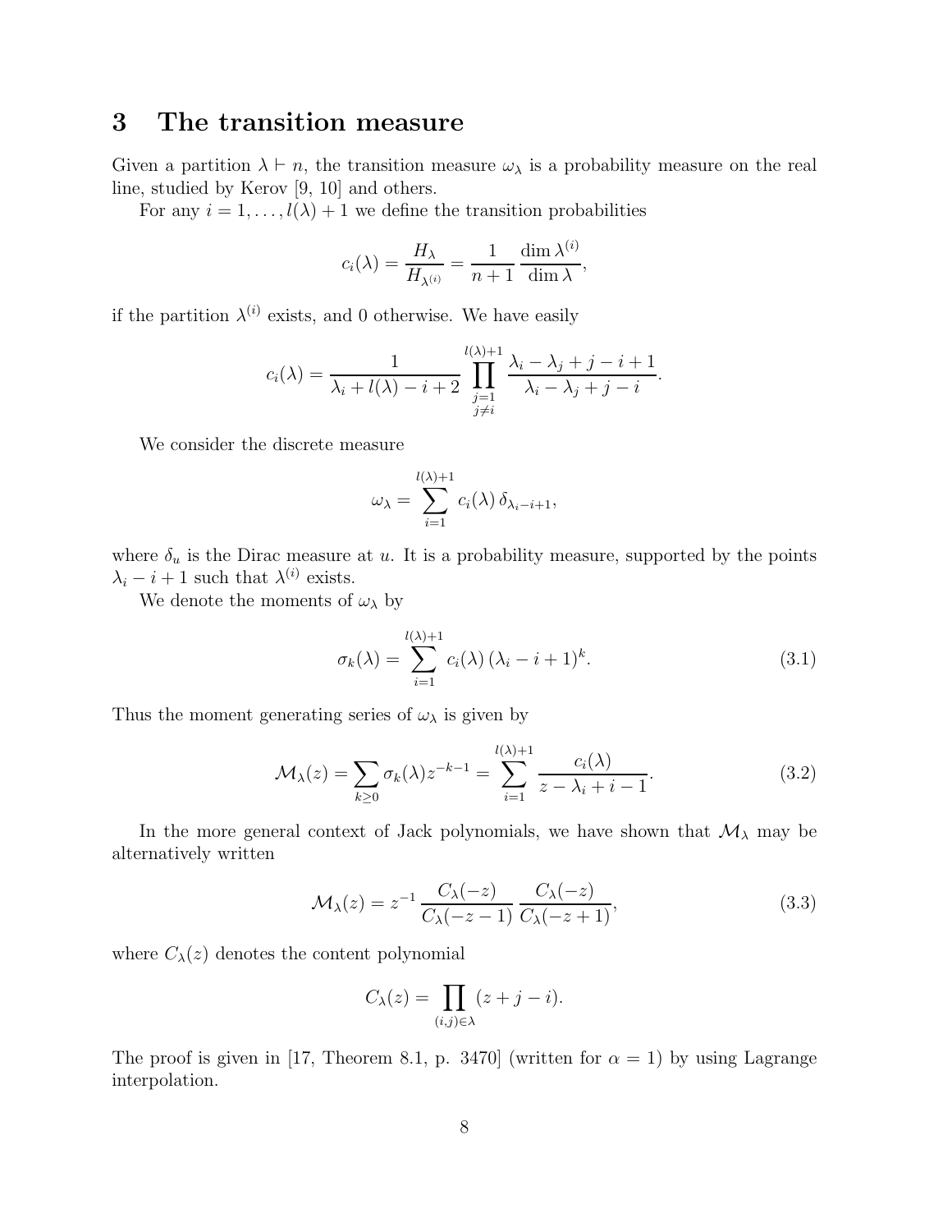# 3 The transition measure

Given a partition $\lambda \vdash n$, the transition measure $\omega_\lambda$ is a probability measure on the real line, studied by Kerov [9, 10] and others.

For any $i = 1, \ldots, l(\lambda)+1$ we define the transition probabilities

$$c_i(\lambda) = \frac{H_\lambda}{H_{\lambda^{(i)}}} = \frac{1}{n+1}\,\frac{\dim \lambda^{(i)}}{\dim \lambda},$$

if the partition $\lambda^{(i)}$ exists, and 0 otherwise. We have easily

$$c_i(\lambda) = \frac{1}{\lambda_i + l(\lambda) - i + 2} \prod_{\substack{j=1 \\ j \neq i}}^{l(\lambda)+1} \frac{\lambda_i - \lambda_j + j - i + 1}{\lambda_i - \lambda_j + j - i}.$$

We consider the discrete measure

$$\omega_\lambda = \sum_{i=1}^{l(\lambda)+1} c_i(\lambda)\, \delta_{\lambda_i - i + 1},$$

where $\delta_u$ is the Dirac measure at $u$. It is a probability measure, supported by the points $\lambda_i - i + 1$ such that $\lambda^{(i)}$ exists.

We denote the moments of $\omega_\lambda$ by

$$\sigma_k(\lambda) = \sum_{i=1}^{l(\lambda)+1} c_i(\lambda)\, (\lambda_i - i + 1)^k. \tag{3.1}$$

Thus the moment generating series of $\omega_\lambda$ is given by

$$\mathcal{M}_\lambda(z) = \sum_{k \geq 0} \sigma_k(\lambda) z^{-k-1} = \sum_{i=1}^{l(\lambda)+1} \frac{c_i(\lambda)}{z - \lambda_i + i - 1}. \tag{3.2}$$

In the more general context of Jack polynomials, we have shown that $\mathcal{M}_\lambda$ may be alternatively written

$$\mathcal{M}_\lambda(z) = z^{-1}\, \frac{C_\lambda(-z)}{C_\lambda(-z-1)}\, \frac{C_\lambda(-z)}{C_\lambda(-z+1)}, \tag{3.3}$$

where $C_\lambda(z)$ denotes the content polynomial

$$C_\lambda(z) = \prod_{(i,j) \in \lambda} (z + j - i).$$

The proof is given in [17, Theorem 8.1, p. 3470] (written for $\alpha = 1$) by using Lagrange interpolation.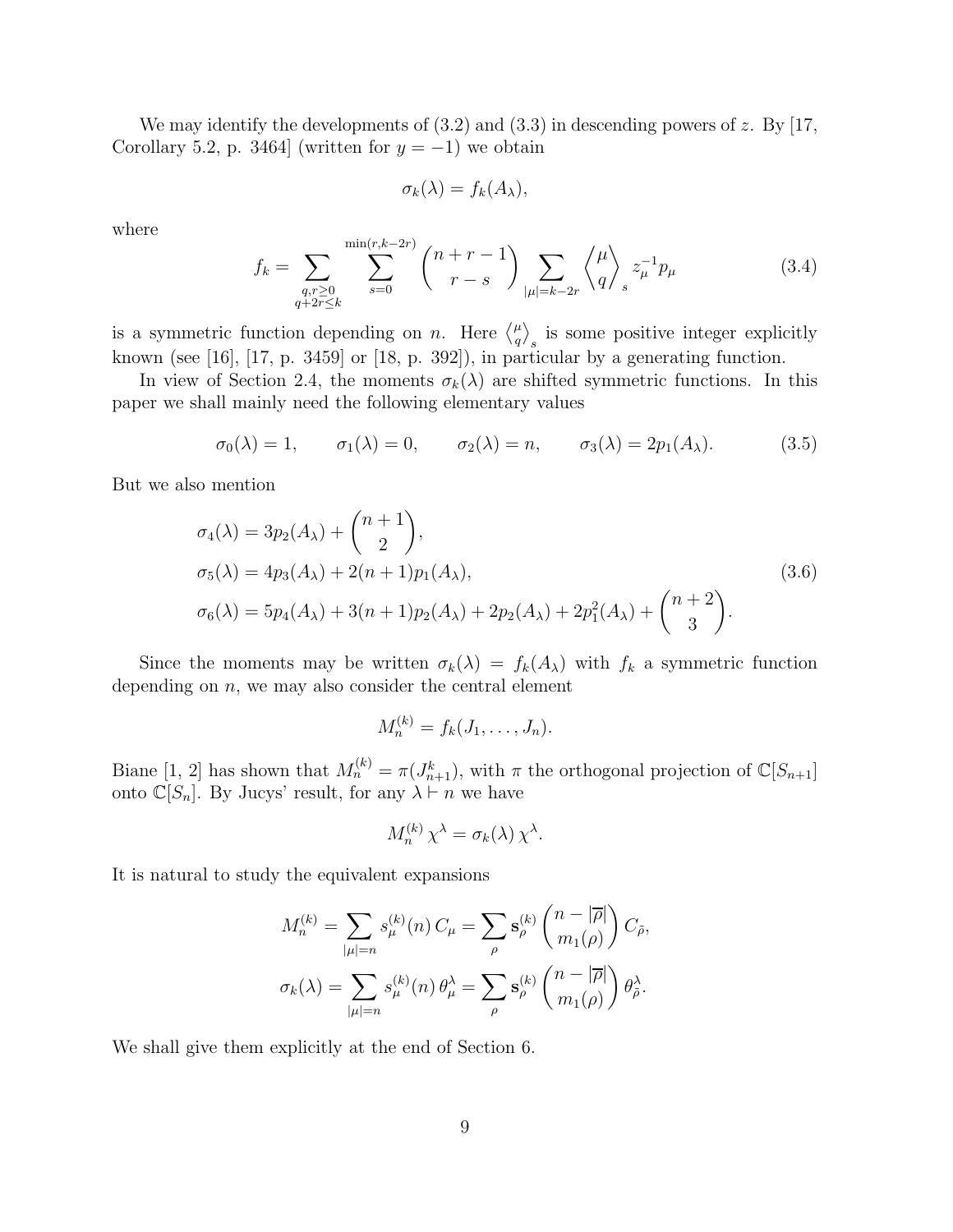We may identify the developments of (3.2) and (3.3) in descending powers of $z$. By [17, Corollary 5.2, p. 3464] (written for $y=-1$) we obtain

$$\sigma_k(\lambda) = f_k(A_\lambda),$$

where

$$f_k = \sum_{\substack{q,r\geq 0\\ q+2r\leq k}} \sum_{s=0}^{\min(r,k-2r)} \binom{n+r-1}{r-s} \sum_{|\mu|=k-2r} \left\langle \begin{matrix}\mu\\ q\end{matrix} \right\rangle_s z_\mu^{-1} p_\mu \tag{3.4}$$

is a symmetric function depending on $n$. Here $\left\langle \begin{smallmatrix}\mu\\ q\end{smallmatrix} \right\rangle_s$ is some positive integer explicitly known (see [16], [17, p. 3459] or [18, p. 392]), in particular by a generating function.

In view of Section 2.4, the moments $\sigma_k(\lambda)$ are shifted symmetric functions. In this paper we shall mainly need the following elementary values

$$\sigma_0(\lambda)=1, \qquad \sigma_1(\lambda)=0, \qquad \sigma_2(\lambda)=n, \qquad \sigma_3(\lambda)=2p_1(A_\lambda). \tag{3.5}$$

But we also mention

$$\begin{aligned}
\sigma_4(\lambda) &= 3p_2(A_\lambda) + \binom{n+1}{2},\\
\sigma_5(\lambda) &= 4p_3(A_\lambda) + 2(n+1)p_1(A_\lambda),\\
\sigma_6(\lambda) &= 5p_4(A_\lambda) + 3(n+1)p_2(A_\lambda) + 2p_2(A_\lambda) + 2p_1^2(A_\lambda) + \binom{n+2}{3}.
\end{aligned} \tag{3.6}$$

Since the moments may be written $\sigma_k(\lambda) = f_k(A_\lambda)$ with $f_k$ a symmetric function depending on $n$, we may also consider the central element

$$M_n^{(k)} = f_k(J_1,\ldots,J_n).$$

Biane [1, 2] has shown that $M_n^{(k)} = \pi(J_{n+1}^k)$, with $\pi$ the orthogonal projection of $\mathbb{C}[S_{n+1}]$ onto $\mathbb{C}[S_n]$. By Jucys' result, for any $\lambda \vdash n$ we have

$$M_n^{(k)}\,\chi^\lambda = \sigma_k(\lambda)\,\chi^\lambda.$$

It is natural to study the equivalent expansions

$$\begin{aligned}
M_n^{(k)} &= \sum_{|\mu|=n} s_\mu^{(k)}(n)\,C_\mu = \sum_\rho \mathbf{s}_\rho^{(k)} \binom{n-|\overline{\rho}|}{m_1(\rho)}\,C_{\tilde{\rho}},\\
\sigma_k(\lambda) &= \sum_{|\mu|=n} s_\mu^{(k)}(n)\,\theta_\mu^\lambda = \sum_\rho \mathbf{s}_\rho^{(k)} \binom{n-|\overline{\rho}|}{m_1(\rho)}\,\theta_{\tilde{\rho}}^\lambda.
\end{aligned}$$

We shall give them explicitly at the end of Section 6.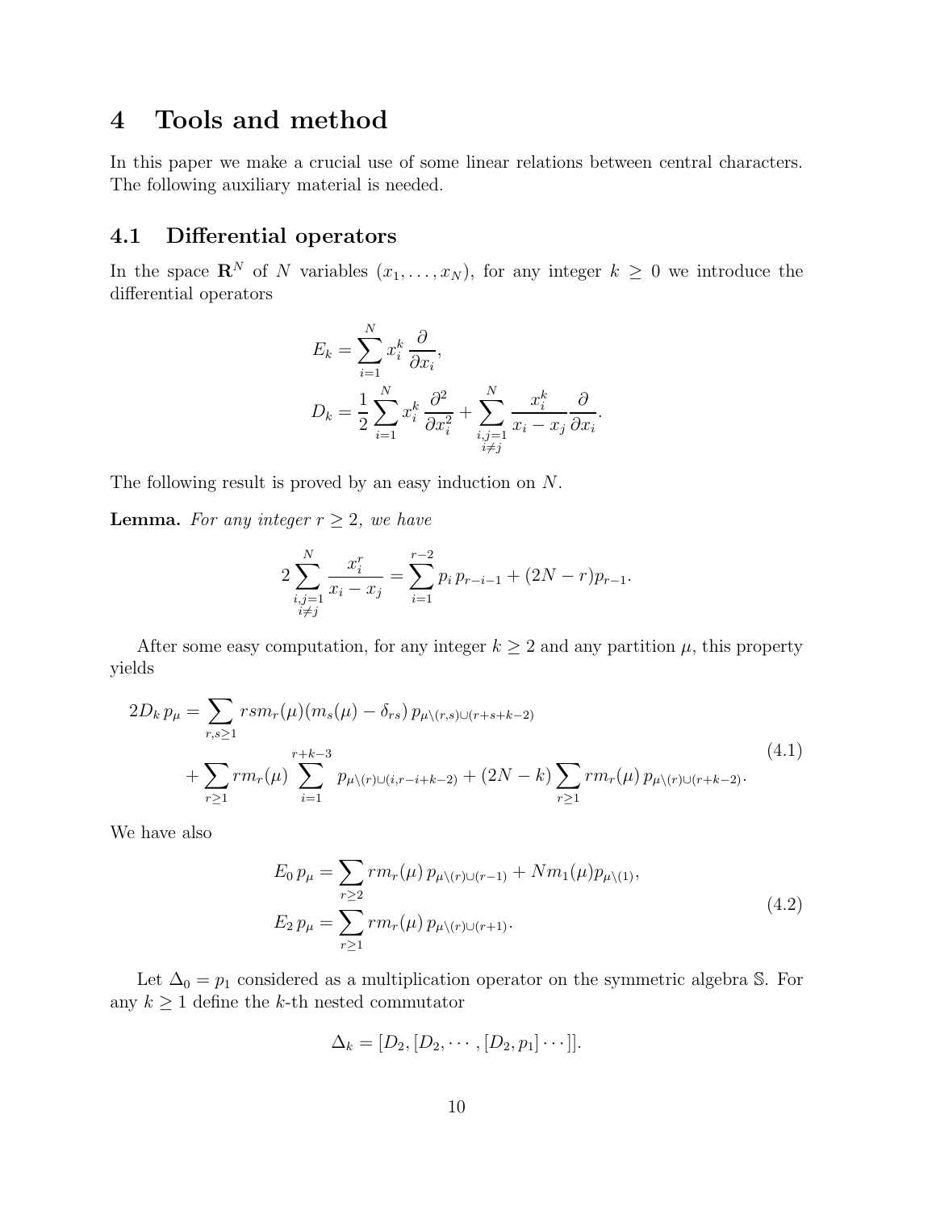## 4 Tools and method

In this paper we make a crucial use of some linear relations between central characters. The following auxiliary material is needed.

### 4.1 Differential operators

In the space $\mathbf{R}^N$ of $N$ variables $(x_1, \ldots, x_N)$, for any integer $k \geq 0$ we introduce the differential operators

$$
\begin{aligned}
E_k &= \sum_{i=1}^{N} x_i^k \frac{\partial}{\partial x_i}, \\
D_k &= \frac{1}{2} \sum_{i=1}^{N} x_i^k \frac{\partial^2}{\partial x_i^2} + \sum_{\substack{i,j=1 \\ i \neq j}}^{N} \frac{x_i^k}{x_i - x_j} \frac{\partial}{\partial x_i}.
\end{aligned}
$$

The following result is proved by an easy induction on $N$.

**Lemma.** *For any integer $r \geq 2$, we have*

$$
2 \sum_{\substack{i,j=1 \\ i \neq j}}^{N} \frac{x_i^r}{x_i - x_j} = \sum_{i=1}^{r-2} p_i \, p_{r-i-1} + (2N - r) p_{r-1}.
$$

After some easy computation, for any integer $k \geq 2$ and any partition $\mu$, this property yields

$$
\begin{aligned}
2D_k \, p_\mu = & \sum_{r,s \geq 1} rs m_r(\mu)(m_s(\mu) - \delta_{rs}) \, p_{\mu \setminus (r,s) \cup (r+s+k-2)} \\
& + \sum_{r \geq 1} r m_r(\mu) \sum_{i=1}^{r+k-3} p_{\mu \setminus (r) \cup (i, r-i+k-2)} + (2N - k) \sum_{r \geq 1} r m_r(\mu) \, p_{\mu \setminus (r) \cup (r+k-2)}.
\end{aligned}
\tag{4.1}
$$

We have also

$$
\begin{aligned}
E_0 \, p_\mu &= \sum_{r \geq 2} r m_r(\mu) \, p_{\mu \setminus (r) \cup (r-1)} + N m_1(\mu) p_{\mu \setminus (1)}, \\
E_2 \, p_\mu &= \sum_{r \geq 1} r m_r(\mu) \, p_{\mu \setminus (r) \cup (r+1)}.
\end{aligned}
\tag{4.2}
$$

Let $\Delta_0 = p_1$ considered as a multiplication operator on the symmetric algebra $\mathbb{S}$. For any $k \geq 1$ define the $k$-th nested commutator

$$
\Delta_k = [D_2, [D_2, \cdots, [D_2, p_1] \cdots]].
$$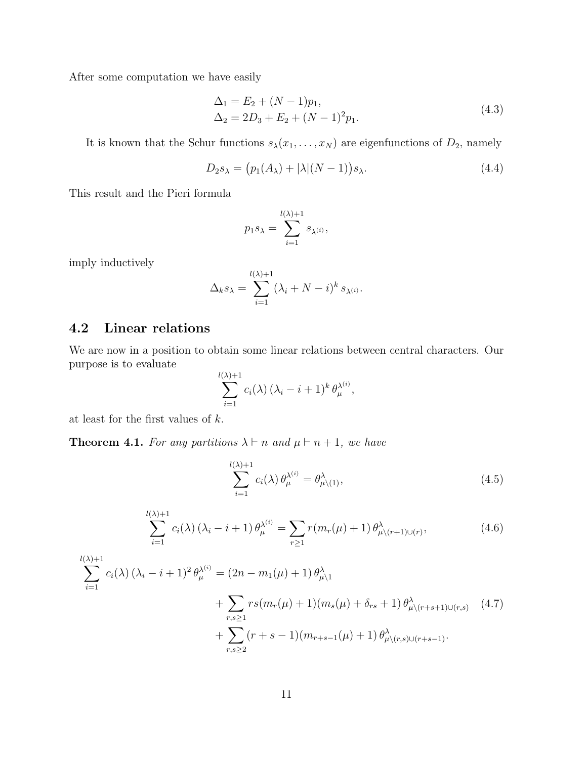After some computation we have easily

$$
\begin{aligned}
\Delta_1 &= E_2 + (N-1)p_1, \\
\Delta_2 &= 2D_3 + E_2 + (N-1)^2 p_1.
\end{aligned}
\tag{4.3}
$$

It is known that the Schur functions $s_\lambda(x_1, \ldots, x_N)$ are eigenfunctions of $D_2$, namely

$$
D_2 s_\lambda = \big(p_1(A_\lambda) + |\lambda|(N-1)\big) s_\lambda. \tag{4.4}
$$

This result and the Pieri formula

$$
p_1 s_\lambda = \sum_{i=1}^{l(\lambda)+1} s_{\lambda^{(i)}},
$$

imply inductively

$$
\Delta_k s_\lambda = \sum_{i=1}^{l(\lambda)+1} (\lambda_i + N - i)^k \, s_{\lambda^{(i)}}.
$$

## 4.2 Linear relations

We are now in a position to obtain some linear relations between central characters. Our purpose is to evaluate

$$
\sum_{i=1}^{l(\lambda)+1} c_i(\lambda) \, (\lambda_i - i + 1)^k \, \theta_\mu^{\lambda^{(i)}},
$$

at least for the first values of $k$.

**Theorem 4.1.** *For any partitions $\lambda \vdash n$ and $\mu \vdash n+1$, we have*

$$
\sum_{i=1}^{l(\lambda)+1} c_i(\lambda) \, \theta_\mu^{\lambda^{(i)}} = \theta^\lambda_{\mu \setminus (1)}, \tag{4.5}
$$

$$
\sum_{i=1}^{l(\lambda)+1} c_i(\lambda) \, (\lambda_i - i + 1) \, \theta_\mu^{\lambda^{(i)}} = \sum_{r \geq 1} r(m_r(\mu) + 1) \, \theta^\lambda_{\mu \setminus (r+1) \cup (r)}, \tag{4.6}
$$

$$
\begin{aligned}
\sum_{i=1}^{l(\lambda)+1} c_i(\lambda) \, (\lambda_i - i + 1)^2 \, \theta_\mu^{\lambda^{(i)}} &= (2n - m_1(\mu) + 1) \, \theta^\lambda_{\mu \setminus 1} \\
&+ \sum_{r,s \geq 1} rs(m_r(\mu) + 1)(m_s(\mu) + \delta_{rs} + 1) \, \theta^\lambda_{\mu \setminus (r+s+1) \cup (r,s)} \\
&+ \sum_{r,s \geq 2} (r+s-1)(m_{r+s-1}(\mu) + 1) \, \theta^\lambda_{\mu \setminus (r,s) \cup (r+s-1)}.
\end{aligned}
\tag{4.7}
$$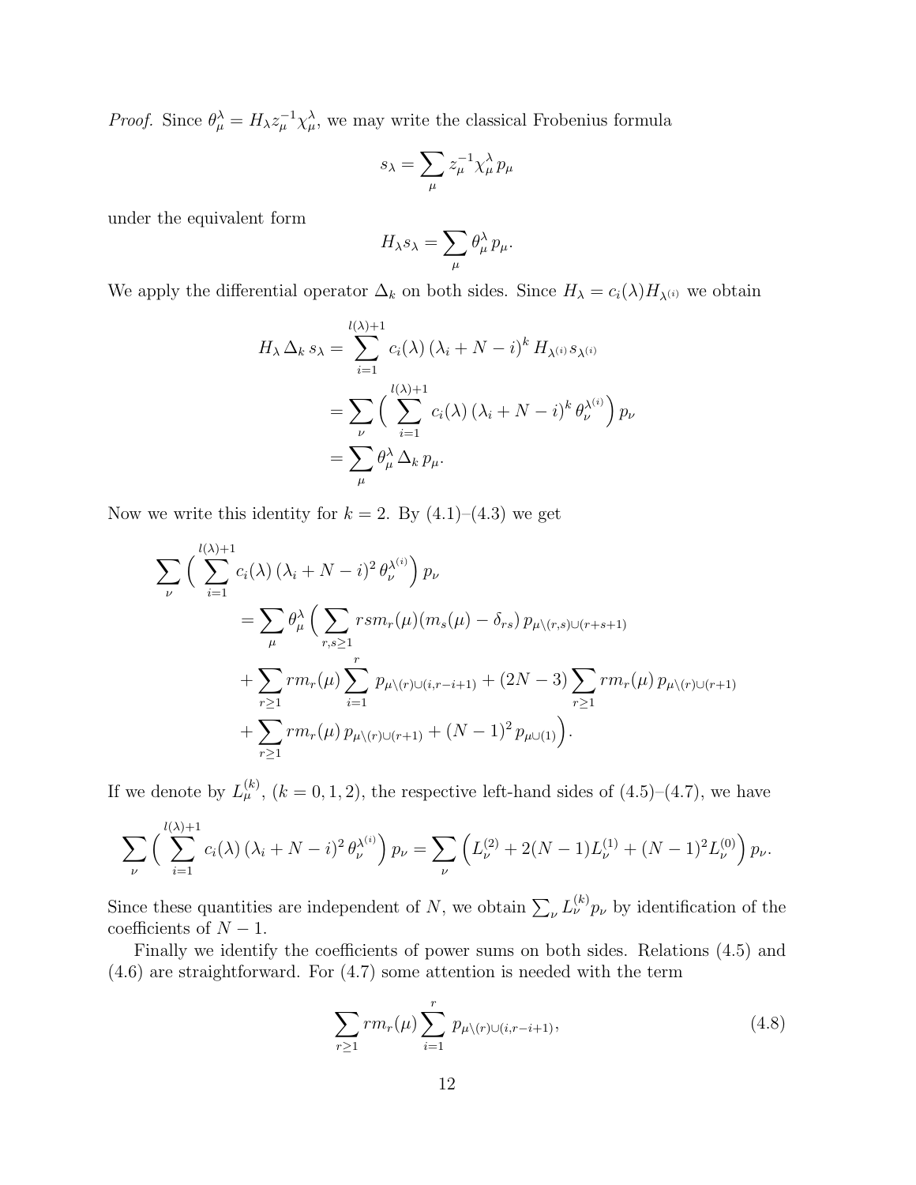*Proof.* Since $\theta^\lambda_\mu = H_\lambda z_\mu^{-1} \chi^\lambda_\mu$, we may write the classical Frobenius formula

$$s_\lambda = \sum_\mu z_\mu^{-1} \chi^\lambda_\mu \, p_\mu$$

under the equivalent form

$$H_\lambda s_\lambda = \sum_\mu \theta^\lambda_\mu \, p_\mu.$$

We apply the differential operator $\Delta_k$ on both sides. Since $H_\lambda = c_i(\lambda) H_{\lambda^{(i)}}$ we obtain

$$\begin{aligned}
H_\lambda \, \Delta_k \, s_\lambda &= \sum_{i=1}^{l(\lambda)+1} c_i(\lambda) \, (\lambda_i + N - i)^k \, H_{\lambda^{(i)}} \, s_{\lambda^{(i)}} \\
&= \sum_\nu \Big( \sum_{i=1}^{l(\lambda)+1} c_i(\lambda) \, (\lambda_i + N - i)^k \, \theta^{\lambda^{(i)}}_\nu \Big) \, p_\nu \\
&= \sum_\mu \theta^\lambda_\mu \, \Delta_k \, p_\mu.
\end{aligned}$$

Now we write this identity for $k = 2$. By (4.1)–(4.3) we get

$$\begin{aligned}
\sum_\nu \Big( \sum_{i=1}^{l(\lambda)+1} & c_i(\lambda) \, (\lambda_i + N - i)^2 \, \theta^{\lambda^{(i)}}_\nu \Big) \, p_\nu \\
&= \sum_\mu \theta^\lambda_\mu \Big( \sum_{r,s \geq 1} rs m_r(\mu)(m_s(\mu) - \delta_{rs}) \, p_{\mu \setminus (r,s) \cup (r+s+1)} \\
&+ \sum_{r \geq 1} r m_r(\mu) \sum_{i=1}^{r} p_{\mu \setminus (r) \cup (i, r-i+1)} + (2N-3) \sum_{r \geq 1} r m_r(\mu) \, p_{\mu \setminus (r) \cup (r+1)} \\
&+ \sum_{r \geq 1} r m_r(\mu) \, p_{\mu \setminus (r) \cup (r+1)} + (N-1)^2 \, p_{\mu \cup (1)} \Big).
\end{aligned}$$

If we denote by $L^{(k)}_\mu$, $(k = 0, 1, 2)$, the respective left-hand sides of (4.5)–(4.7), we have

$$\sum_\nu \Big( \sum_{i=1}^{l(\lambda)+1} c_i(\lambda) \, (\lambda_i + N - i)^2 \, \theta^{\lambda^{(i)}}_\nu \Big) \, p_\nu = \sum_\nu \Big( L^{(2)}_\nu + 2(N-1) L^{(1)}_\nu + (N-1)^2 L^{(0)}_\nu \Big) \, p_\nu.$$

Since these quantities are independent of $N$, we obtain $\sum_\nu L^{(k)}_\nu p_\nu$ by identification of the coefficients of $N - 1$.

Finally we identify the coefficients of power sums on both sides. Relations (4.5) and (4.6) are straightforward. For (4.7) some attention is needed with the term

$$\sum_{r \geq 1} r m_r(\mu) \sum_{i=1}^{r} p_{\mu \setminus (r) \cup (i, r-i+1)}, \tag{4.8}$$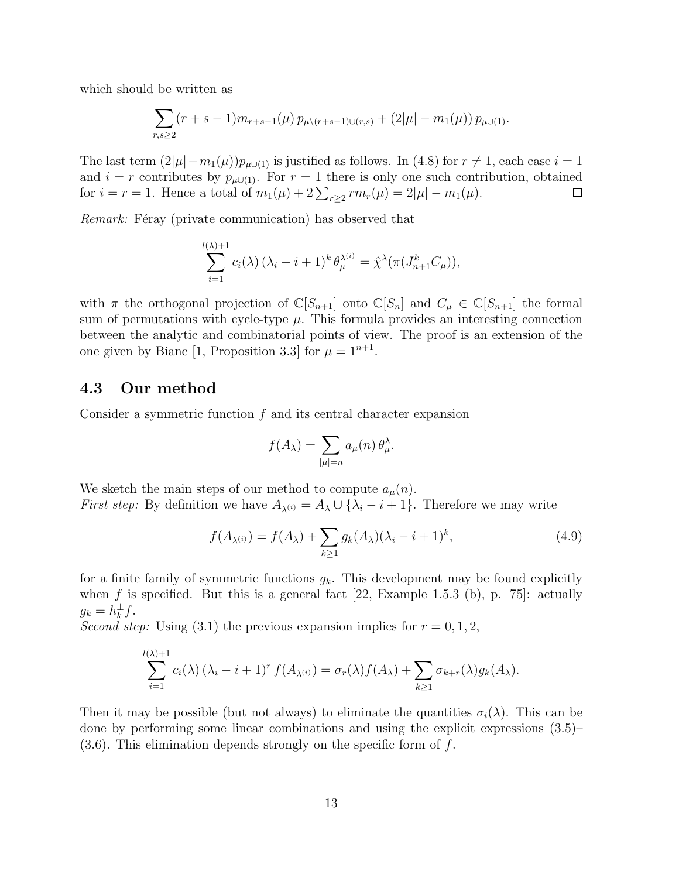which should be written as

$$\sum_{r,s\geq 2}(r+s-1)m_{r+s-1}(\mu)\, p_{\mu\setminus(r+s-1)\cup(r,s)} + (2|\mu| - m_1(\mu))\, p_{\mu\cup(1)}.$$

The last term $(2|\mu|-m_1(\mu))p_{\mu\cup(1)}$ is justified as follows. In (4.8) for $r\neq 1$, each case $i=1$ and $i=r$ contributes by $p_{\mu\cup(1)}$. For $r=1$ there is only one such contribution, obtained for $i=r=1$. Hence a total of $m_1(\mu)+2\sum_{r\geq 2} r m_r(\mu) = 2|\mu| - m_1(\mu)$. □

*Remark:* Féray (private communication) has observed that

$$\sum_{i=1}^{l(\lambda)+1} c_i(\lambda)\,(\lambda_i - i + 1)^k\,\theta_\mu^{\lambda^{(i)}} = \hat{\chi}^\lambda(\pi(J_{n+1}^k C_\mu)),$$

with $\pi$ the orthogonal projection of $\mathbb{C}[S_{n+1}]$ onto $\mathbb{C}[S_n]$ and $C_\mu \in \mathbb{C}[S_{n+1}]$ the formal sum of permutations with cycle-type $\mu$. This formula provides an interesting connection between the analytic and combinatorial points of view. The proof is an extension of the one given by Biane [1, Proposition 3.3] for $\mu = 1^{n+1}$.

### 4.3 Our method

Consider a symmetric function $f$ and its central character expansion

$$f(A_\lambda) = \sum_{|\mu|=n} a_\mu(n)\,\theta_\mu^\lambda.$$

We sketch the main steps of our method to compute $a_\mu(n)$.
*First step:* By definition we have $A_{\lambda^{(i)}} = A_\lambda \cup \{\lambda_i - i + 1\}$. Therefore we may write

$$f(A_{\lambda^{(i)}}) = f(A_\lambda) + \sum_{k\geq 1} g_k(A_\lambda)(\lambda_i - i + 1)^k, \tag{4.9}$$

for a finite family of symmetric functions $g_k$. This development may be found explicitly when $f$ is specified. But this is a general fact [22, Example 1.5.3 (b), p. 75]: actually $g_k = h_k^\perp f$.
*Second step:* Using (3.1) the previous expansion implies for $r=0,1,2$,

$$\sum_{i=1}^{l(\lambda)+1} c_i(\lambda)\,(\lambda_i - i + 1)^r\, f(A_{\lambda^{(i)}}) = \sigma_r(\lambda) f(A_\lambda) + \sum_{k\geq 1}\sigma_{k+r}(\lambda) g_k(A_\lambda).$$

Then it may be possible (but not always) to eliminate the quantities $\sigma_i(\lambda)$. This can be done by performing some linear combinations and using the explicit expressions (3.5)–(3.6). This elimination depends strongly on the specific form of $f$.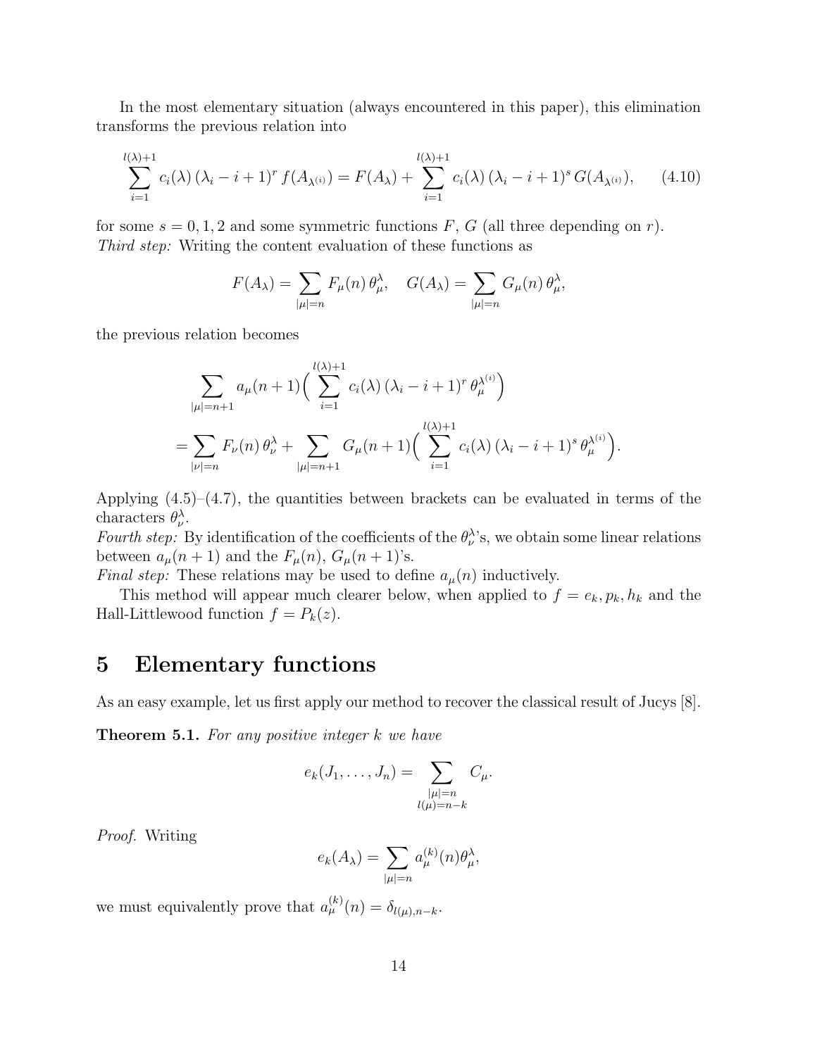In the most elementary situation (always encountered in this paper), this elimination transforms the previous relation into

$$\sum_{i=1}^{l(\lambda)+1} c_i(\lambda)\,(\lambda_i - i + 1)^r\, f(A_{\lambda^{(i)}}) = F(A_\lambda) + \sum_{i=1}^{l(\lambda)+1} c_i(\lambda)\,(\lambda_i - i + 1)^s\, G(A_{\lambda^{(i)}}), \tag{4.10}$$

for some $s = 0, 1, 2$ and some symmetric functions $F$, $G$ (all three depending on $r$).
*Third step:* Writing the content evaluation of these functions as

$$F(A_\lambda) = \sum_{|\mu|=n} F_\mu(n)\, \theta_\mu^\lambda, \quad G(A_\lambda) = \sum_{|\mu|=n} G_\mu(n)\, \theta_\mu^\lambda,$$

the previous relation becomes

$$\begin{aligned} &\sum_{|\mu|=n+1} a_\mu(n+1) \Big( \sum_{i=1}^{l(\lambda)+1} c_i(\lambda)\,(\lambda_i - i + 1)^r\, \theta_\mu^{\lambda^{(i)}} \Big) \\ &= \sum_{|\nu|=n} F_\nu(n)\, \theta_\nu^\lambda + \sum_{|\mu|=n+1} G_\mu(n+1) \Big( \sum_{i=1}^{l(\lambda)+1} c_i(\lambda)\,(\lambda_i - i + 1)^s\, \theta_\mu^{\lambda^{(i)}} \Big). \end{aligned}$$

Applying (4.5)–(4.7), the quantities between brackets can be evaluated in terms of the characters $\theta_\nu^\lambda$.
*Fourth step:* By identification of the coefficients of the $\theta_\nu^\lambda$'s, we obtain some linear relations between $a_\mu(n+1)$ and the $F_\mu(n)$, $G_\mu(n+1)$'s.
*Final step:* These relations may be used to define $a_\mu(n)$ inductively.

This method will appear much clearer below, when applied to $f = e_k, p_k, h_k$ and the Hall-Littlewood function $f = P_k(z)$.

# 5 Elementary functions

As an easy example, let us first apply our method to recover the classical result of Jucys [8].

**Theorem 5.1.** *For any positive integer $k$ we have*

$$e_k(J_1, \ldots, J_n) = \sum_{\substack{|\mu|=n \\ l(\mu)=n-k}} C_\mu.$$

*Proof.* Writing

$$e_k(A_\lambda) = \sum_{|\mu|=n} a_\mu^{(k)}(n) \theta_\mu^\lambda,$$

we must equivalently prove that $a_\mu^{(k)}(n) = \delta_{l(\mu),n-k}$.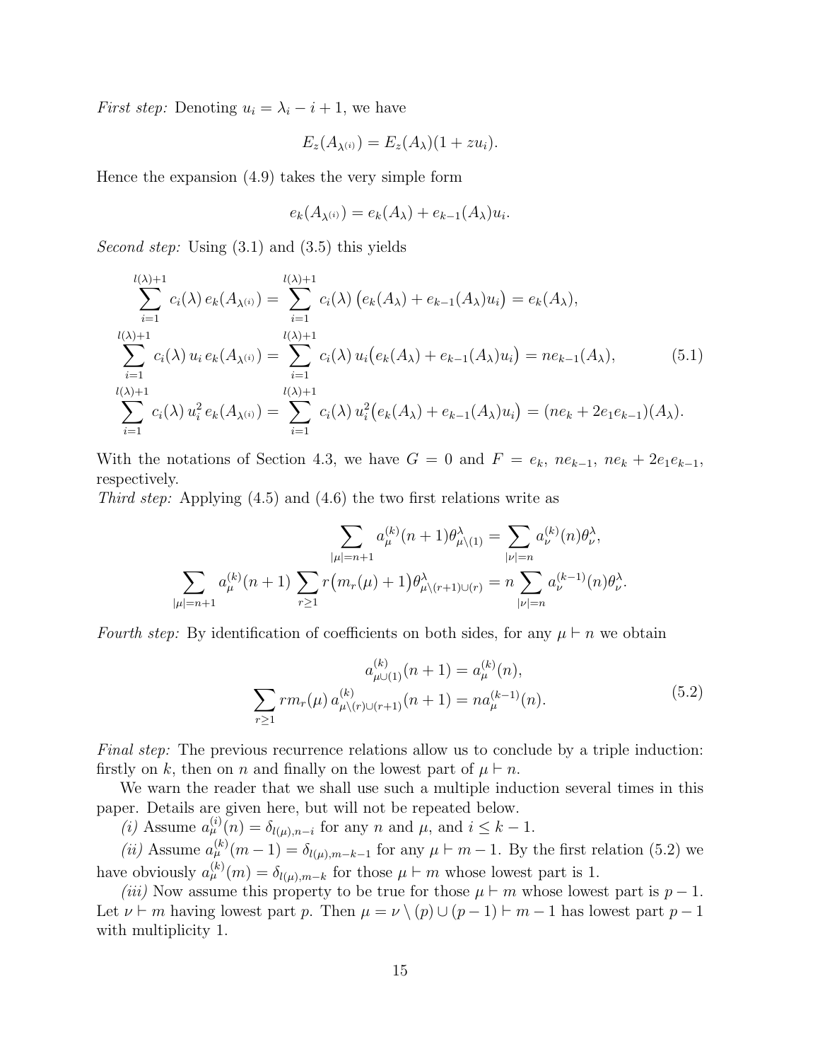*First step:* Denoting $u_i = \lambda_i - i + 1$, we have

$$E_z(A_{\lambda^{(i)}}) = E_z(A_\lambda)(1 + zu_i).$$

Hence the expansion (4.9) takes the very simple form

$$e_k(A_{\lambda^{(i)}}) = e_k(A_\lambda) + e_{k-1}(A_\lambda)u_i.$$

*Second step:* Using (3.1) and (3.5) this yields

$$\begin{aligned}
\sum_{i=1}^{l(\lambda)+1} c_i(\lambda)\, e_k(A_{\lambda^{(i)}}) &= \sum_{i=1}^{l(\lambda)+1} c_i(\lambda)\,\big(e_k(A_\lambda) + e_{k-1}(A_\lambda)u_i\big) = e_k(A_\lambda),\\
\sum_{i=1}^{l(\lambda)+1} c_i(\lambda)\, u_i\, e_k(A_{\lambda^{(i)}}) &= \sum_{i=1}^{l(\lambda)+1} c_i(\lambda)\, u_i\big(e_k(A_\lambda) + e_{k-1}(A_\lambda)u_i\big) = ne_{k-1}(A_\lambda), \qquad (5.1)\\
\sum_{i=1}^{l(\lambda)+1} c_i(\lambda)\, u_i^2\, e_k(A_{\lambda^{(i)}}) &= \sum_{i=1}^{l(\lambda)+1} c_i(\lambda)\, u_i^2\big(e_k(A_\lambda) + e_{k-1}(A_\lambda)u_i\big) = (ne_k + 2e_1e_{k-1})(A_\lambda).
\end{aligned}$$

With the notations of Section 4.3, we have $G = 0$ and $F = e_k,\ ne_{k-1},\ ne_k + 2e_1e_{k-1}$, respectively.

*Third step:* Applying (4.5) and (4.6) the two first relations write as

$$\sum_{|\mu|=n+1} a_\mu^{(k)}(n+1)\theta^\lambda_{\mu\setminus(1)} = \sum_{|\nu|=n} a_\nu^{(k)}(n)\theta^\lambda_\nu,$$

$$\sum_{|\mu|=n+1} a_\mu^{(k)}(n+1) \sum_{r\geq 1} r\big(m_r(\mu)+1\big)\theta^\lambda_{\mu\setminus(r+1)\cup(r)} = n\sum_{|\nu|=n} a_\nu^{(k-1)}(n)\theta^\lambda_\nu.$$

*Fourth step:* By identification of coefficients on both sides, for any $\mu \vdash n$ we obtain

$$\begin{aligned}
a^{(k)}_{\mu\cup(1)}(n+1) &= a^{(k)}_\mu(n),\\
\sum_{r\geq 1} rm_r(\mu)\, a^{(k)}_{\mu\setminus(r)\cup(r+1)}(n+1) &= na^{(k-1)}_\mu(n).
\end{aligned} \qquad (5.2)$$

*Final step:* The previous recurrence relations allow us to conclude by a triple induction: firstly on $k$, then on $n$ and finally on the lowest part of $\mu \vdash n$.

We warn the reader that we shall use such a multiple induction several times in this paper. Details are given here, but will not be repeated below.

*(i)* Assume $a^{(i)}_\mu(n) = \delta_{l(\mu),n-i}$ for any $n$ and $\mu$, and $i \leq k-1$.

*(ii)* Assume $a^{(k)}_\mu(m-1) = \delta_{l(\mu),m-k-1}$ for any $\mu \vdash m-1$. By the first relation (5.2) we have obviously $a^{(k)}_\mu(m) = \delta_{l(\mu),m-k}$ for those $\mu \vdash m$ whose lowest part is 1.

*(iii)* Now assume this property to be true for those $\mu \vdash m$ whose lowest part is $p-1$. Let $\nu \vdash m$ having lowest part $p$. Then $\mu = \nu \setminus (p) \cup (p-1) \vdash m-1$ has lowest part $p-1$ with multiplicity 1.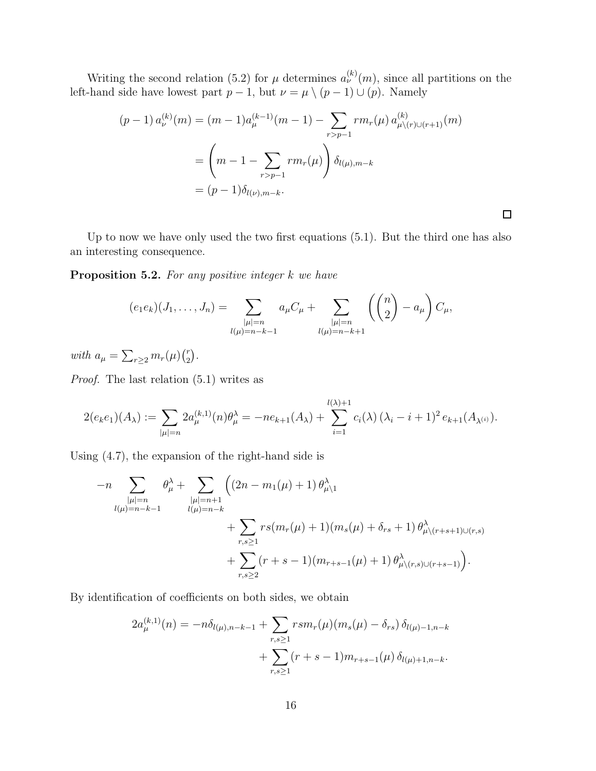Writing the second relation (5.2) for $\mu$ determines $a^{(k)}_\nu(m)$, since all partitions on the left-hand side have lowest part $p-1$, but $\nu = \mu \setminus (p-1) \cup (p)$. Namely

$$\begin{aligned}
(p-1)\, a^{(k)}_\nu(m) &= (m-1) a^{(k-1)}_\mu(m-1) - \sum_{r>p-1} r m_r(\mu)\, a^{(k)}_{\mu\setminus(r)\cup(r+1)}(m) \\
&= \left( m - 1 - \sum_{r>p-1} r m_r(\mu) \right) \delta_{l(\mu),m-k} \\
&= (p-1)\delta_{l(\nu),m-k}.
\end{aligned}$$

□

Up to now we have only used the two first equations (5.1). But the third one has also an interesting consequence.

**Proposition 5.2.** *For any positive integer $k$ we have*

$$(e_1 e_k)(J_1, \ldots, J_n) = \sum_{\substack{|\mu|=n \\ l(\mu)=n-k-1}} a_\mu C_\mu + \sum_{\substack{|\mu|=n \\ l(\mu)=n-k+1}} \left( \binom{n}{2} - a_\mu \right) C_\mu,$$

*with $a_\mu = \sum_{r\geq 2} m_r(\mu) \binom{r}{2}$.*

*Proof.* The last relation (5.1) writes as

$$2(e_k e_1)(A_\lambda) := \sum_{|\mu|=n} 2 a^{(k,1)}_\mu(n) \theta^\lambda_\mu = -n e_{k+1}(A_\lambda) + \sum_{i=1}^{l(\lambda)+1} c_i(\lambda)\, (\lambda_i - i + 1)^2\, e_{k+1}(A_{\lambda^{(i)}}).$$

Using (4.7), the expansion of the right-hand side is

$$\begin{aligned}
-n \sum_{\substack{|\mu|=n \\ l(\mu)=n-k-1}} \theta^\lambda_\mu + \sum_{\substack{|\mu|=n+1 \\ l(\mu)=n-k}} \Big( &(2n - m_1(\mu) + 1)\, \theta^\lambda_{\mu\setminus 1} \\
&+ \sum_{r,s\geq 1} rs(m_r(\mu)+1)(m_s(\mu)+\delta_{rs}+1)\, \theta^\lambda_{\mu\setminus(r+s+1)\cup(r,s)} \\
&+ \sum_{r,s\geq 2} (r+s-1)(m_{r+s-1}(\mu)+1)\, \theta^\lambda_{\mu\setminus(r,s)\cup(r+s-1)} \Big).
\end{aligned}$$

By identification of coefficients on both sides, we obtain

$$\begin{aligned}
2 a^{(k,1)}_\mu(n) = -n \delta_{l(\mu),n-k-1} &+ \sum_{r,s\geq 1} rs m_r(\mu)(m_s(\mu) - \delta_{rs})\, \delta_{l(\mu)-1,n-k} \\
&+ \sum_{r,s\geq 1} (r+s-1) m_{r+s-1}(\mu)\, \delta_{l(\mu)+1,n-k}.
\end{aligned}$$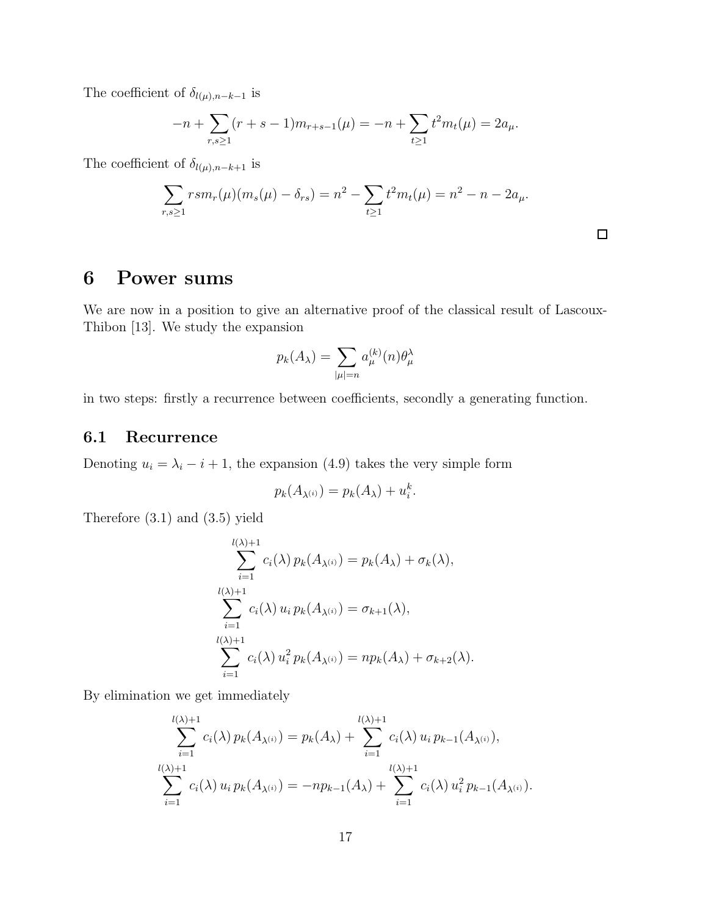The coefficient of $\delta_{l(\mu),n-k-1}$ is

$$-n + \sum_{r,s\geq 1} (r+s-1) m_{r+s-1}(\mu) = -n + \sum_{t\geq 1} t^2 m_t(\mu) = 2a_\mu.$$

The coefficient of $\delta_{l(\mu),n-k+1}$ is

$$\sum_{r,s\geq 1} rs m_r(\mu)(m_s(\mu) - \delta_{rs}) = n^2 - \sum_{t\geq 1} t^2 m_t(\mu) = n^2 - n - 2a_\mu.$$

□

# 6 Power sums

We are now in a position to give an alternative proof of the classical result of Lascoux-Thibon [13]. We study the expansion

$$p_k(A_\lambda) = \sum_{|\mu|=n} a_\mu^{(k)}(n) \theta_\mu^\lambda$$

in two steps: firstly a recurrence between coefficients, secondly a generating function.

## 6.1 Recurrence

Denoting $u_i = \lambda_i - i + 1$, the expansion (4.9) takes the very simple form

$$p_k(A_{\lambda^{(i)}}) = p_k(A_\lambda) + u_i^k.$$

Therefore (3.1) and (3.5) yield

$$\begin{aligned}
\sum_{i=1}^{l(\lambda)+1} c_i(\lambda)\, p_k(A_{\lambda^{(i)}}) &= p_k(A_\lambda) + \sigma_k(\lambda), \\
\sum_{i=1}^{l(\lambda)+1} c_i(\lambda)\, u_i\, p_k(A_{\lambda^{(i)}}) &= \sigma_{k+1}(\lambda), \\
\sum_{i=1}^{l(\lambda)+1} c_i(\lambda)\, u_i^2\, p_k(A_{\lambda^{(i)}}) &= n p_k(A_\lambda) + \sigma_{k+2}(\lambda).
\end{aligned}$$

By elimination we get immediately

$$\begin{aligned}
\sum_{i=1}^{l(\lambda)+1} c_i(\lambda)\, p_k(A_{\lambda^{(i)}}) &= p_k(A_\lambda) + \sum_{i=1}^{l(\lambda)+1} c_i(\lambda)\, u_i\, p_{k-1}(A_{\lambda^{(i)}}), \\
\sum_{i=1}^{l(\lambda)+1} c_i(\lambda)\, u_i\, p_k(A_{\lambda^{(i)}}) &= -n p_{k-1}(A_\lambda) + \sum_{i=1}^{l(\lambda)+1} c_i(\lambda)\, u_i^2\, p_{k-1}(A_{\lambda^{(i)}}).
\end{aligned}$$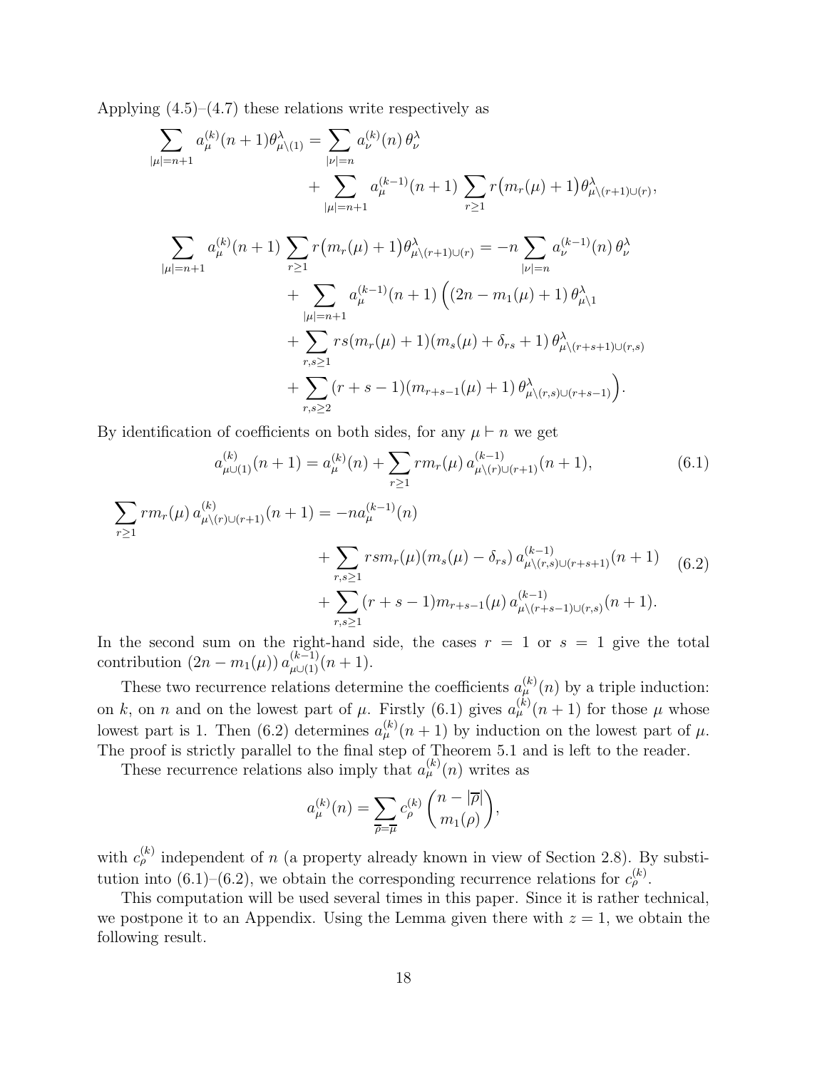Applying (4.5)–(4.7) these relations write respectively as

$$
\begin{aligned}
\sum_{|\mu|=n+1} a_\mu^{(k)}(n+1)\theta^\lambda_{\mu\setminus(1)} &= \sum_{|\nu|=n} a_\nu^{(k)}(n)\,\theta^\lambda_\nu \\
&\quad + \sum_{|\mu|=n+1} a_\mu^{(k-1)}(n+1) \sum_{r\geq 1} r\big(m_r(\mu)+1\big)\theta^\lambda_{\mu\setminus(r+1)\cup(r)},
\end{aligned}
$$

$$
\begin{aligned}
\sum_{|\mu|=n+1} a_\mu^{(k)}(n+1) \sum_{r\geq 1} r\big(m_r(\mu)+1\big)\theta^\lambda_{\mu\setminus(r+1)\cup(r)} &= -n \sum_{|\nu|=n} a_\nu^{(k-1)}(n)\,\theta^\lambda_\nu \\
&\quad + \sum_{|\mu|=n+1} a_\mu^{(k-1)}(n+1)\Big((2n-m_1(\mu)+1)\,\theta^\lambda_{\mu\setminus 1} \\
&\quad + \sum_{r,s\geq 1} rs(m_r(\mu)+1)(m_s(\mu)+\delta_{rs}+1)\,\theta^\lambda_{\mu\setminus(r+s+1)\cup(r,s)} \\
&\quad + \sum_{r,s\geq 2} (r+s-1)(m_{r+s-1}(\mu)+1)\,\theta^\lambda_{\mu\setminus(r,s)\cup(r+s-1)}\Big).
\end{aligned}
$$

By identification of coefficients on both sides, for any $\mu\vdash n$ we get

$$
a^{(k)}_{\mu\cup(1)}(n+1) = a^{(k)}_\mu(n) + \sum_{r\geq 1} r m_r(\mu)\, a^{(k-1)}_{\mu\setminus(r)\cup(r+1)}(n+1), \tag{6.1}
$$

$$
\begin{aligned}
\sum_{r\geq 1} r m_r(\mu)\, a^{(k)}_{\mu\setminus(r)\cup(r+1)}(n+1) &= -n a^{(k-1)}_\mu(n) \\
&\quad + \sum_{r,s\geq 1} rs m_r(\mu)(m_s(\mu)-\delta_{rs})\, a^{(k-1)}_{\mu\setminus(r,s)\cup(r+s+1)}(n+1) \\
&\quad + \sum_{r,s\geq 1} (r+s-1) m_{r+s-1}(\mu)\, a^{(k-1)}_{\mu\setminus(r+s-1)\cup(r,s)}(n+1).
\end{aligned} \tag{6.2}
$$

In the second sum on the right-hand side, the cases $r=1$ or $s=1$ give the total contribution $(2n-m_1(\mu))\,a^{(k-1)}_{\mu\cup(1)}(n+1)$.

These two recurrence relations determine the coefficients $a^{(k)}_\mu(n)$ by a triple induction: on $k$, on $n$ and on the lowest part of $\mu$. Firstly (6.1) gives $a^{(k)}_\mu(n+1)$ for those $\mu$ whose lowest part is 1. Then (6.2) determines $a^{(k)}_\mu(n+1)$ by induction on the lowest part of $\mu$. The proof is strictly parallel to the final step of Theorem 5.1 and is left to the reader.

These recurrence relations also imply that $a^{(k)}_\mu(n)$ writes as

$$
a^{(k)}_\mu(n) = \sum_{\overline{\rho}=\overline{\mu}} c^{(k)}_\rho \binom{n-|\overline{\rho}|}{m_1(\rho)},
$$

with $c^{(k)}_\rho$ independent of $n$ (a property already known in view of Section 2.8). By substitution into (6.1)–(6.2), we obtain the corresponding recurrence relations for $c^{(k)}_\rho$.

This computation will be used several times in this paper. Since it is rather technical, we postpone it to an Appendix. Using the Lemma given there with $z=1$, we obtain the following result.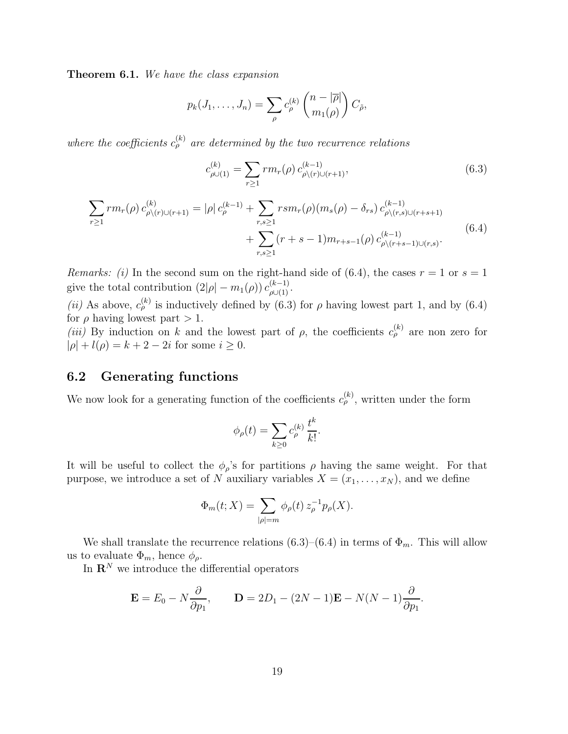**Theorem 6.1.** *We have the class expansion*

$$p_k(J_1,\ldots,J_n) = \sum_\rho c_\rho^{(k)} \binom{n-|\overline{\rho}|}{m_1(\rho)} C_{\tilde{\rho}},$$

*where the coefficients $c_\rho^{(k)}$ are determined by the two recurrence relations*

$$c^{(k)}_{\rho\cup(1)} = \sum_{r\geq 1} r m_r(\rho)\, c^{(k-1)}_{\rho\setminus(r)\cup(r+1)}, \tag{6.3}$$

$$\begin{aligned}\sum_{r\geq 1} r m_r(\rho)\, c^{(k)}_{\rho\setminus(r)\cup(r+1)} = |\rho|\, c_\rho^{(k-1)} &+ \sum_{r,s\geq 1} rs m_r(\rho)(m_s(\rho)-\delta_{rs})\, c^{(k-1)}_{\rho\setminus(r,s)\cup(r+s+1)} \\ &+ \sum_{r,s\geq 1}(r+s-1)m_{r+s-1}(\rho)\, c^{(k-1)}_{\rho\setminus(r+s-1)\cup(r,s)}.\end{aligned} \tag{6.4}$$

*Remarks: (i)* In the second sum on the right-hand side of (6.4), the cases $r=1$ or $s=1$ give the total contribution $(2|\rho|-m_1(\rho))\, c^{(k-1)}_{\rho\cup(1)}$.

*(ii)* As above, $c_\rho^{(k)}$ is inductively defined by (6.3) for $\rho$ having lowest part 1, and by (6.4) for $\rho$ having lowest part $>1$.

*(iii)* By induction on $k$ and the lowest part of $\rho$, the coefficients $c_\rho^{(k)}$ are non zero for $|\rho|+l(\rho)=k+2-2i$ for some $i\geq 0$.

## 6.2 Generating functions

We now look for a generating function of the coefficients $c_\rho^{(k)}$, written under the form

$$\phi_\rho(t) = \sum_{k\geq 0} c_\rho^{(k)} \frac{t^k}{k!}.$$

It will be useful to collect the $\phi_\rho$'s for partitions $\rho$ having the same weight. For that purpose, we introduce a set of $N$ auxiliary variables $X=(x_1,\ldots,x_N)$, and we define

$$\Phi_m(t;X) = \sum_{|\rho|=m} \phi_\rho(t)\, z_\rho^{-1} p_\rho(X).$$

We shall translate the recurrence relations (6.3)–(6.4) in terms of $\Phi_m$. This will allow us to evaluate $\Phi_m$, hence $\phi_\rho$.

In $\mathbf{R}^N$ we introduce the differential operators

$$\mathbf{E} = E_0 - N\frac{\partial}{\partial p_1}, \qquad \mathbf{D} = 2D_1 - (2N-1)\mathbf{E} - N(N-1)\frac{\partial}{\partial p_1}.$$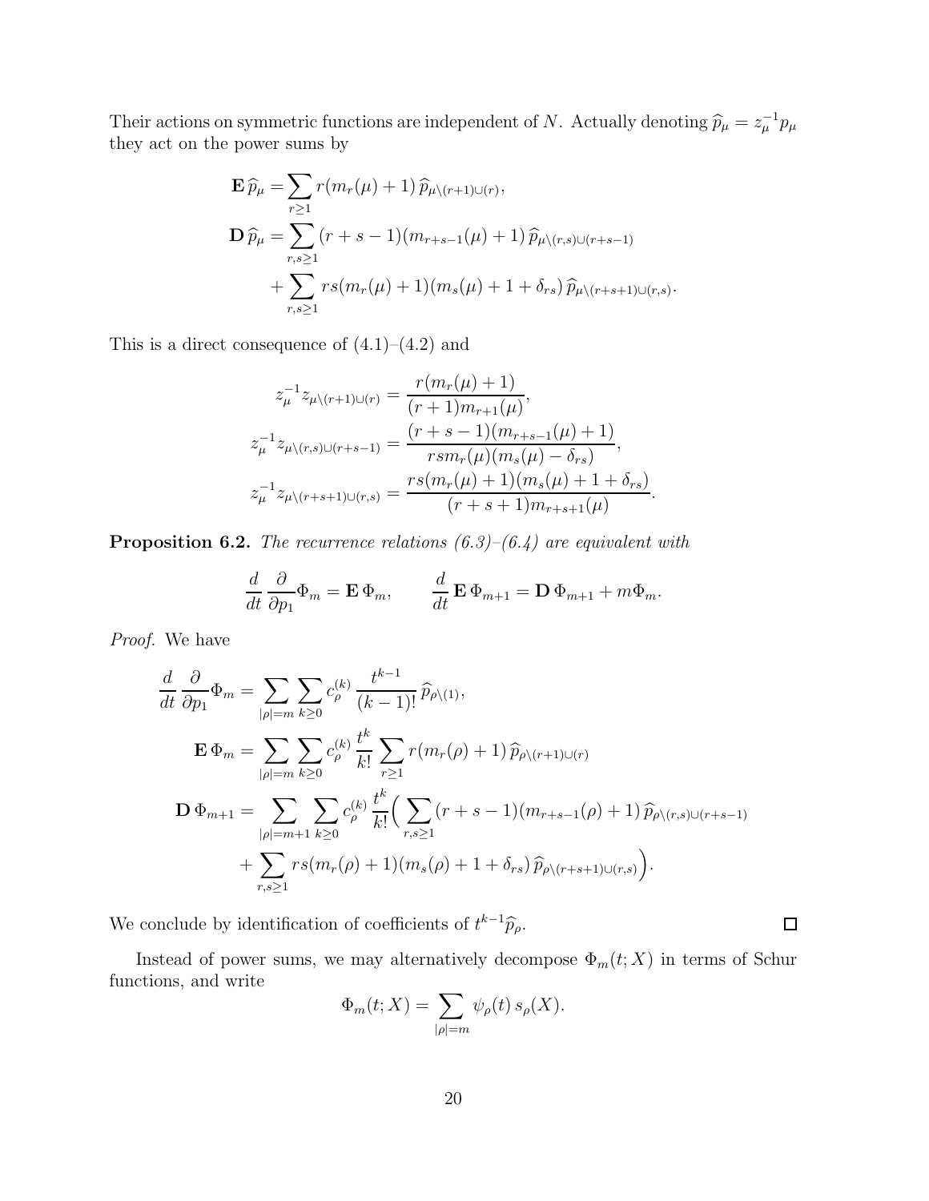Their actions on symmetric functions are independent of $N$. Actually denoting $\widehat{p}_\mu = z_\mu^{-1} p_\mu$ they act on the power sums by

$$
\begin{aligned}
\mathbf{E}\,\widehat{p}_\mu &= \sum_{r\geq 1} r(m_r(\mu)+1)\,\widehat{p}_{\mu\setminus(r+1)\cup(r)},\\
\mathbf{D}\,\widehat{p}_\mu &= \sum_{r,s\geq 1} (r+s-1)(m_{r+s-1}(\mu)+1)\,\widehat{p}_{\mu\setminus(r,s)\cup(r+s-1)}\\
&\quad + \sum_{r,s\geq 1} rs(m_r(\mu)+1)(m_s(\mu)+1+\delta_{rs})\,\widehat{p}_{\mu\setminus(r+s+1)\cup(r,s)}.
\end{aligned}
$$

This is a direct consequence of (4.1)–(4.2) and

$$
\begin{aligned}
z_\mu^{-1} z_{\mu\setminus(r+1)\cup(r)} &= \frac{r(m_r(\mu)+1)}{(r+1)m_{r+1}(\mu)},\\
z_\mu^{-1} z_{\mu\setminus(r,s)\cup(r+s-1)} &= \frac{(r+s-1)(m_{r+s-1}(\mu)+1)}{rsm_r(\mu)(m_s(\mu)-\delta_{rs})},\\
z_\mu^{-1} z_{\mu\setminus(r+s+1)\cup(r,s)} &= \frac{rs(m_r(\mu)+1)(m_s(\mu)+1+\delta_{rs})}{(r+s+1)m_{r+s+1}(\mu)}.
\end{aligned}
$$

**Proposition 6.2.** *The recurrence relations (6.3)–(6.4) are equivalent with*

$$
\frac{d}{dt}\frac{\partial}{\partial p_1}\Phi_m = \mathbf{E}\,\Phi_m, \qquad \frac{d}{dt}\,\mathbf{E}\,\Phi_{m+1} = \mathbf{D}\,\Phi_{m+1} + m\Phi_m.
$$

*Proof.* We have

$$
\begin{aligned}
\frac{d}{dt}\frac{\partial}{\partial p_1}\Phi_m &= \sum_{|\rho|=m}\sum_{k\geq 0} c_\rho^{(k)}\,\frac{t^{k-1}}{(k-1)!}\,\widehat{p}_{\rho\setminus(1)},\\
\mathbf{E}\,\Phi_m &= \sum_{|\rho|=m}\sum_{k\geq 0} c_\rho^{(k)}\,\frac{t^k}{k!}\sum_{r\geq 1} r(m_r(\rho)+1)\,\widehat{p}_{\rho\setminus(r+1)\cup(r)}\\
\mathbf{D}\,\Phi_{m+1} &= \sum_{|\rho|=m+1}\sum_{k\geq 0} c_\rho^{(k)}\,\frac{t^k}{k!}\Big(\sum_{r,s\geq 1}(r+s-1)(m_{r+s-1}(\rho)+1)\,\widehat{p}_{\rho\setminus(r,s)\cup(r+s-1)}\\
&\quad + \sum_{r,s\geq 1} rs(m_r(\rho)+1)(m_s(\rho)+1+\delta_{rs})\,\widehat{p}_{\rho\setminus(r+s+1)\cup(r,s)}\Big).
\end{aligned}
$$

We conclude by identification of coefficients of $t^{k-1}\widehat{p}_\rho$. ∎

Instead of power sums, we may alternatively decompose $\Phi_m(t;X)$ in terms of Schur functions, and write

$$
\Phi_m(t;X) = \sum_{|\rho|=m} \psi_\rho(t)\,s_\rho(X).
$$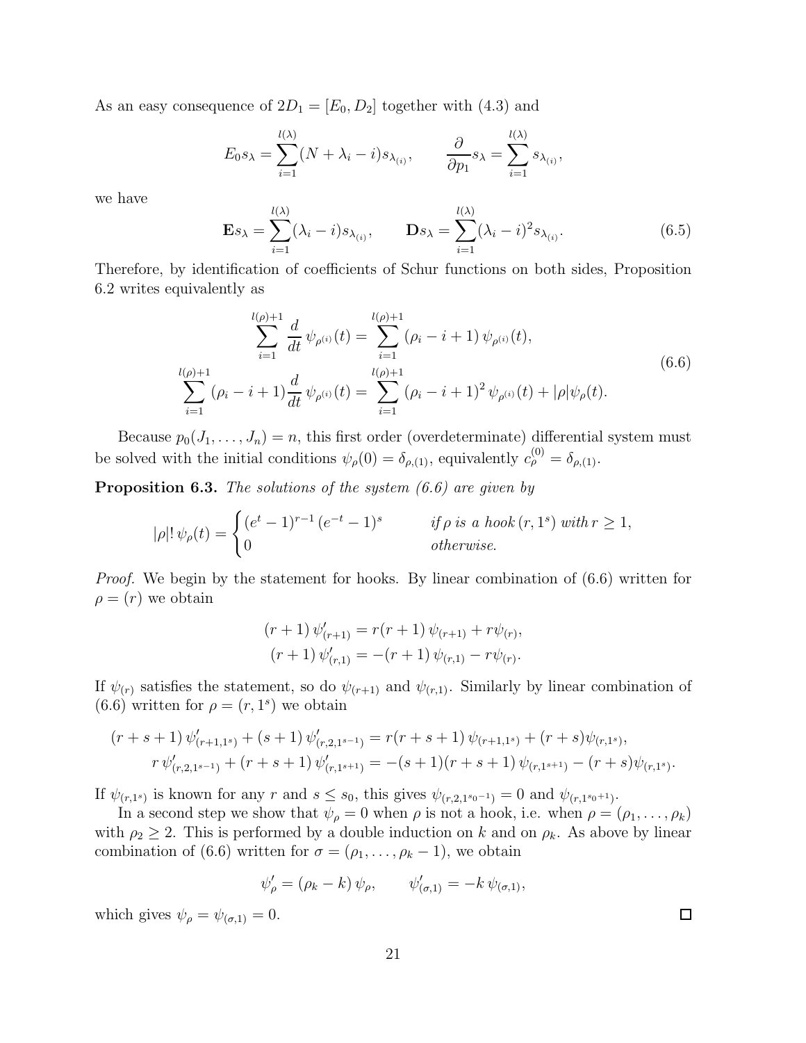As an easy consequence of $2D_1 = [E_0, D_2]$ together with (4.3) and

$$E_0 s_\lambda = \sum_{i=1}^{l(\lambda)} (N + \lambda_i - i) s_{\lambda_{(i)}}, \qquad \frac{\partial}{\partial p_1} s_\lambda = \sum_{i=1}^{l(\lambda)} s_{\lambda_{(i)}},$$

we have

$$\mathbf{E} s_\lambda = \sum_{i=1}^{l(\lambda)} (\lambda_i - i) s_{\lambda_{(i)}}, \qquad \mathbf{D} s_\lambda = \sum_{i=1}^{l(\lambda)} (\lambda_i - i)^2 s_{\lambda_{(i)}}. \tag{6.5}$$

Therefore, by identification of coefficients of Schur functions on both sides, Proposition 6.2 writes equivalently as

$$\begin{aligned}
\sum_{i=1}^{l(\rho)+1} \frac{d}{dt}\, \psi_{\rho^{(i)}}(t) &= \sum_{i=1}^{l(\rho)+1} (\rho_i - i + 1)\, \psi_{\rho^{(i)}}(t), \\
\sum_{i=1}^{l(\rho)+1} (\rho_i - i + 1) \frac{d}{dt}\, \psi_{\rho^{(i)}}(t) &= \sum_{i=1}^{l(\rho)+1} (\rho_i - i + 1)^2\, \psi_{\rho^{(i)}}(t) + |\rho| \psi_\rho(t).
\end{aligned} \tag{6.6}$$

Because $p_0(J_1, \ldots, J_n) = n$, this first order (overdeterminate) differential system must be solved with the initial conditions $\psi_\rho(0) = \delta_{\rho,(1)}$, equivalently $c_\rho^{(0)} = \delta_{\rho,(1)}$.

**Proposition 6.3.** *The solutions of the system (6.6) are given by*

$$|\rho|!\, \psi_\rho(t) = \begin{cases} (e^t - 1)^{r-1} (e^{-t} - 1)^s & \text{if } \rho \text{ is a hook } (r, 1^s) \text{ with } r \geq 1, \\ 0 & \text{otherwise.} \end{cases}$$

*Proof.* We begin by the statement for hooks. By linear combination of (6.6) written for $\rho = (r)$ we obtain

$$\begin{aligned}
(r+1)\, \psi'_{(r+1)} &= r(r+1)\, \psi_{(r+1)} + r \psi_{(r)}, \\
(r+1)\, \psi'_{(r,1)} &= -(r+1)\, \psi_{(r,1)} - r \psi_{(r)}.
\end{aligned}$$

If $\psi_{(r)}$ satisfies the statement, so do $\psi_{(r+1)}$ and $\psi_{(r,1)}$. Similarly by linear combination of (6.6) written for $\rho = (r, 1^s)$ we obtain

$$\begin{aligned}
(r+s+1)\, \psi'_{(r+1,1^s)} + (s+1)\, \psi'_{(r,2,1^{s-1})} &= r(r+s+1)\, \psi_{(r+1,1^s)} + (r+s) \psi_{(r,1^s)}, \\
r\, \psi'_{(r,2,1^{s-1})} + (r+s+1)\, \psi'_{(r,1^{s+1})} &= -(s+1)(r+s+1)\, \psi_{(r,1^{s+1})} - (r+s) \psi_{(r,1^s)}.
\end{aligned}$$

If $\psi_{(r,1^s)}$ is known for any $r$ and $s \leq s_0$, this gives $\psi_{(r,2,1^{s_0-1})} = 0$ and $\psi_{(r,1^{s_0+1})}$.

In a second step we show that $\psi_\rho = 0$ when $\rho$ is not a hook, i.e. when $\rho = (\rho_1, \ldots, \rho_k)$ with $\rho_2 \geq 2$. This is performed by a double induction on $k$ and on $\rho_k$. As above by linear combination of (6.6) written for $\sigma = (\rho_1, \ldots, \rho_k - 1)$, we obtain

$$\psi'_\rho = (\rho_k - k)\, \psi_\rho, \qquad \psi'_{(\sigma,1)} = -k\, \psi_{(\sigma,1)},$$

which gives $\psi_\rho = \psi_{(\sigma,1)} = 0$. ∎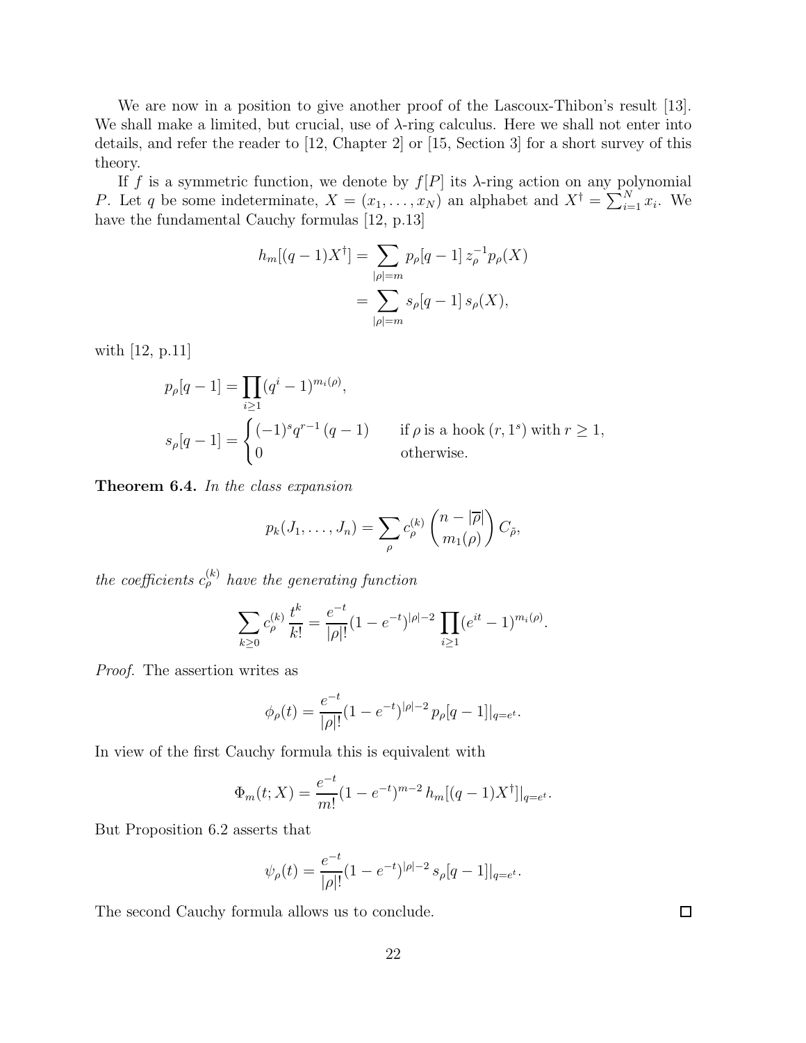We are now in a position to give another proof of the Lascoux-Thibon's result [13]. We shall make a limited, but crucial, use of $\lambda$-ring calculus. Here we shall not enter into details, and refer the reader to [12, Chapter 2] or [15, Section 3] for a short survey of this theory.

If $f$ is a symmetric function, we denote by $f[P]$ its $\lambda$-ring action on any polynomial $P$. Let $q$ be some indeterminate, $X = (x_1, \ldots, x_N)$ an alphabet and $X^\dagger = \sum_{i=1}^N x_i$. We have the fundamental Cauchy formulas [12, p.13]

$$
\begin{aligned}
h_m[(q-1)X^\dagger] &= \sum_{|\rho|=m} p_\rho[q-1]\, z_\rho^{-1} p_\rho(X) \\
&= \sum_{|\rho|=m} s_\rho[q-1]\, s_\rho(X),
\end{aligned}
$$

with [12, p.11]

$$
\begin{aligned}
p_\rho[q-1] &= \prod_{i\geq 1} (q^i - 1)^{m_i(\rho)}, \\
s_\rho[q-1] &= \begin{cases} (-1)^s q^{r-1}\,(q-1) & \text{if } \rho \text{ is a hook } (r, 1^s) \text{ with } r \geq 1, \\ 0 & \text{otherwise.} \end{cases}
\end{aligned}
$$

**Theorem 6.4.** *In the class expansion*

$$
p_k(J_1, \ldots, J_n) = \sum_\rho c_\rho^{(k)} \binom{n - |\overline{\rho}|}{m_1(\rho)} C_{\tilde{\rho}},
$$

*the coefficients $c_\rho^{(k)}$ have the generating function*

$$
\sum_{k\geq 0} c_\rho^{(k)} \frac{t^k}{k!} = \frac{e^{-t}}{|\rho|!} (1 - e^{-t})^{|\rho|-2} \prod_{i\geq 1} (e^{it} - 1)^{m_i(\rho)}.
$$

*Proof.* The assertion writes as

$$
\phi_\rho(t) = \frac{e^{-t}}{|\rho|!} (1 - e^{-t})^{|\rho|-2}\, p_\rho[q-1]|_{q=e^t}.
$$

In view of the first Cauchy formula this is equivalent with

$$
\Phi_m(t; X) = \frac{e^{-t}}{m!} (1 - e^{-t})^{m-2}\, h_m[(q-1)X^\dagger]|_{q=e^t}.
$$

But Proposition 6.2 asserts that

$$
\psi_\rho(t) = \frac{e^{-t}}{|\rho|!} (1 - e^{-t})^{|\rho|-2}\, s_\rho[q-1]|_{q=e^t}.
$$

The second Cauchy formula allows us to conclude. □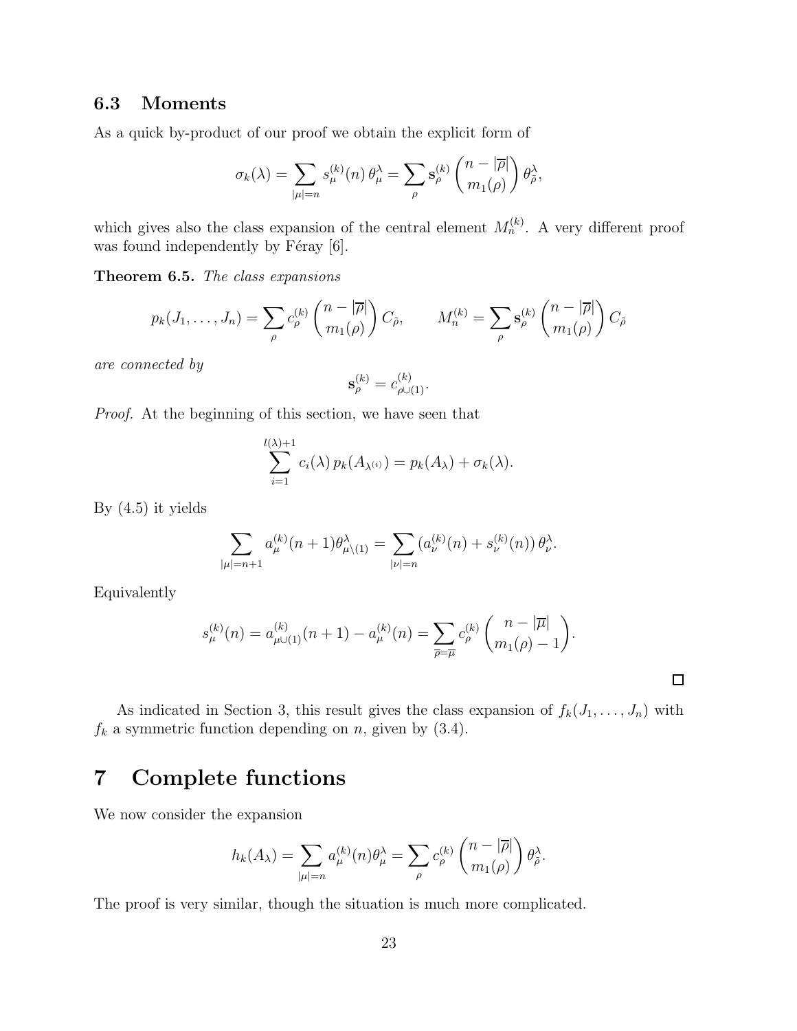### 6.3 Moments

As a quick by-product of our proof we obtain the explicit form of

$$\sigma_k(\lambda) = \sum_{|\mu|=n} s_\mu^{(k)}(n)\,\theta_\mu^\lambda = \sum_\rho \mathbf{s}_\rho^{(k)} \binom{n-|\overline{\rho}|}{m_1(\rho)}\,\theta_{\tilde{\rho}}^\lambda,$$

which gives also the class expansion of the central element $M_n^{(k)}$. A very different proof was found independently by Féray [6].

**Theorem 6.5.** *The class expansions*

$$p_k(J_1,\ldots,J_n) = \sum_\rho c_\rho^{(k)} \binom{n-|\overline{\rho}|}{m_1(\rho)} C_{\tilde{\rho}}, \qquad M_n^{(k)} = \sum_\rho \mathbf{s}_\rho^{(k)} \binom{n-|\overline{\rho}|}{m_1(\rho)} C_{\tilde{\rho}}$$

*are connected by*

$$\mathbf{s}_\rho^{(k)} = c_{\rho\cup(1)}^{(k)}.$$

*Proof.* At the beginning of this section, we have seen that

$$\sum_{i=1}^{l(\lambda)+1} c_i(\lambda)\,p_k(A_{\lambda^{(i)}}) = p_k(A_\lambda) + \sigma_k(\lambda).$$

By (4.5) it yields

$$\sum_{|\mu|=n+1} a_\mu^{(k)}(n+1)\theta_{\mu\setminus(1)}^\lambda = \sum_{|\nu|=n} (a_\nu^{(k)}(n) + s_\nu^{(k)}(n))\,\theta_\nu^\lambda.$$

Equivalently

$$s_\mu^{(k)}(n) = a_{\mu\cup(1)}^{(k)}(n+1) - a_\mu^{(k)}(n) = \sum_{\overline{\rho}=\overline{\mu}} c_\rho^{(k)} \binom{n-|\overline{\mu}|}{m_1(\rho)-1}.$$

□

As indicated in Section 3, this result gives the class expansion of $f_k(J_1,\ldots,J_n)$ with $f_k$ a symmetric function depending on $n$, given by (3.4).

# 7 Complete functions

We now consider the expansion

$$h_k(A_\lambda) = \sum_{|\mu|=n} a_\mu^{(k)}(n)\theta_\mu^\lambda = \sum_\rho c_\rho^{(k)} \binom{n-|\overline{\rho}|}{m_1(\rho)}\,\theta_{\tilde{\rho}}^\lambda.$$

The proof is very similar, though the situation is much more complicated.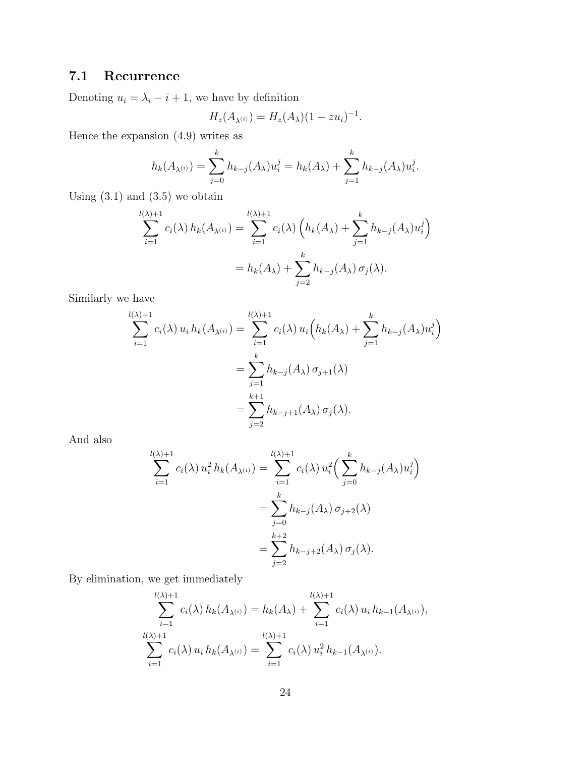## 7.1 Recurrence

Denoting $u_i = \lambda_i - i + 1$, we have by definition

$$H_z(A_{\lambda^{(i)}}) = H_z(A_\lambda)(1 - zu_i)^{-1}.$$

Hence the expansion (4.9) writes as

$$h_k(A_{\lambda^{(i)}}) = \sum_{j=0}^{k} h_{k-j}(A_\lambda) u_i^j = h_k(A_\lambda) + \sum_{j=1}^{k} h_{k-j}(A_\lambda) u_i^j.$$

Using (3.1) and (3.5) we obtain

$$\begin{aligned}
\sum_{i=1}^{l(\lambda)+1} c_i(\lambda)\, h_k(A_{\lambda^{(i)}}) &= \sum_{i=1}^{l(\lambda)+1} c_i(\lambda) \Big( h_k(A_\lambda) + \sum_{j=1}^{k} h_{k-j}(A_\lambda) u_i^j \Big) \\
&= h_k(A_\lambda) + \sum_{j=2}^{k} h_{k-j}(A_\lambda)\, \sigma_j(\lambda).
\end{aligned}$$

Similarly we have

$$\begin{aligned}
\sum_{i=1}^{l(\lambda)+1} c_i(\lambda)\, u_i\, h_k(A_{\lambda^{(i)}}) &= \sum_{i=1}^{l(\lambda)+1} c_i(\lambda)\, u_i \Big( h_k(A_\lambda) + \sum_{j=1}^{k} h_{k-j}(A_\lambda) u_i^j \Big) \\
&= \sum_{j=1}^{k} h_{k-j}(A_\lambda)\, \sigma_{j+1}(\lambda) \\
&= \sum_{j=2}^{k+1} h_{k-j+1}(A_\lambda)\, \sigma_j(\lambda).
\end{aligned}$$

And also

$$\begin{aligned}
\sum_{i=1}^{l(\lambda)+1} c_i(\lambda)\, u_i^2\, h_k(A_{\lambda^{(i)}}) &= \sum_{i=1}^{l(\lambda)+1} c_i(\lambda)\, u_i^2 \Big( \sum_{j=0}^{k} h_{k-j}(A_\lambda) u_i^j \Big) \\
&= \sum_{j=0}^{k} h_{k-j}(A_\lambda)\, \sigma_{j+2}(\lambda) \\
&= \sum_{j=2}^{k+2} h_{k-j+2}(A_\lambda)\, \sigma_j(\lambda).
\end{aligned}$$

By elimination, we get immediately

$$\begin{aligned}
\sum_{i=1}^{l(\lambda)+1} c_i(\lambda)\, h_k(A_{\lambda^{(i)}}) &= h_k(A_\lambda) + \sum_{i=1}^{l(\lambda)+1} c_i(\lambda)\, u_i\, h_{k-1}(A_{\lambda^{(i)}}), \\
\sum_{i=1}^{l(\lambda)+1} c_i(\lambda)\, u_i\, h_k(A_{\lambda^{(i)}}) &= \sum_{i=1}^{l(\lambda)+1} c_i(\lambda)\, u_i^2\, h_{k-1}(A_{\lambda^{(i)}}).
\end{aligned}$$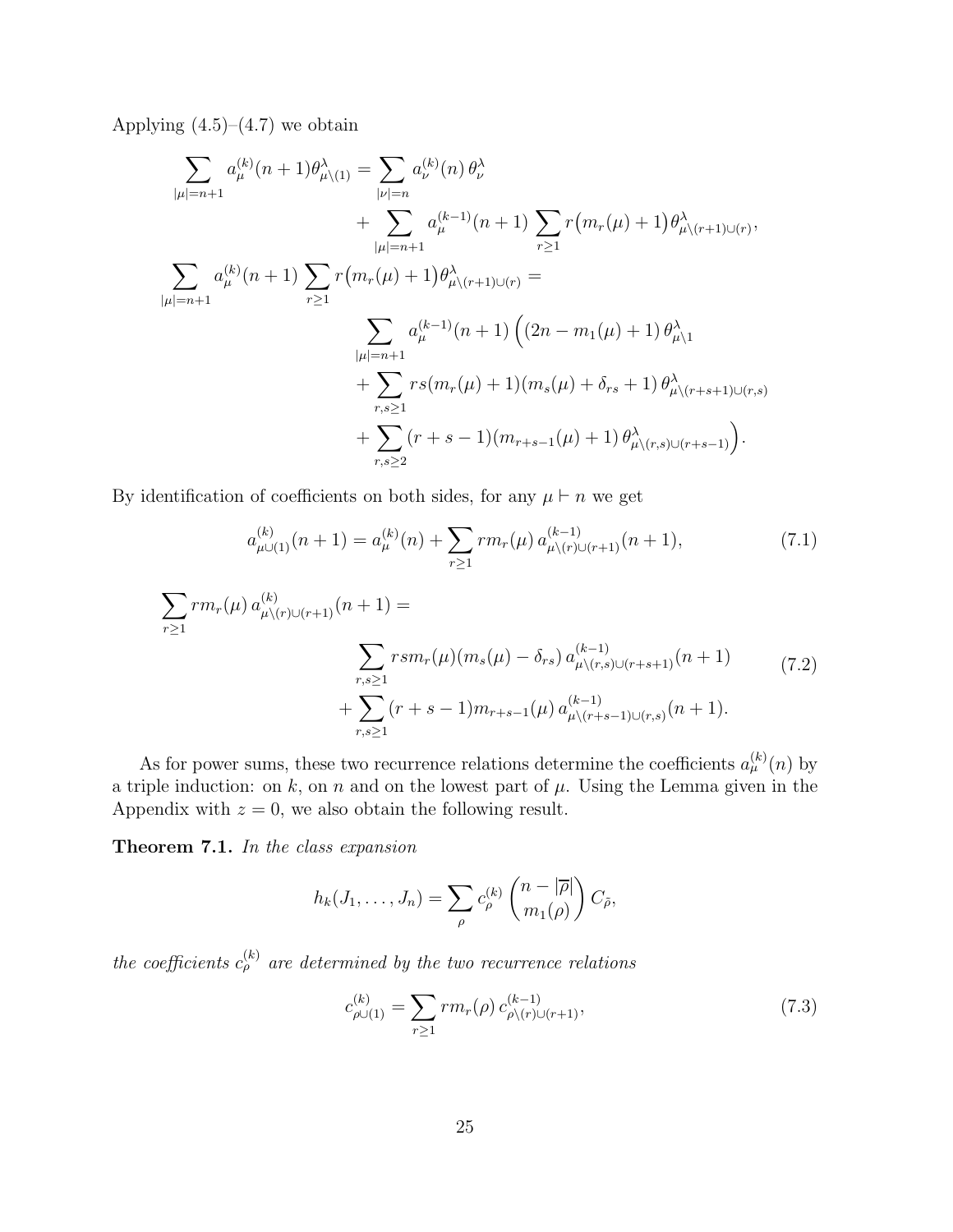Applying (4.5)–(4.7) we obtain

$$
\begin{aligned}
\sum_{|\mu|=n+1} a_\mu^{(k)}(n+1)\theta^\lambda_{\mu\setminus(1)} &= \sum_{|\nu|=n} a_\nu^{(k)}(n)\,\theta^\lambda_\nu \\
&\quad + \sum_{|\mu|=n+1} a_\mu^{(k-1)}(n+1) \sum_{r\geq 1} r\big(m_r(\mu)+1\big)\theta^\lambda_{\mu\setminus(r+1)\cup(r)},
\end{aligned}
$$

$$
\begin{aligned}
\sum_{|\mu|=n+1} a_\mu^{(k)}(n+1) \sum_{r\geq 1} r\big(m_r(\mu)+1\big)\theta^\lambda_{\mu\setminus(r+1)\cup(r)} = \\
\sum_{|\mu|=n+1} a_\mu^{(k-1)}(n+1) \Big( & (2n-m_1(\mu)+1)\,\theta^\lambda_{\mu\setminus 1} \\
&+ \sum_{r,s\geq 1} rs(m_r(\mu)+1)(m_s(\mu)+\delta_{rs}+1)\,\theta^\lambda_{\mu\setminus(r+s+1)\cup(r,s)} \\
&+ \sum_{r,s\geq 2} (r+s-1)(m_{r+s-1}(\mu)+1)\,\theta^\lambda_{\mu\setminus(r,s)\cup(r+s-1)}\Big).
\end{aligned}
$$

By identification of coefficients on both sides, for any $\mu \vdash n$ we get

$$
a^{(k)}_{\mu\cup(1)}(n+1) = a^{(k)}_\mu(n) + \sum_{r\geq 1} r m_r(\mu)\, a^{(k-1)}_{\mu\setminus(r)\cup(r+1)}(n+1), \tag{7.1}
$$

$$
\begin{aligned}
\sum_{r\geq 1} r m_r(\mu)\, a^{(k)}_{\mu\setminus(r)\cup(r+1)}(n+1) = \\
&\sum_{r,s\geq 1} rs m_r(\mu)(m_s(\mu)-\delta_{rs})\, a^{(k-1)}_{\mu\setminus(r,s)\cup(r+s+1)}(n+1) \\
&+ \sum_{r,s\geq 1} (r+s-1) m_{r+s-1}(\mu)\, a^{(k-1)}_{\mu\setminus(r+s-1)\cup(r,s)}(n+1).
\end{aligned} \tag{7.2}
$$

As for power sums, these two recurrence relations determine the coefficients $a^{(k)}_\mu(n)$ by a triple induction: on $k$, on $n$ and on the lowest part of $\mu$. Using the Lemma given in the Appendix with $z=0$, we also obtain the following result.

**Theorem 7.1.** *In the class expansion*

$$
h_k(J_1,\ldots,J_n) = \sum_\rho c^{(k)}_\rho \binom{n-|\overline{\rho}|}{m_1(\rho)} C_{\tilde{\rho}},
$$

*the coefficients $c^{(k)}_\rho$ are determined by the two recurrence relations*

$$
c^{(k)}_{\rho\cup(1)} = \sum_{r\geq 1} r m_r(\rho)\, c^{(k-1)}_{\rho\setminus(r)\cup(r+1)}, \tag{7.3}
$$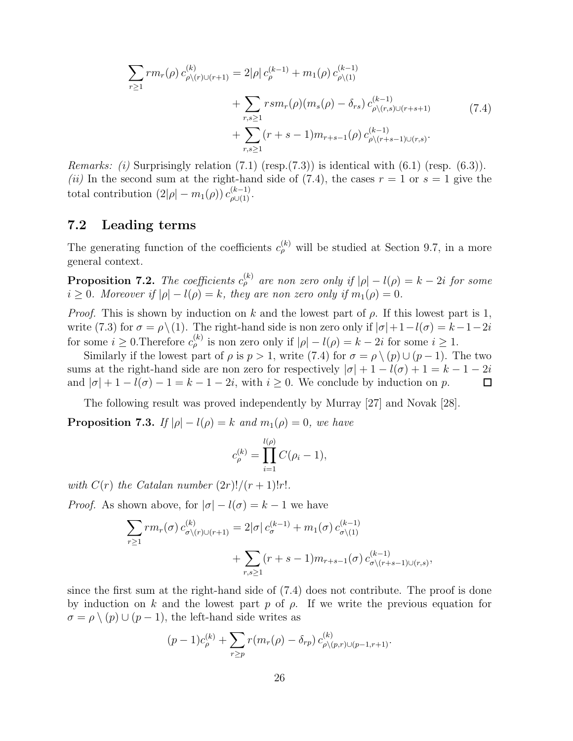$$\sum_{r\geq 1} rm_r(\rho)\, c^{(k)}_{\rho\setminus(r)\cup(r+1)} = 2|\rho|\, c^{(k-1)}_{\rho} + m_1(\rho)\, c^{(k-1)}_{\rho\setminus(1)}$$
$$+ \sum_{r,s\geq 1} rsm_r(\rho)(m_s(\rho)-\delta_{rs})\, c^{(k-1)}_{\rho\setminus(r,s)\cup(r+s+1)} \tag{7.4}$$
$$+ \sum_{r,s\geq 1} (r+s-1)m_{r+s-1}(\rho)\, c^{(k-1)}_{\rho\setminus(r+s-1)\cup(r,s)}.$$

*Remarks: (i)* Surprisingly relation (7.1) (resp.(7.3)) is identical with (6.1) (resp. (6.3)).
*(ii)* In the second sum at the right-hand side of (7.4), the cases $r=1$ or $s=1$ give the total contribution $(2|\rho|-m_1(\rho))\, c^{(k-1)}_{\rho\cup(1)}$.

## 7.2 Leading terms

The generating function of the coefficients $c^{(k)}_\rho$ will be studied at Section 9.7, in a more general context.

**Proposition 7.2.** *The coefficients $c^{(k)}_\rho$ are non zero only if $|\rho|-l(\rho)=k-2i$ for some $i\geq 0$. Moreover if $|\rho|-l(\rho)=k$, they are non zero only if $m_1(\rho)=0$.*

*Proof.* This is shown by induction on $k$ and the lowest part of $\rho$. If this lowest part is 1, write (7.3) for $\sigma=\rho\setminus(1)$. The right-hand side is non zero only if $|\sigma|+1-l(\sigma)=k-1-2i$ for some $i\geq 0$.Therefore $c^{(k)}_\rho$ is non zero only if $|\rho|-l(\rho)=k-2i$ for some $i\geq 1$.

Similarly if the lowest part of $\rho$ is $p>1$, write (7.4) for $\sigma=\rho\setminus(p)\cup(p-1)$. The two sums at the right-hand side are non zero for respectively $|\sigma|+1-l(\sigma)+1=k-1-2i$ and $|\sigma|+1-l(\sigma)-1=k-1-2i$, with $i\geq 0$. We conclude by induction on $p$. ∎

The following result was proved independently by Murray [27] and Novak [28].

**Proposition 7.3.** *If $|\rho|-l(\rho)=k$ and $m_1(\rho)=0$, we have*

$$c^{(k)}_\rho = \prod_{i=1}^{l(\rho)} C(\rho_i-1),$$

*with $C(r)$ the Catalan number $(2r)!/(r+1)!r!$.*

*Proof.* As shown above, for $|\sigma|-l(\sigma)=k-1$ we have

$$\sum_{r\geq 1} rm_r(\sigma)\, c^{(k)}_{\sigma\setminus(r)\cup(r+1)} = 2|\sigma|\, c^{(k-1)}_{\sigma} + m_1(\sigma)\, c^{(k-1)}_{\sigma\setminus(1)}$$
$$+ \sum_{r,s\geq 1} (r+s-1)m_{r+s-1}(\sigma)\, c^{(k-1)}_{\sigma\setminus(r+s-1)\cup(r,s)},$$

since the first sum at the right-hand side of (7.4) does not contribute. The proof is done by induction on $k$ and the lowest part $p$ of $\rho$. If we write the previous equation for $\sigma=\rho\setminus(p)\cup(p-1)$, the left-hand side writes as

$$(p-1)c^{(k)}_\rho + \sum_{r\geq p} r(m_r(\rho)-\delta_{rp})\, c^{(k)}_{\rho\setminus(p,r)\cup(p-1,r+1)}.$$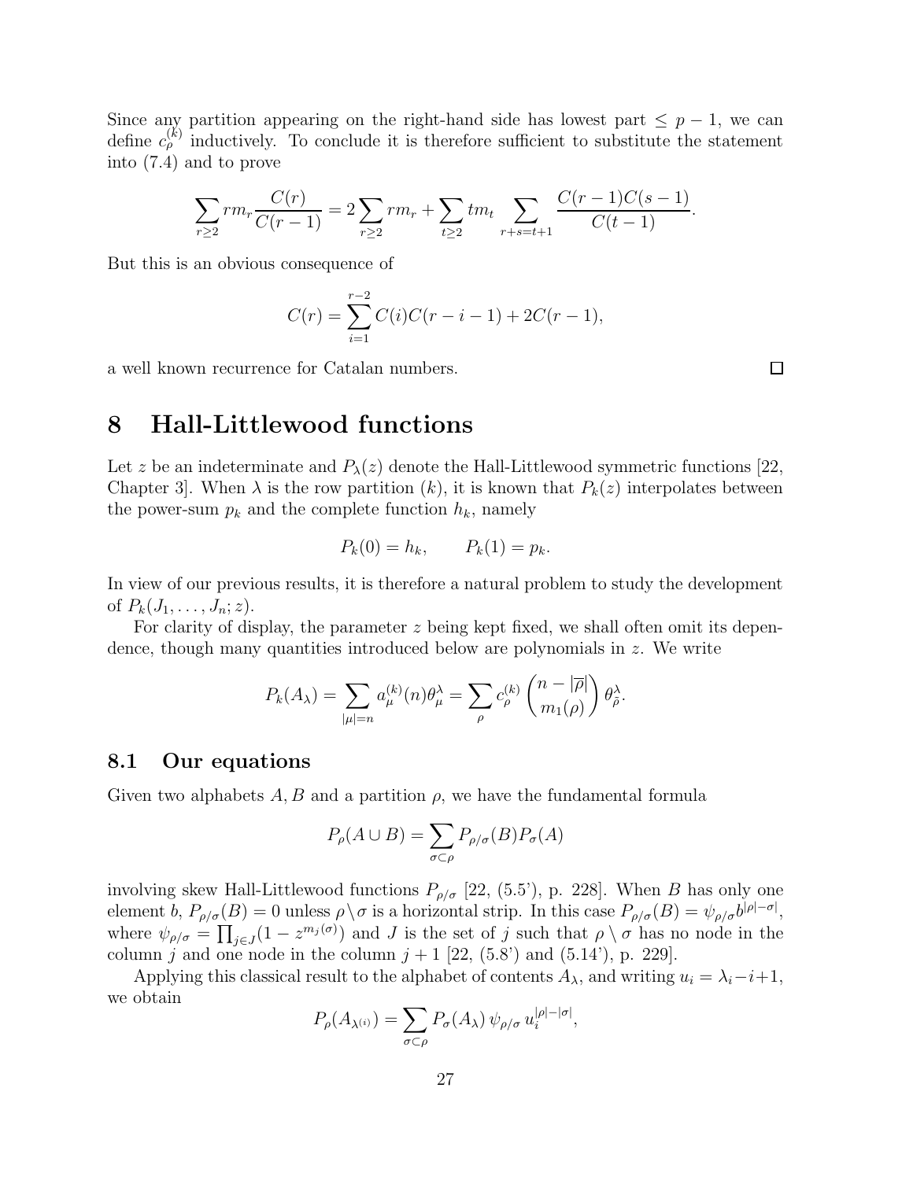Since any partition appearing on the right-hand side has lowest part $\leq p-1$, we can define $c_\rho^{(k)}$ inductively. To conclude it is therefore sufficient to substitute the statement into (7.4) and to prove

$$\sum_{r\geq 2} r m_r \frac{C(r)}{C(r-1)} = 2\sum_{r\geq 2} r m_r + \sum_{t\geq 2} t m_t \sum_{r+s=t+1} \frac{C(r-1)C(s-1)}{C(t-1)}.$$

But this is an obvious consequence of

$$C(r) = \sum_{i=1}^{r-2} C(i)C(r-i-1) + 2C(r-1),$$

a well known recurrence for Catalan numbers. □

# 8 Hall-Littlewood functions

Let $z$ be an indeterminate and $P_\lambda(z)$ denote the Hall-Littlewood symmetric functions [22, Chapter 3]. When $\lambda$ is the row partition $(k)$, it is known that $P_k(z)$ interpolates between the power-sum $p_k$ and the complete function $h_k$, namely

$$P_k(0) = h_k, \qquad P_k(1) = p_k.$$

In view of our previous results, it is therefore a natural problem to study the development of $P_k(J_1,\ldots,J_n;z)$.

For clarity of display, the parameter $z$ being kept fixed, we shall often omit its dependence, though many quantities introduced below are polynomials in $z$. We write

$$P_k(A_\lambda) = \sum_{|\mu|=n} a_\mu^{(k)}(n)\theta_\mu^\lambda = \sum_\rho c_\rho^{(k)} \binom{n-|\overline{\rho}|}{m_1(\rho)} \theta_{\hat{\rho}}^\lambda.$$

## 8.1 Our equations

Given two alphabets $A, B$ and a partition $\rho$, we have the fundamental formula

$$P_\rho(A\cup B) = \sum_{\sigma\subset\rho} P_{\rho/\sigma}(B) P_\sigma(A)$$

involving skew Hall-Littlewood functions $P_{\rho/\sigma}$ [22, (5.5'), p. 228]. When $B$ has only one element $b$, $P_{\rho/\sigma}(B) = 0$ unless $\rho\setminus\sigma$ is a horizontal strip. In this case $P_{\rho/\sigma}(B) = \psi_{\rho/\sigma} b^{|\rho|-\sigma|}$, where $\psi_{\rho/\sigma} = \prod_{j\in J}(1-z^{m_j(\sigma)})$ and $J$ is the set of $j$ such that $\rho\setminus\sigma$ has no node in the column $j$ and one node in the column $j+1$ [22, (5.8') and (5.14'), p. 229].

Applying this classical result to the alphabet of contents $A_\lambda$, and writing $u_i = \lambda_i - i + 1$, we obtain

$$P_\rho(A_{\lambda^{(i)}}) = \sum_{\sigma\subset\rho} P_\sigma(A_\lambda)\, \psi_{\rho/\sigma}\, u_i^{|\rho|-|\sigma|},$$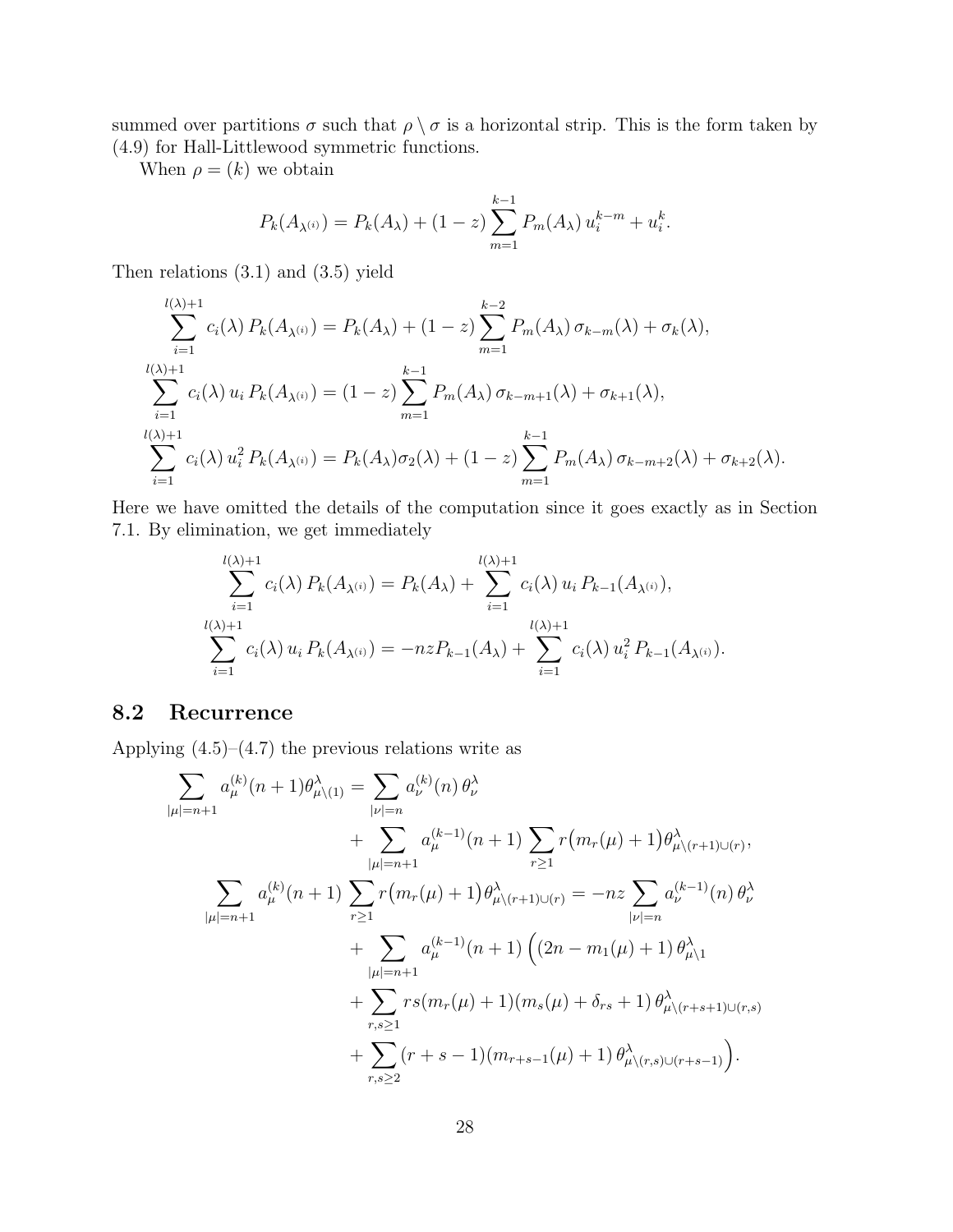summed over partitions $\sigma$ such that $\rho \setminus \sigma$ is a horizontal strip. This is the form taken by (4.9) for Hall-Littlewood symmetric functions.

When $\rho = (k)$ we obtain

$$P_k(A_{\lambda^{(i)}}) = P_k(A_\lambda) + (1-z)\sum_{m=1}^{k-1} P_m(A_\lambda)\, u_i^{k-m} + u_i^k.$$

Then relations (3.1) and (3.5) yield

$$\begin{aligned}
\sum_{i=1}^{l(\lambda)+1} c_i(\lambda)\, P_k(A_{\lambda^{(i)}}) &= P_k(A_\lambda) + (1-z)\sum_{m=1}^{k-2} P_m(A_\lambda)\,\sigma_{k-m}(\lambda) + \sigma_k(\lambda),\\
\sum_{i=1}^{l(\lambda)+1} c_i(\lambda)\, u_i\, P_k(A_{\lambda^{(i)}}) &= (1-z)\sum_{m=1}^{k-1} P_m(A_\lambda)\,\sigma_{k-m+1}(\lambda) + \sigma_{k+1}(\lambda),\\
\sum_{i=1}^{l(\lambda)+1} c_i(\lambda)\, u_i^2\, P_k(A_{\lambda^{(i)}}) &= P_k(A_\lambda)\sigma_2(\lambda) + (1-z)\sum_{m=1}^{k-1} P_m(A_\lambda)\,\sigma_{k-m+2}(\lambda) + \sigma_{k+2}(\lambda).
\end{aligned}$$

Here we have omitted the details of the computation since it goes exactly as in Section 7.1. By elimination, we get immediately

$$\begin{aligned}
\sum_{i=1}^{l(\lambda)+1} c_i(\lambda)\, P_k(A_{\lambda^{(i)}}) &= P_k(A_\lambda) + \sum_{i=1}^{l(\lambda)+1} c_i(\lambda)\, u_i\, P_{k-1}(A_{\lambda^{(i)}}),\\
\sum_{i=1}^{l(\lambda)+1} c_i(\lambda)\, u_i\, P_k(A_{\lambda^{(i)}}) &= -nzP_{k-1}(A_\lambda) + \sum_{i=1}^{l(\lambda)+1} c_i(\lambda)\, u_i^2\, P_{k-1}(A_{\lambda^{(i)}}).
\end{aligned}$$

## 8.2 Recurrence

Applying (4.5)–(4.7) the previous relations write as

$$\begin{aligned}
\sum_{|\mu|=n+1} a_\mu^{(k)}(n+1)\theta^\lambda_{\mu\setminus(1)} &= \sum_{|\nu|=n} a_\nu^{(k)}(n)\,\theta^\lambda_\nu\\
&\quad + \sum_{|\mu|=n+1} a_\mu^{(k-1)}(n+1)\sum_{r\geq 1} r\big(m_r(\mu)+1\big)\theta^\lambda_{\mu\setminus(r+1)\cup(r)},\\
\sum_{|\mu|=n+1} a_\mu^{(k)}(n+1)\sum_{r\geq 1} r\big(m_r(\mu)+1\big)\theta^\lambda_{\mu\setminus(r+1)\cup(r)} &= -nz\sum_{|\nu|=n} a_\nu^{(k-1)}(n)\,\theta^\lambda_\nu\\
&\quad + \sum_{|\mu|=n+1} a_\mu^{(k-1)}(n+1)\,\Big((2n-m_1(\mu)+1)\,\theta^\lambda_{\mu\setminus 1}\\
&\quad + \sum_{r,s\geq 1} rs(m_r(\mu)+1)(m_s(\mu)+\delta_{rs}+1)\,\theta^\lambda_{\mu\setminus(r+s+1)\cup(r,s)}\\
&\quad + \sum_{r,s\geq 2} (r+s-1)(m_{r+s-1}(\mu)+1)\,\theta^\lambda_{\mu\setminus(r,s)\cup(r+s-1)}\Big).
\end{aligned}$$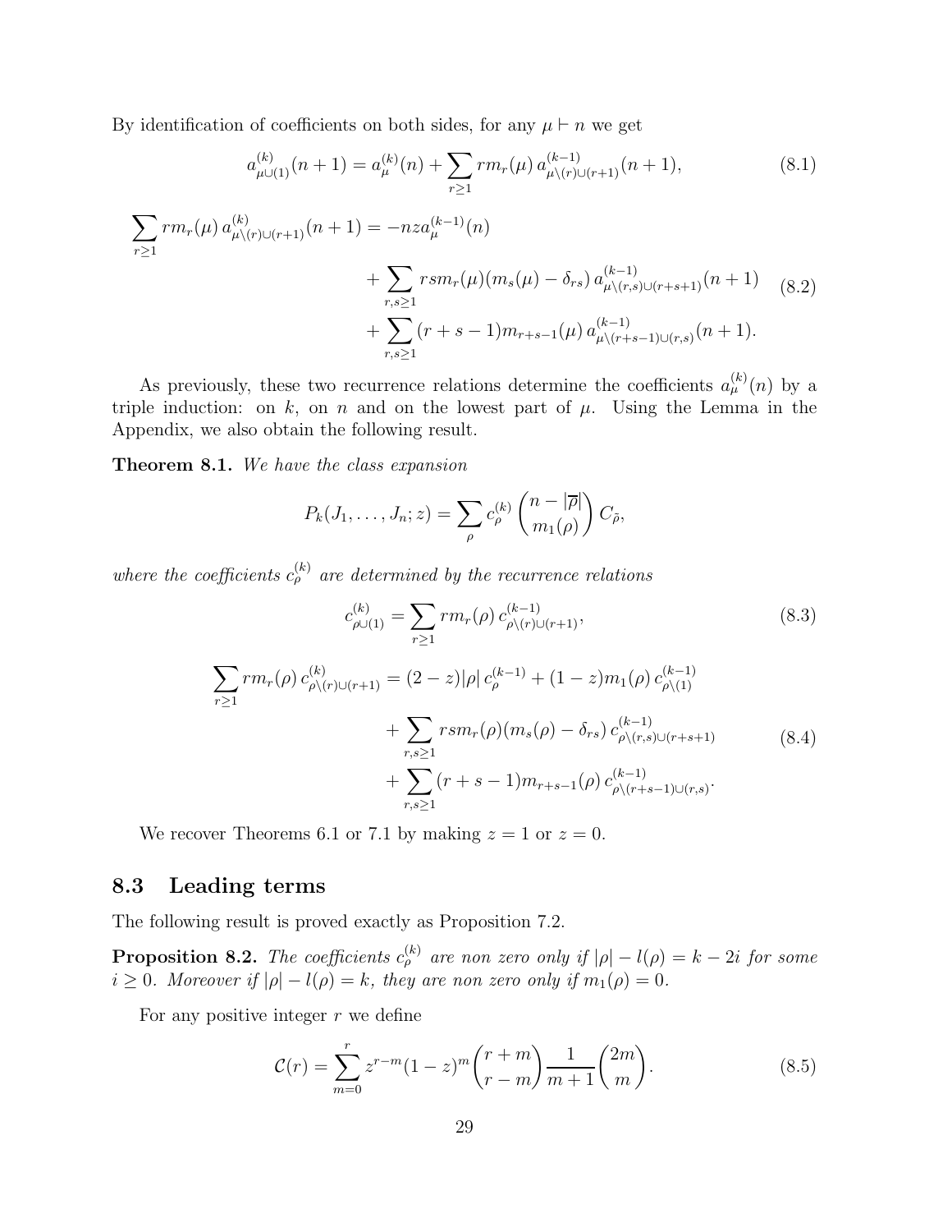By identification of coefficients on both sides, for any $\mu \vdash n$ we get

$$a^{(k)}_{\mu\cup(1)}(n+1) = a^{(k)}_{\mu}(n) + \sum_{r\geq 1} r m_r(\mu)\, a^{(k-1)}_{\mu\setminus(r)\cup(r+1)}(n+1), \tag{8.1}$$

$$\begin{aligned}\sum_{r\geq 1} r m_r(\mu)\, a^{(k)}_{\mu\setminus(r)\cup(r+1)}(n+1) = &-nza^{(k-1)}_{\mu}(n) \\ &+ \sum_{r,s\geq 1} rsm_r(\mu)(m_s(\mu)-\delta_{rs})\, a^{(k-1)}_{\mu\setminus(r,s)\cup(r+s+1)}(n+1) \\ &+ \sum_{r,s\geq 1} (r+s-1)m_{r+s-1}(\mu)\, a^{(k-1)}_{\mu\setminus(r+s-1)\cup(r,s)}(n+1).\end{aligned} \tag{8.2}$$

As previously, these two recurrence relations determine the coefficients $a^{(k)}_{\mu}(n)$ by a triple induction: on $k$, on $n$ and on the lowest part of $\mu$. Using the Lemma in the Appendix, we also obtain the following result.

**Theorem 8.1.** *We have the class expansion*

$$P_k(J_1,\ldots,J_n;z) = \sum_{\rho} c^{(k)}_{\rho} \binom{n-|\overline{\rho}|}{m_1(\rho)} C_{\tilde{\rho}},$$

*where the coefficients $c^{(k)}_{\rho}$ are determined by the recurrence relations*

$$c^{(k)}_{\rho\cup(1)} = \sum_{r\geq 1} r m_r(\rho)\, c^{(k-1)}_{\rho\setminus(r)\cup(r+1)}, \tag{8.3}$$

$$\begin{aligned}\sum_{r\geq 1} r m_r(\rho)\, c^{(k)}_{\rho\setminus(r)\cup(r+1)} = &(2-z)|\rho|\, c^{(k-1)}_{\rho} + (1-z)m_1(\rho)\, c^{(k-1)}_{\rho\setminus(1)} \\ &+ \sum_{r,s\geq 1} rsm_r(\rho)(m_s(\rho)-\delta_{rs})\, c^{(k-1)}_{\rho\setminus(r,s)\cup(r+s+1)} \\ &+ \sum_{r,s\geq 1} (r+s-1)m_{r+s-1}(\rho)\, c^{(k-1)}_{\rho\setminus(r+s-1)\cup(r,s)}.\end{aligned} \tag{8.4}$$

We recover Theorems 6.1 or 7.1 by making $z=1$ or $z=0$.

## 8.3 Leading terms

The following result is proved exactly as Proposition 7.2.

**Proposition 8.2.** *The coefficients $c^{(k)}_{\rho}$ are non zero only if $|\rho| - l(\rho) = k-2i$ for some $i \geq 0$. Moreover if $|\rho| - l(\rho) = k$, they are non zero only if $m_1(\rho) = 0$.*

For any positive integer $r$ we define

$$\mathcal{C}(r) = \sum_{m=0}^{r} z^{r-m}(1-z)^m \binom{r+m}{r-m} \frac{1}{m+1}\binom{2m}{m}. \tag{8.5}$$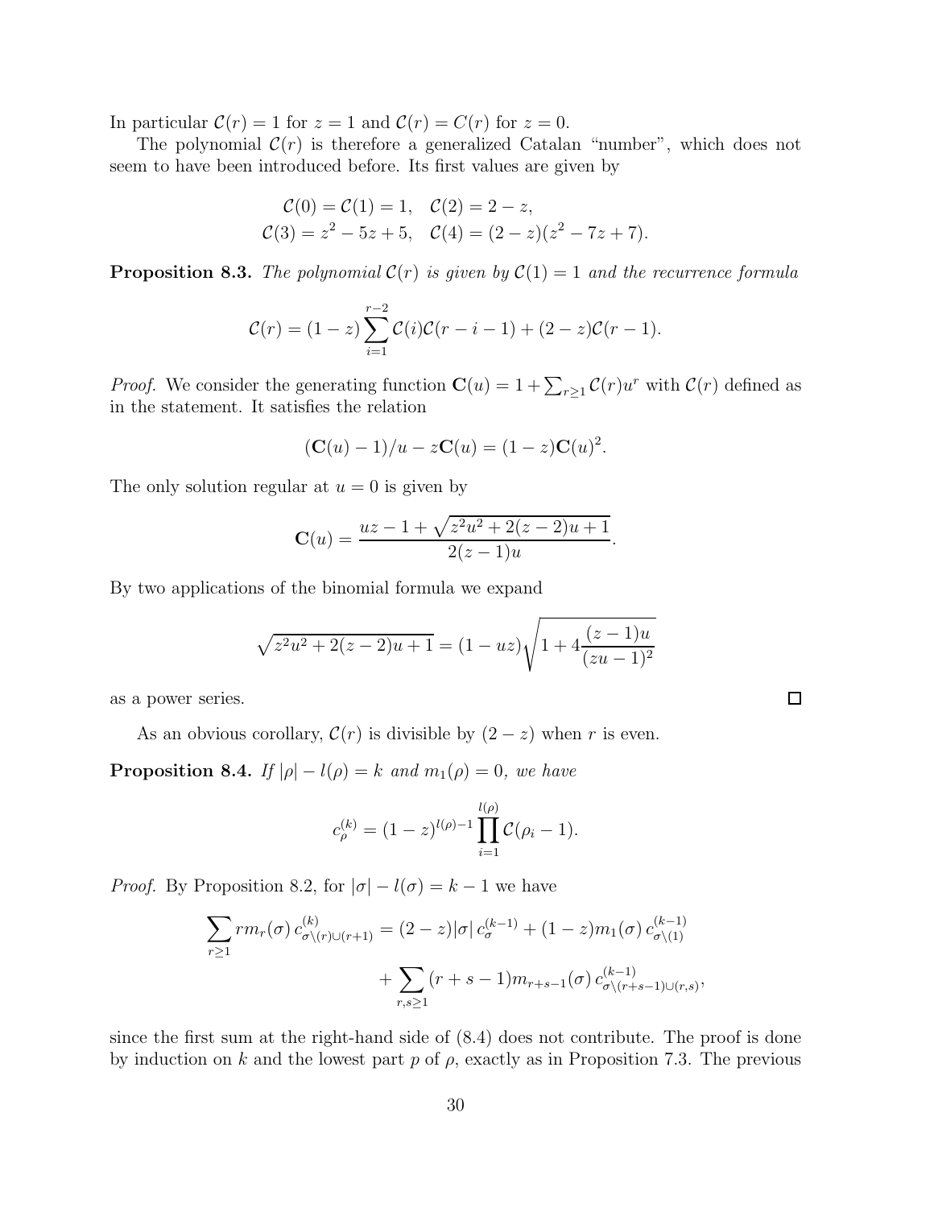In particular $\mathcal{C}(r) = 1$ for $z = 1$ and $\mathcal{C}(r) = C(r)$ for $z = 0$.

The polynomial $\mathcal{C}(r)$ is therefore a generalized Catalan "number", which does not seem to have been introduced before. Its first values are given by

$$\begin{aligned} \mathcal{C}(0) = \mathcal{C}(1) = 1, &\quad \mathcal{C}(2) = 2 - z, \\ \mathcal{C}(3) = z^2 - 5z + 5, &\quad \mathcal{C}(4) = (2 - z)(z^2 - 7z + 7). \end{aligned}$$

**Proposition 8.3.** *The polynomial $\mathcal{C}(r)$ is given by $\mathcal{C}(1) = 1$ and the recurrence formula*

$$\mathcal{C}(r) = (1 - z) \sum_{i=1}^{r-2} \mathcal{C}(i)\mathcal{C}(r - i - 1) + (2 - z)\mathcal{C}(r - 1).$$

*Proof.* We consider the generating function $\mathbf{C}(u) = 1 + \sum_{r \geq 1} \mathcal{C}(r) u^r$ with $\mathcal{C}(r)$ defined as in the statement. It satisfies the relation

$$(\mathbf{C}(u) - 1)/u - z\mathbf{C}(u) = (1 - z)\mathbf{C}(u)^2.$$

The only solution regular at $u = 0$ is given by

$$\mathbf{C}(u) = \frac{uz - 1 + \sqrt{z^2u^2 + 2(z - 2)u + 1}}{2(z - 1)u}.$$

By two applications of the binomial formula we expand

$$\sqrt{z^2u^2 + 2(z - 2)u + 1} = (1 - uz)\sqrt{1 + 4\frac{(z - 1)u}{(zu - 1)^2}}$$

as a power series. □

As an obvious corollary, $\mathcal{C}(r)$ is divisible by $(2 - z)$ when $r$ is even.

**Proposition 8.4.** *If $|\rho| - l(\rho) = k$ and $m_1(\rho) = 0$, we have*

$$c_\rho^{(k)} = (1 - z)^{l(\rho) - 1} \prod_{i=1}^{l(\rho)} \mathcal{C}(\rho_i - 1).$$

*Proof.* By Proposition 8.2, for $|\sigma| - l(\sigma) = k - 1$ we have

$$\begin{aligned} \sum_{r \geq 1} r m_r(\sigma)\, c^{(k)}_{\sigma \setminus (r) \cup (r+1)} = (2 - z)|\sigma|\, c^{(k-1)}_\sigma + (1 - z) m_1(\sigma)\, c^{(k-1)}_{\sigma \setminus (1)} \\ + \sum_{r,s \geq 1} (r + s - 1) m_{r+s-1}(\sigma)\, c^{(k-1)}_{\sigma \setminus (r+s-1) \cup (r,s)}, \end{aligned}$$

since the first sum at the right-hand side of (8.4) does not contribute. The proof is done by induction on $k$ and the lowest part $p$ of $\rho$, exactly as in Proposition 7.3. The previous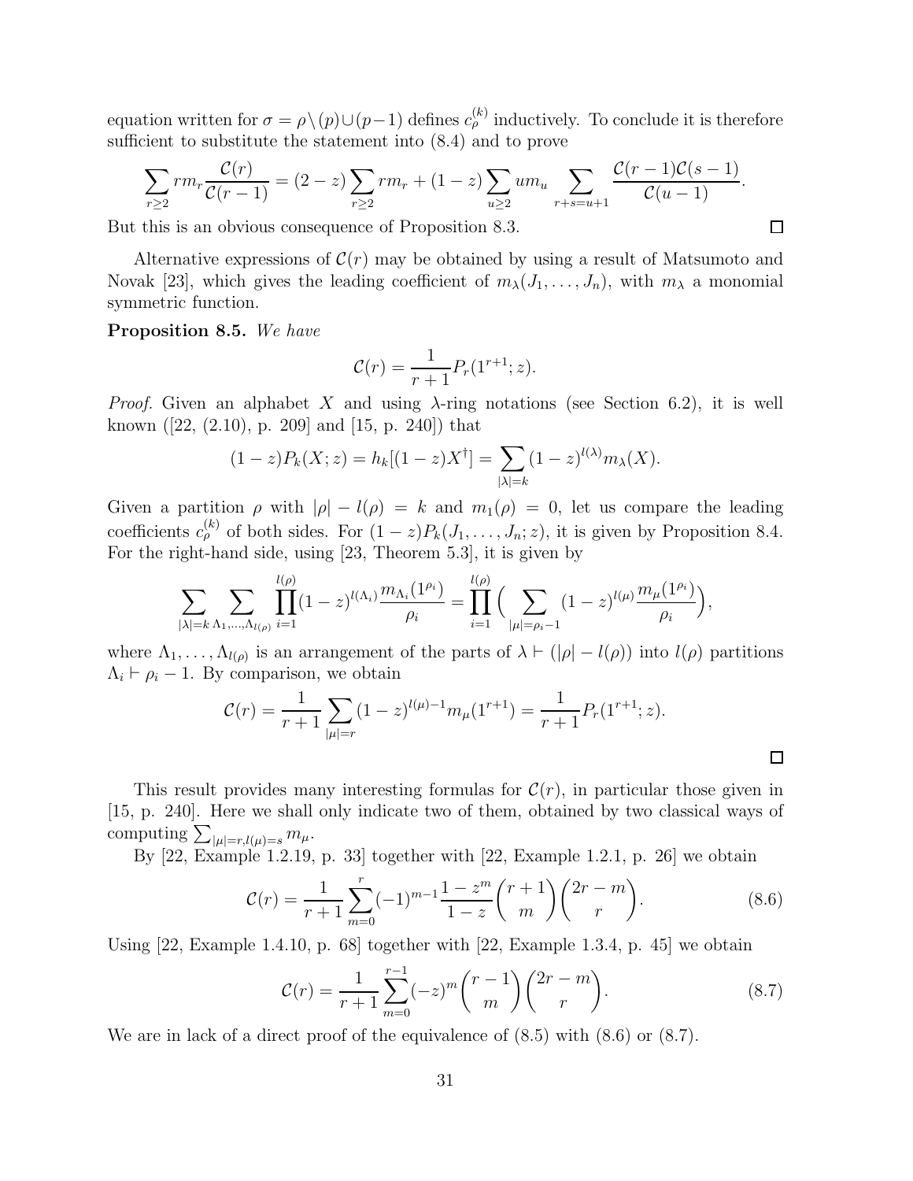equation written for $\sigma = \rho \setminus (p) \cup (p-1)$ defines $c_\rho^{(k)}$ inductively. To conclude it is therefore sufficient to substitute the statement into (8.4) and to prove

$$\sum_{r\geq 2} r m_r \frac{\mathcal{C}(r)}{\mathcal{C}(r-1)} = (2-z)\sum_{r\geq 2} r m_r + (1-z)\sum_{u\geq 2} u m_u \sum_{r+s=u+1} \frac{\mathcal{C}(r-1)\mathcal{C}(s-1)}{\mathcal{C}(u-1)}.$$

But this is an obvious consequence of Proposition 8.3. $\square$

Alternative expressions of $\mathcal{C}(r)$ may be obtained by using a result of Matsumoto and Novak [23], which gives the leading coefficient of $m_\lambda(J_1, \ldots, J_n)$, with $m_\lambda$ a monomial symmetric function.

**Proposition 8.5.** *We have*

$$\mathcal{C}(r) = \frac{1}{r+1} P_r(1^{r+1}; z).$$

*Proof.* Given an alphabet $X$ and using $\lambda$-ring notations (see Section 6.2), it is well known ([22, (2.10), p. 209] and [15, p. 240]) that

$$(1-z)P_k(X;z) = h_k[(1-z)X^\dagger] = \sum_{|\lambda|=k} (1-z)^{l(\lambda)} m_\lambda(X).$$

Given a partition $\rho$ with $|\rho| - l(\rho) = k$ and $m_1(\rho) = 0$, let us compare the leading coefficients $c_\rho^{(k)}$ of both sides. For $(1-z)P_k(J_1, \ldots, J_n; z)$, it is given by Proposition 8.4. For the right-hand side, using [23, Theorem 5.3], it is given by

$$\sum_{|\lambda|=k} \sum_{\Lambda_1,\ldots,\Lambda_{l(\rho)}} \prod_{i=1}^{l(\rho)} (1-z)^{l(\Lambda_i)} \frac{m_{\Lambda_i}(1^{\rho_i})}{\rho_i} = \prod_{i=1}^{l(\rho)} \Big( \sum_{|\mu|=\rho_i-1} (1-z)^{l(\mu)} \frac{m_\mu(1^{\rho_i})}{\rho_i} \Big),$$

where $\Lambda_1, \ldots, \Lambda_{l(\rho)}$ is an arrangement of the parts of $\lambda \vdash (|\rho| - l(\rho))$ into $l(\rho)$ partitions $\Lambda_i \vdash \rho_i - 1$. By comparison, we obtain

$$\mathcal{C}(r) = \frac{1}{r+1} \sum_{|\mu|=r} (1-z)^{l(\mu)-1} m_\mu(1^{r+1}) = \frac{1}{r+1} P_r(1^{r+1}; z).$$

$\square$

This result provides many interesting formulas for $\mathcal{C}(r)$, in particular those given in [15, p. 240]. Here we shall only indicate two of them, obtained by two classical ways of computing $\sum_{|\mu|=r, l(\mu)=s} m_\mu$.

By [22, Example 1.2.19, p. 33] together with [22, Example 1.2.1, p. 26] we obtain

$$\mathcal{C}(r) = \frac{1}{r+1} \sum_{m=0}^{r} (-1)^{m-1} \frac{1-z^m}{1-z} \binom{r+1}{m} \binom{2r-m}{r}. \tag{8.6}$$

Using [22, Example 1.4.10, p. 68] together with [22, Example 1.3.4, p. 45] we obtain

$$\mathcal{C}(r) = \frac{1}{r+1} \sum_{m=0}^{r-1} (-z)^m \binom{r-1}{m} \binom{2r-m}{r}. \tag{8.7}$$

We are in lack of a direct proof of the equivalence of (8.5) with (8.6) or (8.7).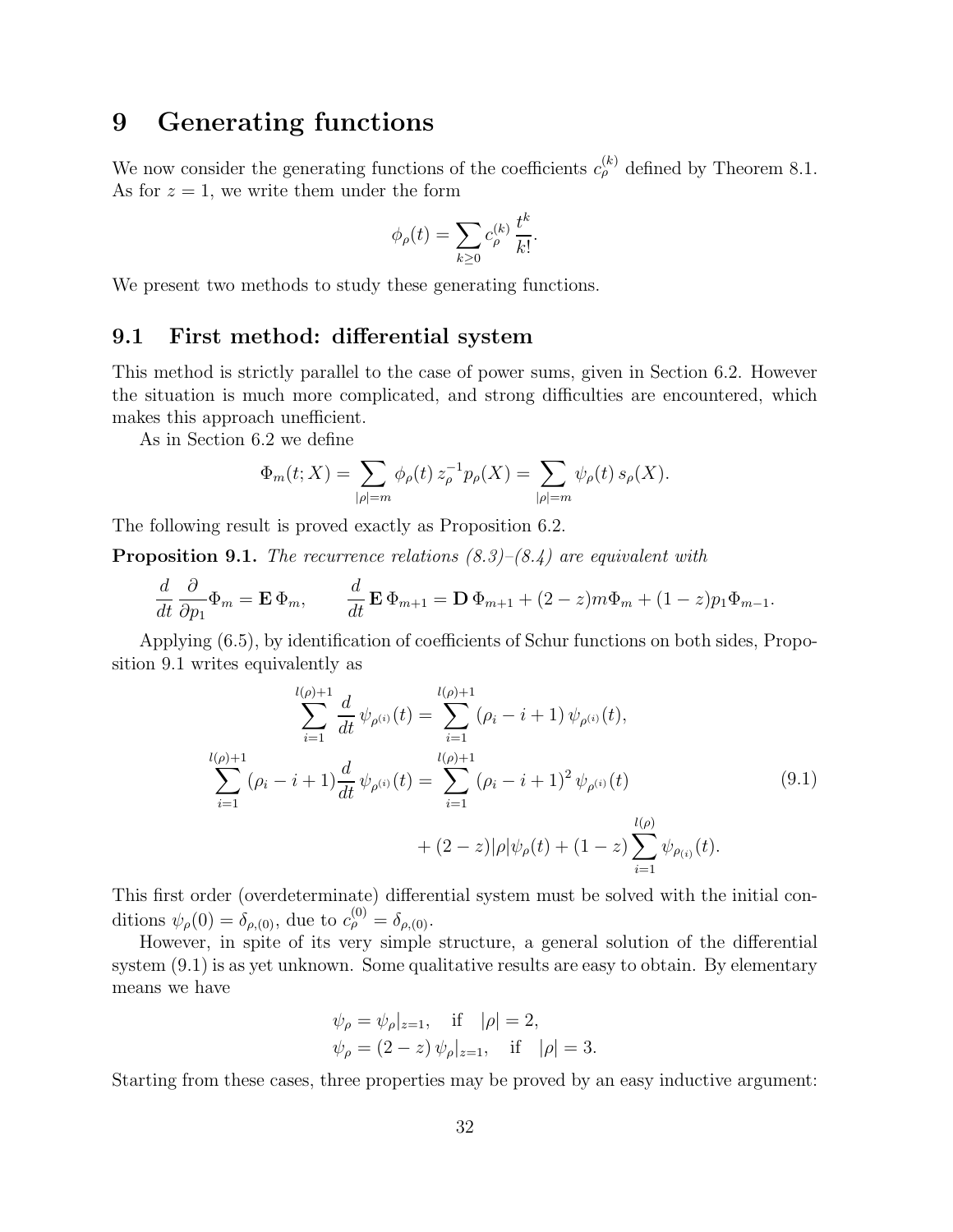# 9 Generating functions

We now consider the generating functions of the coefficients $c_\rho^{(k)}$ defined by Theorem 8.1. As for $z = 1$, we write them under the form

$$\phi_\rho(t) = \sum_{k \geq 0} c_\rho^{(k)} \frac{t^k}{k!}.$$

We present two methods to study these generating functions.

## 9.1 First method: differential system

This method is strictly parallel to the case of power sums, given in Section 6.2. However the situation is much more complicated, and strong difficulties are encountered, which makes this approach unefficient.

As in Section 6.2 we define

$$\Phi_m(t; X) = \sum_{|\rho|=m} \phi_\rho(t)\, z_\rho^{-1} p_\rho(X) = \sum_{|\rho|=m} \psi_\rho(t)\, s_\rho(X).$$

The following result is proved exactly as Proposition 6.2.

**Proposition 9.1.** *The recurrence relations (8.3)–(8.4) are equivalent with*

$$\frac{d}{dt}\frac{\partial}{\partial p_1}\Phi_m = \mathbf{E}\,\Phi_m, \qquad \frac{d}{dt}\mathbf{E}\,\Phi_{m+1} = \mathbf{D}\,\Phi_{m+1} + (2-z)m\Phi_m + (1-z)p_1\Phi_{m-1}.$$

Applying (6.5), by identification of coefficients of Schur functions on both sides, Proposition 9.1 writes equivalently as

$$\begin{aligned}
\sum_{i=1}^{l(\rho)+1} \frac{d}{dt}\,\psi_{\rho^{(i)}}(t) &= \sum_{i=1}^{l(\rho)+1} (\rho_i - i + 1)\,\psi_{\rho^{(i)}}(t),\\
\sum_{i=1}^{l(\rho)+1} (\rho_i - i + 1)\frac{d}{dt}\,\psi_{\rho^{(i)}}(t) &= \sum_{i=1}^{l(\rho)+1} (\rho_i - i + 1)^2\,\psi_{\rho^{(i)}}(t) \\
&\quad + (2-z)|\rho|\psi_\rho(t) + (1-z)\sum_{i=1}^{l(\rho)} \psi_{\rho_{(i)}}(t).
\end{aligned} \tag{9.1}$$

This first order (overdeterminate) differential system must be solved with the initial conditions $\psi_\rho(0) = \delta_{\rho,(0)}$, due to $c_\rho^{(0)} = \delta_{\rho,(0)}$.

However, in spite of its very simple structure, a general solution of the differential system (9.1) is as yet unknown. Some qualitative results are easy to obtain. By elementary means we have

$$\begin{aligned}
\psi_\rho &= \psi_\rho|_{z=1}, \quad \text{if} \quad |\rho| = 2,\\
\psi_\rho &= (2-z)\,\psi_\rho|_{z=1}, \quad \text{if} \quad |\rho| = 3.
\end{aligned}$$

Starting from these cases, three properties may be proved by an easy inductive argument: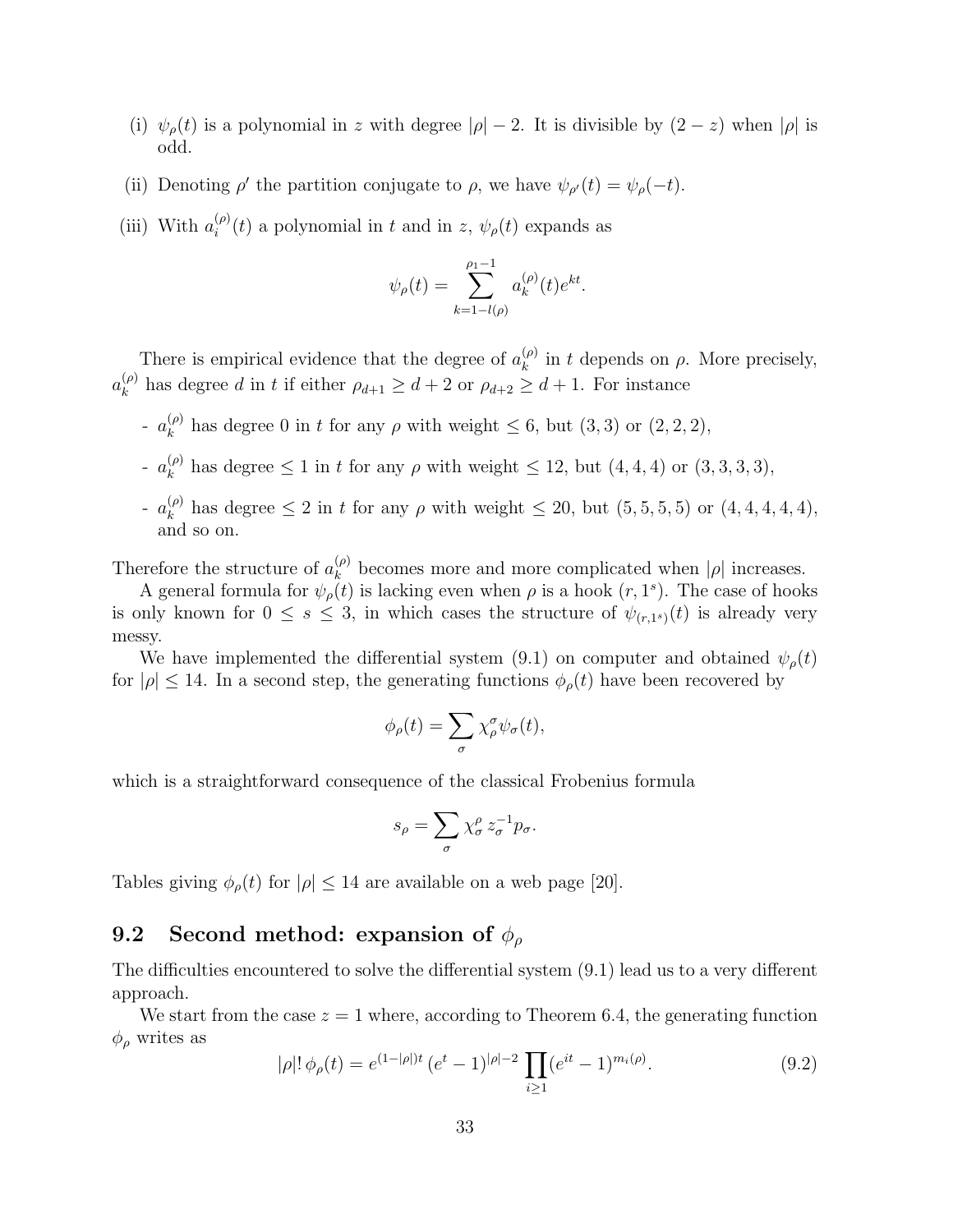(i) $\psi_\rho(t)$ is a polynomial in $z$ with degree $|\rho|-2$. It is divisible by $(2-z)$ when $|\rho|$ is odd.

(ii) Denoting $\rho'$ the partition conjugate to $\rho$, we have $\psi_{\rho'}(t) = \psi_\rho(-t)$.

(iii) With $a_i^{(\rho)}(t)$ a polynomial in $t$ and in $z$, $\psi_\rho(t)$ expands as

$$\psi_\rho(t) = \sum_{k=1-l(\rho)}^{\rho_1-1} a_k^{(\rho)}(t) e^{kt}.$$

There is empirical evidence that the degree of $a_k^{(\rho)}$ in $t$ depends on $\rho$. More precisely, $a_k^{(\rho)}$ has degree $d$ in $t$ if either $\rho_{d+1} \geq d+2$ or $\rho_{d+2} \geq d+1$. For instance

- $a_k^{(\rho)}$ has degree 0 in $t$ for any $\rho$ with weight $\leq 6$, but $(3,3)$ or $(2,2,2)$,
- $a_k^{(\rho)}$ has degree $\leq 1$ in $t$ for any $\rho$ with weight $\leq 12$, but $(4,4,4)$ or $(3,3,3,3)$,
- $a_k^{(\rho)}$ has degree $\leq 2$ in $t$ for any $\rho$ with weight $\leq 20$, but $(5,5,5,5)$ or $(4,4,4,4,4)$, and so on.

Therefore the structure of $a_k^{(\rho)}$ becomes more and more complicated when $|\rho|$ increases.

A general formula for $\psi_\rho(t)$ is lacking even when $\rho$ is a hook $(r, 1^s)$. The case of hooks is only known for $0 \leq s \leq 3$, in which cases the structure of $\psi_{(r,1^s)}(t)$ is already very messy.

We have implemented the differential system (9.1) on computer and obtained $\psi_\rho(t)$ for $|\rho| \leq 14$. In a second step, the generating functions $\phi_\rho(t)$ have been recovered by

$$\phi_\rho(t) = \sum_\sigma \chi_\rho^\sigma \psi_\sigma(t),$$

which is a straightforward consequence of the classical Frobenius formula

$$s_\rho = \sum_\sigma \chi_\sigma^\rho \, z_\sigma^{-1} p_\sigma.$$

Tables giving $\phi_\rho(t)$ for $|\rho| \leq 14$ are available on a web page [20].

## 9.2 Second method: expansion of $\phi_\rho$

The difficulties encountered to solve the differential system (9.1) lead us to a very different approach.

We start from the case $z=1$ where, according to Theorem 6.4, the generating function $\phi_\rho$ writes as

$$|\rho|! \, \phi_\rho(t) = e^{(1-|\rho|)t} \, (e^t - 1)^{|\rho|-2} \prod_{i \geq 1} (e^{it} - 1)^{m_i(\rho)}. \tag{9.2}$$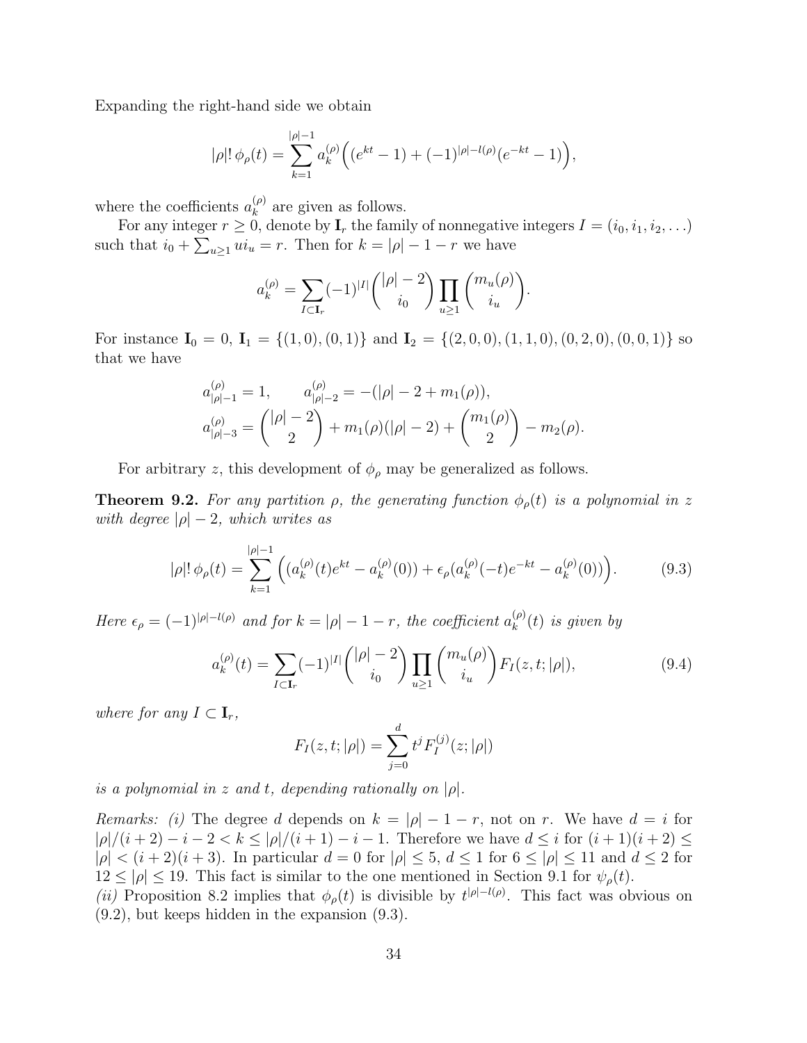Expanding the right-hand side we obtain

$$|\rho|!\,\phi_\rho(t) = \sum_{k=1}^{|\rho|-1} a_k^{(\rho)} \Big( (e^{kt}-1) + (-1)^{|\rho|-l(\rho)}(e^{-kt}-1) \Big),$$

where the coefficients $a_k^{(\rho)}$ are given as follows.

For any integer $r \geq 0$, denote by $\mathbf{I}_r$ the family of nonnegative integers $I = (i_0, i_1, i_2, \ldots)$ such that $i_0 + \sum_{u\geq 1} u i_u = r$. Then for $k = |\rho| - 1 - r$ we have

$$a_k^{(\rho)} = \sum_{I \subset \mathbf{I}_r} (-1)^{|I|} \binom{|\rho|-2}{i_0} \prod_{u \geq 1} \binom{m_u(\rho)}{i_u}.$$

For instance $\mathbf{I}_0 = 0$, $\mathbf{I}_1 = \{(1,0),(0,1)\}$ and $\mathbf{I}_2 = \{(2,0,0),(1,1,0),(0,2,0),(0,0,1)\}$ so that we have

$$a_{|\rho|-1}^{(\rho)} = 1, \qquad a_{|\rho|-2}^{(\rho)} = -(|\rho| - 2 + m_1(\rho)),$$
$$a_{|\rho|-3}^{(\rho)} = \binom{|\rho|-2}{2} + m_1(\rho)(|\rho|-2) + \binom{m_1(\rho)}{2} - m_2(\rho).$$

For arbitrary $z$, this development of $\phi_\rho$ may be generalized as follows.

**Theorem 9.2.** *For any partition $\rho$, the generating function $\phi_\rho(t)$ is a polynomial in $z$ with degree $|\rho|-2$, which writes as*

$$|\rho|!\,\phi_\rho(t) = \sum_{k=1}^{|\rho|-1} \Big( (a_k^{(\rho)}(t) e^{kt} - a_k^{(\rho)}(0)) + \epsilon_\rho (a_k^{(\rho)}(-t) e^{-kt} - a_k^{(\rho)}(0)) \Big). \tag{9.3}$$

*Here $\epsilon_\rho = (-1)^{|\rho|-l(\rho)}$ and for $k = |\rho| - 1 - r$, the coefficient $a_k^{(\rho)}(t)$ is given by*

$$a_k^{(\rho)}(t) = \sum_{I \subset \mathbf{I}_r} (-1)^{|I|} \binom{|\rho|-2}{i_0} \prod_{u\geq 1} \binom{m_u(\rho)}{i_u} F_I(z,t;|\rho|), \tag{9.4}$$

*where for any $I \subset \mathbf{I}_r$,*

$$F_I(z,t;|\rho|) = \sum_{j=0}^{d} t^j F_I^{(j)}(z;|\rho|)$$

*is a polynomial in $z$ and $t$, depending rationally on $|\rho|$.*

*Remarks: (i)* The degree $d$ depends on $k = |\rho| - 1 - r$, not on $r$. We have $d = i$ for $|\rho|/(i+2) - i - 2 < k \leq |\rho|/(i+1) - i - 1$. Therefore we have $d \leq i$ for $(i+1)(i+2) \leq |\rho| < (i+2)(i+3)$. In particular $d = 0$ for $|\rho| \leq 5$, $d \leq 1$ for $6 \leq |\rho| \leq 11$ and $d \leq 2$ for $12 \leq |\rho| \leq 19$. This fact is similar to the one mentioned in Section 9.1 for $\psi_\rho(t)$.
*(ii)* Proposition 8.2 implies that $\phi_\rho(t)$ is divisible by $t^{|\rho|-l(\rho)}$. This fact was obvious on (9.2), but keeps hidden in the expansion (9.3).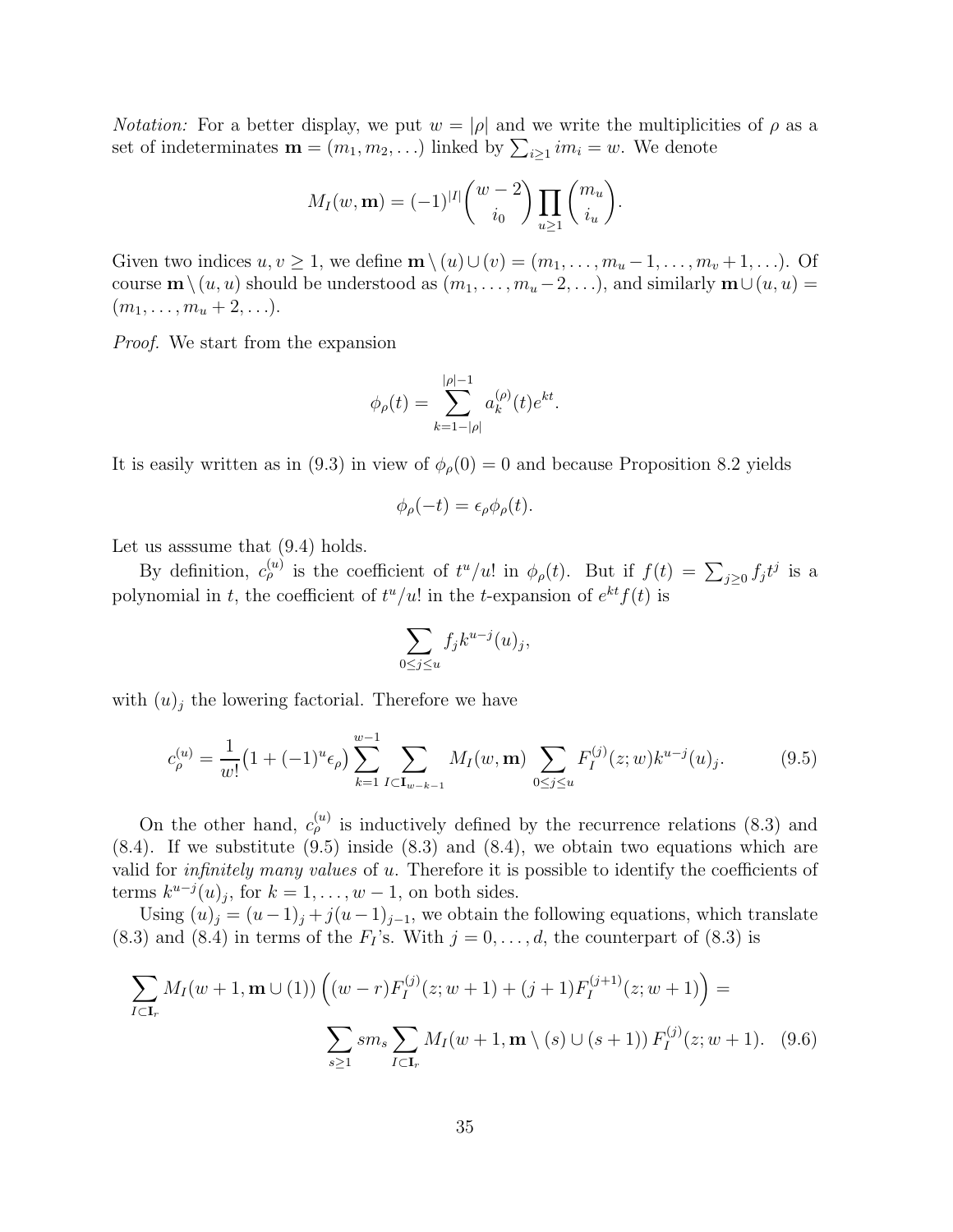*Notation:* For a better display, we put $w = |\rho|$ and we write the multiplicities of $\rho$ as a set of indeterminates $\mathbf{m} = (m_1, m_2, \ldots)$ linked by $\sum_{i \geq 1} i m_i = w$. We denote

$$M_I(w, \mathbf{m}) = (-1)^{|I|} \binom{w-2}{i_0} \prod_{u \geq 1} \binom{m_u}{i_u}.$$

Given two indices $u, v \geq 1$, we define $\mathbf{m} \setminus (u) \cup (v) = (m_1, \ldots, m_u - 1, \ldots, m_v + 1, \ldots)$. Of course $\mathbf{m} \setminus (u, u)$ should be understood as $(m_1, \ldots, m_u - 2, \ldots)$, and similarly $\mathbf{m} \cup (u, u) = (m_1, \ldots, m_u + 2, \ldots)$.

*Proof.* We start from the expansion

$$\phi_\rho(t) = \sum_{k=1-|\rho|}^{|\rho|-1} a_k^{(\rho)}(t) e^{kt}.$$

It is easily written as in (9.3) in view of $\phi_\rho(0) = 0$ and because Proposition 8.2 yields

$$\phi_\rho(-t) = \epsilon_\rho \phi_\rho(t).$$

Let us asssume that (9.4) holds.

By definition, $c_\rho^{(u)}$ is the coefficient of $t^u/u!$ in $\phi_\rho(t)$. But if $f(t) = \sum_{j \geq 0} f_j t^j$ is a polynomial in $t$, the coefficient of $t^u/u!$ in the $t$-expansion of $e^{kt} f(t)$ is

$$\sum_{0 \leq j \leq u} f_j k^{u-j} (u)_j,$$

with $(u)_j$ the lowering factorial. Therefore we have

$$c_\rho^{(u)} = \frac{1}{w!} \big(1 + (-1)^u \epsilon_\rho\big) \sum_{k=1}^{w-1} \sum_{I \subset \mathbf{I}_{w-k-1}} M_I(w, \mathbf{m}) \sum_{0 \leq j \leq u} F_I^{(j)}(z; w) k^{u-j} (u)_j. \tag{9.5}$$

On the other hand, $c_\rho^{(u)}$ is inductively defined by the recurrence relations (8.3) and (8.4). If we substitute (9.5) inside (8.3) and (8.4), we obtain two equations which are valid for *infinitely many values* of $u$. Therefore it is possible to identify the coefficients of terms $k^{u-j}(u)_j$, for $k = 1, \ldots, w-1$, on both sides.

Using $(u)_j = (u-1)_j + j(u-1)_{j-1}$, we obtain the following equations, which translate (8.3) and (8.4) in terms of the $F_I$'s. With $j = 0, \ldots, d$, the counterpart of (8.3) is

$$\sum_{I \subset \mathbf{I}_r} M_I(w+1, \mathbf{m} \cup (1)) \Big( (w-r) F_I^{(j)}(z; w+1) + (j+1) F_I^{(j+1)}(z; w+1) \Big) = \\ \sum_{s \geq 1} s m_s \sum_{I \subset \mathbf{I}_r} M_I(w+1, \mathbf{m} \setminus (s) \cup (s+1)) \, F_I^{(j)}(z; w+1). \tag{9.6}$$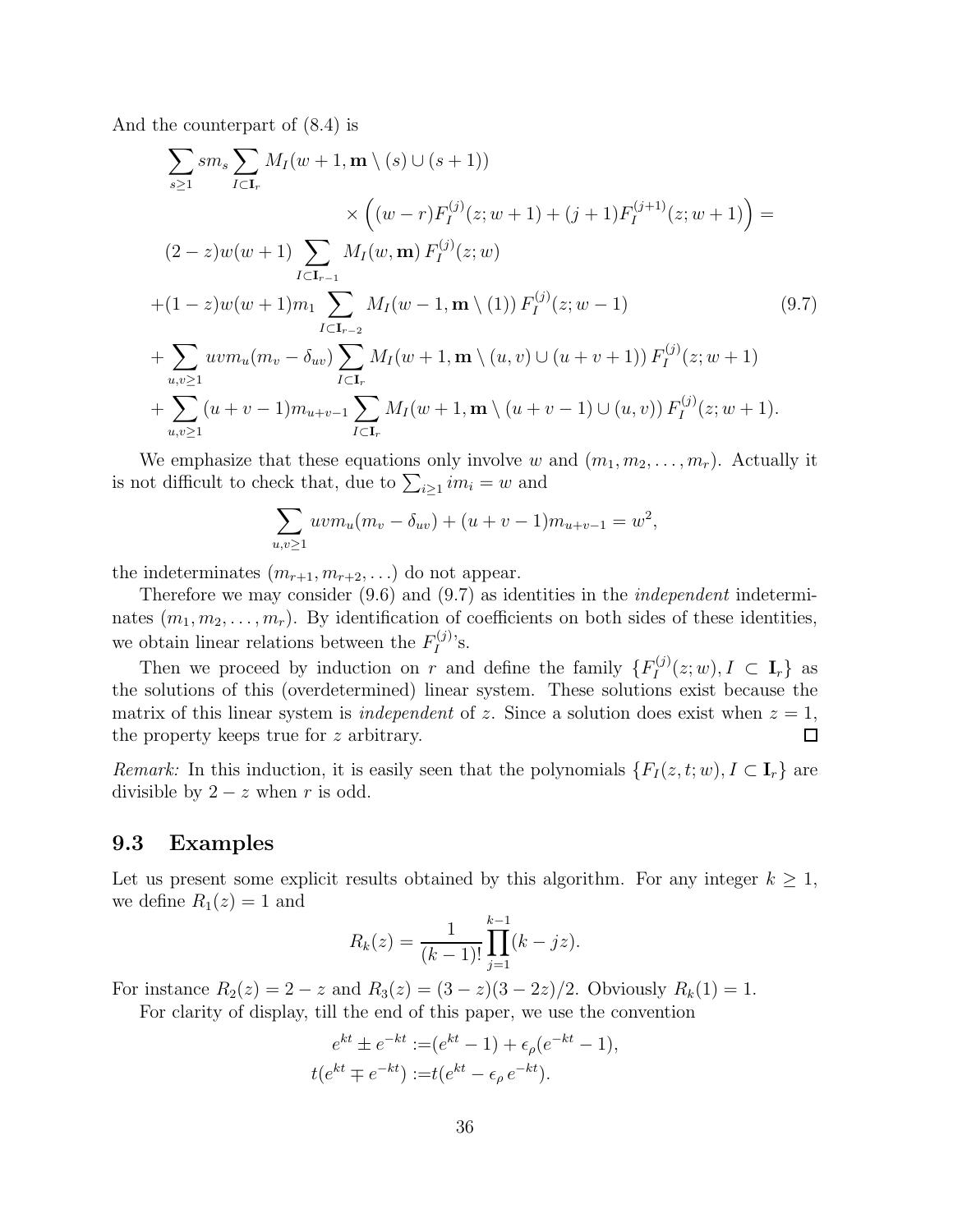And the counterpart of (8.4) is

$$
\begin{aligned}
&\sum_{s\geq 1} sm_s \sum_{I\subset \mathbf{I}_r} M_I(w+1, \mathbf{m}\setminus (s)\cup(s+1)) \\
&\qquad\qquad \times \Big( (w-r)F_I^{(j)}(z;w+1) + (j+1)F_I^{(j+1)}(z;w+1)\Big) = \\
&(2-z)w(w+1)\sum_{I\subset \mathbf{I}_{r-1}} M_I(w,\mathbf{m})\, F_I^{(j)}(z;w) \\
&+(1-z)w(w+1)m_1 \sum_{I\subset \mathbf{I}_{r-2}} M_I(w-1,\mathbf{m}\setminus(1))\, F_I^{(j)}(z;w-1) \qquad\qquad (9.7)\\
&+\sum_{u,v\geq 1} uvm_u(m_v-\delta_{uv})\sum_{I\subset \mathbf{I}_r} M_I(w+1,\mathbf{m}\setminus(u,v)\cup(u+v+1))\, F_I^{(j)}(z;w+1) \\
&+\sum_{u,v\geq 1}(u+v-1)m_{u+v-1}\sum_{I\subset \mathbf{I}_r} M_I(w+1,\mathbf{m}\setminus(u+v-1)\cup(u,v))\, F_I^{(j)}(z;w+1).
\end{aligned}
$$

We emphasize that these equations only involve $w$ and $(m_1, m_2, \ldots, m_r)$. Actually it is not difficult to check that, due to $\sum_{i\geq 1} im_i = w$ and

$$
\sum_{u,v\geq 1} uvm_u(m_v-\delta_{uv}) + (u+v-1)m_{u+v-1} = w^2,
$$

the indeterminates $(m_{r+1}, m_{r+2}, \ldots)$ do not appear.

Therefore we may consider (9.6) and (9.7) as identities in the *independent* indeterminates $(m_1, m_2, \ldots, m_r)$. By identification of coefficients on both sides of these identities, we obtain linear relations between the $F_I^{(j)}$'s.

Then we proceed by induction on $r$ and define the family $\{F_I^{(j)}(z;w), I \subset \mathbf{I}_r\}$ as the solutions of this (overdetermined) linear system. These solutions exist because the matrix of this linear system is *independent* of $z$. Since a solution does exist when $z = 1$, the property keeps true for $z$ arbitrary. □

*Remark:* In this induction, it is easily seen that the polynomials $\{F_I(z,t;w), I \subset \mathbf{I}_r\}$ are divisible by $2-z$ when $r$ is odd.

## 9.3 Examples

Let us present some explicit results obtained by this algorithm. For any integer $k \geq 1$, we define $R_1(z) = 1$ and

$$
R_k(z) = \frac{1}{(k-1)!}\prod_{j=1}^{k-1}(k-jz).
$$

For instance $R_2(z) = 2-z$ and $R_3(z) = (3-z)(3-2z)/2$. Obviously $R_k(1) = 1$.

For clarity of display, till the end of this paper, we use the convention

$$
\begin{aligned}
e^{kt} \pm e^{-kt} &:= (e^{kt}-1) + \epsilon_\rho(e^{-kt}-1),\\
t(e^{kt} \mp e^{-kt}) &:= t(e^{kt} - \epsilon_\rho\, e^{-kt}).
\end{aligned}
$$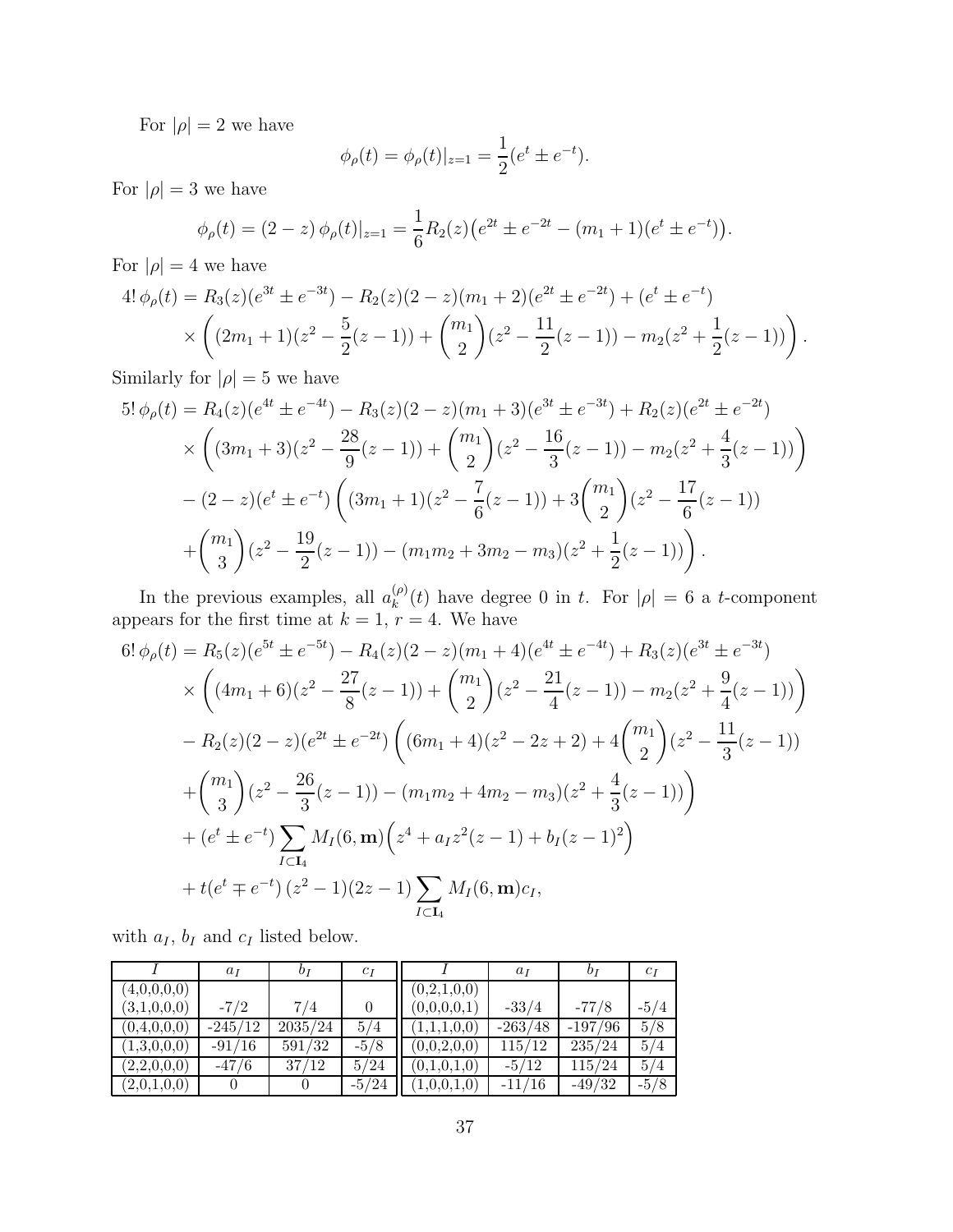For $|\rho| = 2$ we have

$$\phi_\rho(t) = \phi_\rho(t)|_{z=1} = \frac{1}{2}(e^t \pm e^{-t}).$$

For $|\rho| = 3$ we have

$$\phi_\rho(t) = (2-z)\,\phi_\rho(t)|_{z=1} = \frac{1}{6}R_2(z)\big(e^{2t} \pm e^{-2t} - (m_1+1)(e^t \pm e^{-t})\big).$$

For $|\rho| = 4$ we have

$$\begin{aligned}
4!\,\phi_\rho(t) &= R_3(z)(e^{3t} \pm e^{-3t}) - R_2(z)(2-z)(m_1+2)(e^{2t} \pm e^{-2t}) + (e^t \pm e^{-t}) \\
&\times \left((2m_1+1)(z^2 - \frac{5}{2}(z-1)) + \binom{m_1}{2}(z^2 - \frac{11}{2}(z-1)) - m_2(z^2 + \frac{1}{2}(z-1))\right).
\end{aligned}$$

Similarly for $|\rho| = 5$ we have

$$\begin{aligned}
5!\,\phi_\rho(t) &= R_4(z)(e^{4t} \pm e^{-4t}) - R_3(z)(2-z)(m_1+3)(e^{3t} \pm e^{-3t}) + R_2(z)(e^{2t} \pm e^{-2t}) \\
&\times \left((3m_1+3)(z^2 - \frac{28}{9}(z-1)) + \binom{m_1}{2}(z^2 - \frac{16}{3}(z-1)) - m_2(z^2 + \frac{4}{3}(z-1))\right) \\
&- (2-z)(e^t \pm e^{-t}) \left((3m_1+1)(z^2 - \frac{7}{6}(z-1)) + 3\binom{m_1}{2}(z^2 - \frac{17}{6}(z-1)) \right.\\
&\left. + \binom{m_1}{3}(z^2 - \frac{19}{2}(z-1)) - (m_1m_2 + 3m_2 - m_3)(z^2 + \frac{1}{2}(z-1))\right).
\end{aligned}$$

In the previous examples, all $a_k^{(\rho)}(t)$ have degree 0 in $t$. For $|\rho| = 6$ a $t$-component appears for the first time at $k=1$, $r=4$. We have

$$\begin{aligned}
6!\,\phi_\rho(t) &= R_5(z)(e^{5t} \pm e^{-5t}) - R_4(z)(2-z)(m_1+4)(e^{4t} \pm e^{-4t}) + R_3(z)(e^{3t} \pm e^{-3t}) \\
&\times \left((4m_1+6)(z^2 - \frac{27}{8}(z-1)) + \binom{m_1}{2}(z^2 - \frac{21}{4}(z-1)) - m_2(z^2 + \frac{9}{4}(z-1))\right) \\
&- R_2(z)(2-z)(e^{2t} \pm e^{-2t}) \left((6m_1+4)(z^2 - 2z + 2) + 4\binom{m_1}{2}(z^2 - \frac{11}{3}(z-1)) \right.\\
&\left. + \binom{m_1}{3}(z^2 - \frac{26}{3}(z-1)) - (m_1m_2 + 4m_2 - m_3)(z^2 + \frac{4}{3}(z-1))\right) \\
&+ (e^t \pm e^{-t}) \sum_{I \subset \mathbf{I}_4} M_I(6, \mathbf{m})\Big(z^4 + a_I z^2(z-1) + b_I(z-1)^2\Big) \\
&+ t(e^t \mp e^{-t})\,(z^2-1)(2z-1) \sum_{I \subset \mathbf{I}_4} M_I(6, \mathbf{m}) c_I,
\end{aligned}$$

with $a_I$, $b_I$ and $c_I$ listed below.

| $I$ | $a_I$ | $b_I$ | $c_I$ | $I$ | $a_I$ | $b_I$ | $c_I$ |
|---|---|---|---|---|---|---|---|
| (4,0,0,0,0) (3,1,0,0,0) | -7/2 | 7/4 | 0 | (0,2,1,0,0) (0,0,0,0,1) | -33/4 | -77/8 | -5/4 |
| (0,4,0,0,0) | -245/12 | 2035/24 | 5/4 | (1,1,1,0,0) | -263/48 | -197/96 | 5/8 |
| (1,3,0,0,0) | -91/16 | 591/32 | -5/8 | (0,0,2,0,0) | 115/12 | 235/24 | 5/4 |
| (2,2,0,0,0) | -47/6 | 37/12 | 5/24 | (0,1,0,1,0) | -5/12 | 115/24 | 5/4 |
| (2,0,1,0,0) | 0 | 0 | -5/24 | (1,0,0,1,0) | -11/16 | -49/32 | -5/8 |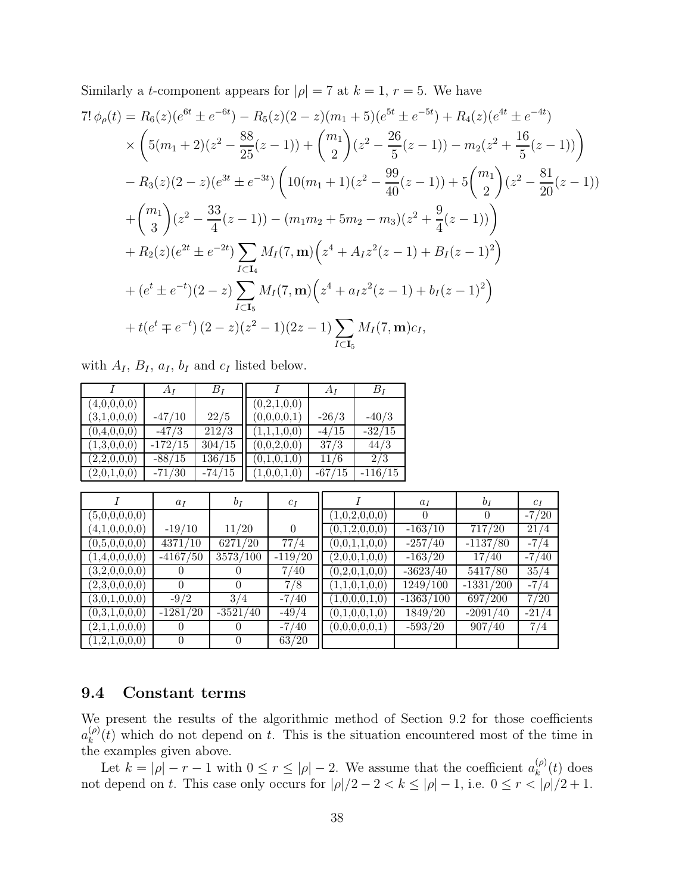Similarly a $t$-component appears for $|\rho| = 7$ at $k = 1$, $r = 5$. We have

$$
\begin{aligned}
7!\,\phi_\rho(t) &= R_6(z)(e^{6t} \pm e^{-6t}) - R_5(z)(2-z)(m_1+5)(e^{5t} \pm e^{-5t}) + R_4(z)(e^{4t} \pm e^{-4t}) \\
&\quad \times \left( 5(m_1+2)(z^2 - \frac{88}{25}(z-1)) + \binom{m_1}{2}(z^2 - \frac{26}{5}(z-1)) - m_2(z^2 + \frac{16}{5}(z-1)) \right) \\
&\quad - R_3(z)(2-z)(e^{3t} \pm e^{-3t}) \left( 10(m_1+1)(z^2 - \frac{99}{40}(z-1)) + 5\binom{m_1}{2}(z^2 - \frac{81}{20}(z-1)) \right. \\
&\quad \left. + \binom{m_1}{3}(z^2 - \frac{33}{4}(z-1)) - (m_1 m_2 + 5m_2 - m_3)(z^2 + \frac{9}{4}(z-1)) \right) \\
&\quad + R_2(z)(e^{2t} \pm e^{-2t}) \sum_{I \subset \mathbf{I}_4} M_I(7, \mathbf{m}) \Big( z^4 + A_I z^2(z-1) + B_I (z-1)^2 \Big) \\
&\quad + (e^t \pm e^{-t})(2-z) \sum_{I \subset \mathbf{I}_5} M_I(7, \mathbf{m}) \Big( z^4 + a_I z^2(z-1) + b_I (z-1)^2 \Big) \\
&\quad + t(e^t \mp e^{-t})\,(2-z)(z^2-1)(2z-1) \sum_{I \subset \mathbf{I}_5} M_I(7, \mathbf{m}) c_I,
\end{aligned}
$$

with $A_I$, $B_I$, $a_I$, $b_I$ and $c_I$ listed below.

| $I$ | $A_I$ | $B_I$ | $I$ | $A_I$ | $B_I$ |
|---|---|---|---|---|---|
| (4,0,0,0,0) | | | (0,2,1,0,0) | | |
| (3,1,0,0,0) | -47/10 | 22/5 | (0,0,0,0,1) | -26/3 | -40/3 |
| (0,4,0,0,0) | -47/3 | 212/3 | (1,1,1,0,0) | -4/15 | -32/15 |
| (1,3,0,0,0) | -172/15 | 304/15 | (0,0,2,0,0) | 37/3 | 44/3 |
| (2,2,0,0,0) | -88/15 | 136/15 | (0,1,0,1,0) | 11/6 | 2/3 |
| (2,0,1,0,0) | -71/30 | -74/15 | (1,0,0,1,0) | -67/15 | -116/15 |

| $I$ | $a_I$ | $b_I$ | $c_I$ | $I$ | $a_I$ | $b_I$ | $c_I$ |
|---|---|---|---|---|---|---|---|
| (5,0,0,0,0,0) | | | | (1,0,2,0,0,0) | 0 | 0 | -7/20 |
| (4,1,0,0,0,0) | -19/10 | 11/20 | 0 | (0,1,2,0,0,0) | -163/10 | 717/20 | 21/4 |
| (0,5,0,0,0,0) | 4371/10 | 6271/20 | 77/4 | (0,0,1,1,0,0) | -257/40 | -1137/80 | -7/4 |
| (1,4,0,0,0,0) | -4167/50 | 3573/100 | -119/20 | (2,0,0,1,0,0) | -163/20 | 17/40 | -7/40 |
| (3,2,0,0,0,0) | 0 | 0 | 7/40 | (0,2,0,1,0,0) | -3623/40 | 5417/80 | 35/4 |
| (2,3,0,0,0,0) | 0 | 0 | 7/8 | (1,1,0,1,0,0) | 1249/100 | -1331/200 | -7/4 |
| (3,0,1,0,0,0) | -9/2 | 3/4 | -7/40 | (1,0,0,0,1,0) | -1363/100 | 697/200 | 7/20 |
| (0,3,1,0,0,0) | -1281/20 | -3521/40 | -49/4 | (0,1,0,0,1,0) | 1849/20 | -2091/40 | -21/4 |
| (2,1,1,0,0,0) | 0 | 0 | -7/40 | (0,0,0,0,0,1) | -593/20 | 907/40 | 7/4 |
| (1,2,1,0,0,0) | 0 | 0 | 63/20 | | | | |

## 9.4 Constant terms

We present the results of the algorithmic method of Section 9.2 for those coefficients $a_k^{(\rho)}(t)$ which do not depend on $t$. This is the situation encountered most of the time in the examples given above.

Let $k = |\rho| - r - 1$ with $0 \le r \le |\rho| - 2$. We assume that the coefficient $a_k^{(\rho)}(t)$ does not depend on $t$. This case only occurs for $|\rho|/2 - 2 < k \le |\rho| - 1$, i.e. $0 \le r < |\rho|/2 + 1$.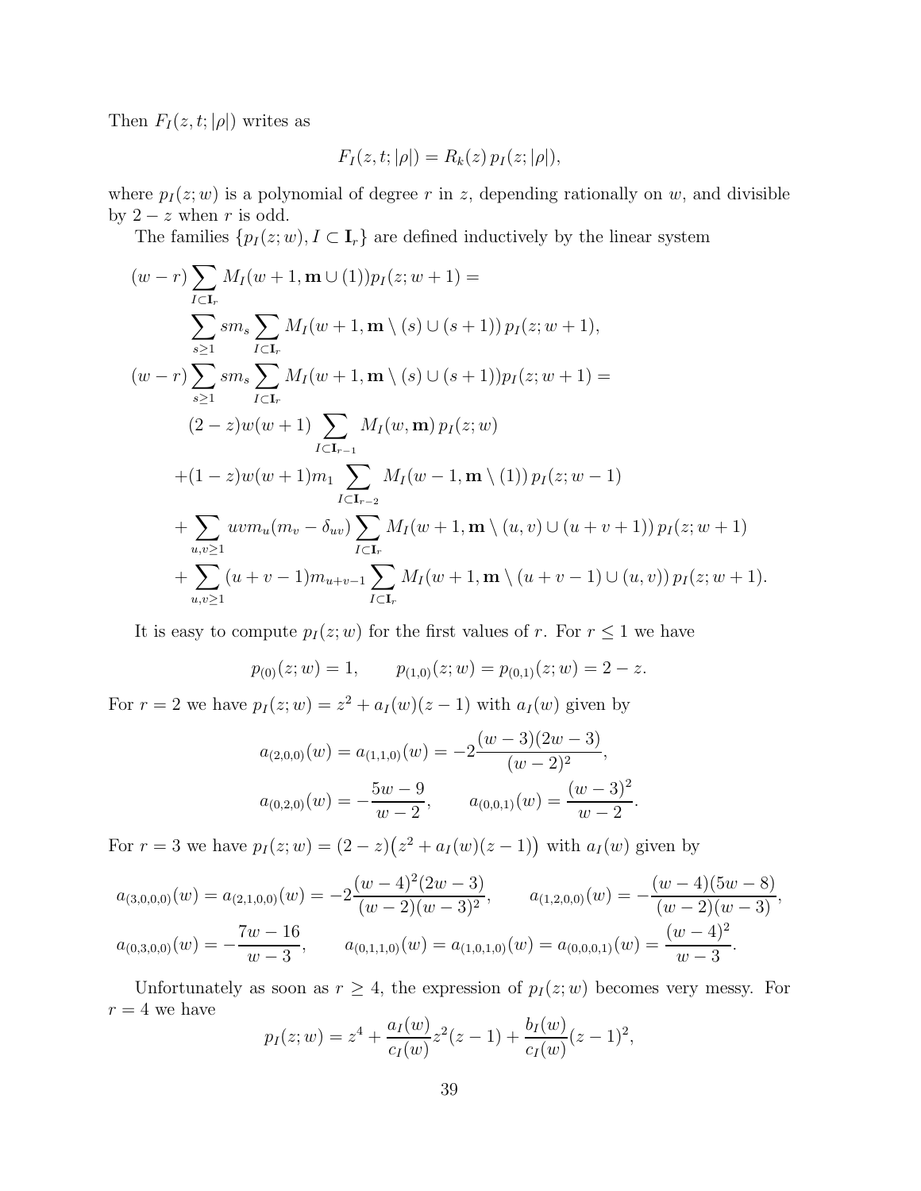Then $F_I(z,t;|\rho|)$ writes as

$$F_I(z,t;|\rho|) = R_k(z)\, p_I(z;|\rho|),$$

where $p_I(z;w)$ is a polynomial of degree $r$ in $z$, depending rationally on $w$, and divisible by $2-z$ when $r$ is odd.

The families $\{p_I(z;w), I \subset \mathbf{I}_r\}$ are defined inductively by the linear system

$$\begin{aligned}
(w-r)\sum_{I\subset \mathbf{I}_r} & M_I(w+1,\mathbf{m}\cup(1))p_I(z;w+1) = \\
& \sum_{s\geq 1} s m_s \sum_{I\subset \mathbf{I}_r} M_I(w+1,\mathbf{m}\setminus(s)\cup(s+1))\, p_I(z;w+1), \\
(w-r)\sum_{s\geq 1} & s m_s \sum_{I\subset \mathbf{I}_r} M_I(w+1,\mathbf{m}\setminus(s)\cup(s+1))p_I(z;w+1) = \\
& (2-z)w(w+1)\sum_{I\subset \mathbf{I}_{r-1}} M_I(w,\mathbf{m})\, p_I(z;w) \\
& +(1-z)w(w+1)m_1 \sum_{I\subset \mathbf{I}_{r-2}} M_I(w-1,\mathbf{m}\setminus(1))\, p_I(z;w-1) \\
& +\sum_{u,v\geq 1} uv m_u(m_v-\delta_{uv})\sum_{I\subset \mathbf{I}_r} M_I(w+1,\mathbf{m}\setminus(u,v)\cup(u+v+1))\, p_I(z;w+1) \\
& +\sum_{u,v\geq 1}(u+v-1)m_{u+v-1}\sum_{I\subset \mathbf{I}_r} M_I(w+1,\mathbf{m}\setminus(u+v-1)\cup(u,v))\, p_I(z;w+1).
\end{aligned}$$

It is easy to compute $p_I(z;w)$ for the first values of $r$. For $r\leq 1$ we have

$$p_{(0)}(z;w)=1, \qquad p_{(1,0)}(z;w)=p_{(0,1)}(z;w)=2-z.$$

For $r=2$ we have $p_I(z;w)=z^2+a_I(w)(z-1)$ with $a_I(w)$ given by

$$\begin{aligned}
a_{(2,0,0)}(w) = a_{(1,1,0)}(w) &= -2\frac{(w-3)(2w-3)}{(w-2)^2}, \\
a_{(0,2,0)}(w) = -\frac{5w-9}{w-2}, &\qquad a_{(0,0,1)}(w) = \frac{(w-3)^2}{w-2}.
\end{aligned}$$

For $r=3$ we have $p_I(z;w)=(2-z)\big(z^2+a_I(w)(z-1)\big)$ with $a_I(w)$ given by

$$\begin{aligned}
a_{(3,0,0,0)}(w) = a_{(2,1,0,0)}(w) = -2\frac{(w-4)^2(2w-3)}{(w-2)(w-3)^2}, &\qquad a_{(1,2,0,0)}(w) = -\frac{(w-4)(5w-8)}{(w-2)(w-3)}, \\
a_{(0,3,0,0)}(w) = -\frac{7w-16}{w-3}, &\qquad a_{(0,1,1,0)}(w) = a_{(1,0,1,0)}(w) = a_{(0,0,0,1)}(w) = \frac{(w-4)^2}{w-3}.
\end{aligned}$$

Unfortunately as soon as $r\geq 4$, the expression of $p_I(z;w)$ becomes very messy. For $r=4$ we have

$$p_I(z;w) = z^4 + \frac{a_I(w)}{c_I(w)}z^2(z-1) + \frac{b_I(w)}{c_I(w)}(z-1)^2,$$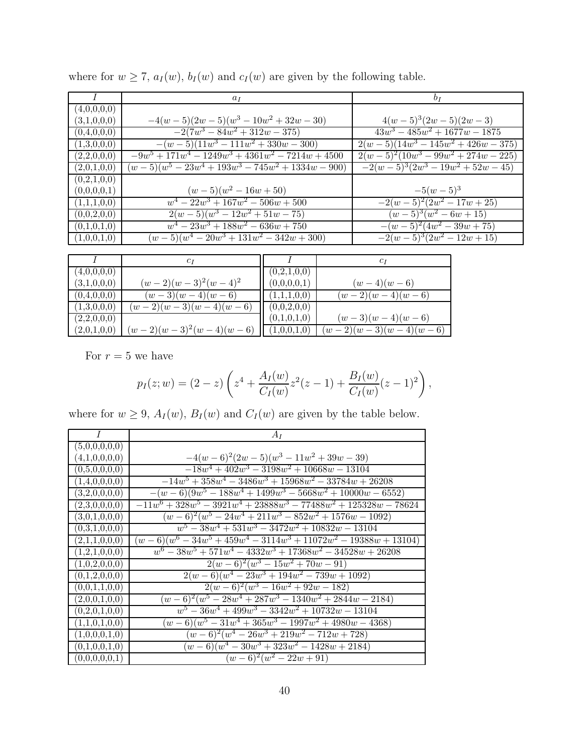where for $w \geq 7$, $a_I(w)$, $b_I(w)$ and $c_I(w)$ are given by the following table.

| $I$ | $a_I$ | $b_I$ |
|---|---|---|
| (4,0,0,0,0) (3,1,0,0,0) | $-4(w-5)(2w-5)(w^3-10w^2+32w-30)$ | $4(w-5)^3(2w-5)(2w-3)$ |
| (0,4,0,0,0) | $-2(7w^3-84w^2+312w-375)$ | $43w^3-485w^2+1677w-1875$ |
| (1,3,0,0,0) | $-(w-5)(11w^3-111w^2+330w-300)$ | $2(w-5)(14w^3-145w^2+426w-375)$ |
| (2,2,0,0,0) | $-9w^5+171w^4-1249w^3+4361w^2-7214w+4500$ | $2(w-5)^2(10w^3-99w^2+274w-225)$ |
| (2,0,1,0,0) | $(w-5)(w^5-23w^4+193w^3-745w^2+1334w-900)$ | $-2(w-5)^3(2w^3-19w^2+52w-45)$ |
| (0,2,1,0,0) (0,0,0,0,1) | $(w-5)(w^2-16w+50)$ | $-5(w-5)^3$ |
| (1,1,1,0,0) | $w^4-22w^3+167w^2-506w+500$ | $-2(w-5)^2(2w^2-17w+25)$ |
| (0,0,2,0,0) | $2(w-5)(w^3-12w^2+51w-75)$ | $(w-5)^3(w^2-6w+15)$ |
| (0,1,0,1,0) | $w^4-23w^3+188w^2-636w+750$ | $-(w-5)^2(4w^2-39w+75)$ |
| (1,0,0,1,0) | $(w-5)(w^4-20w^3+131w^2-342w+300)$ | $-2(w-5)^3(2w^2-12w+15)$ |

| $I$ | $c_I$ | $I$ | $c_I$ |
|---|---|---|---|
| (4,0,0,0,0) (3,1,0,0,0) | $(w-2)(w-3)^2(w-4)^2$ | (0,2,1,0,0) (0,0,0,0,1) | $(w-4)(w-6)$ |
| (0,4,0,0,0) | $(w-3)(w-4)(w-6)$ | (1,1,1,0,0) | $(w-2)(w-4)(w-6)$ |
| (1,3,0,0,0) | $(w-2)(w-3)(w-4)(w-6)$ | (0,0,2,0,0) (0,1,0,1,0) | $(w-3)(w-4)(w-6)$ |
| (2,2,0,0,0) (2,0,1,0,0) | $(w-2)(w-3)^2(w-4)(w-6)$ | (1,0,0,1,0) | $(w-2)(w-3)(w-4)(w-6)$ |

For $r = 5$ we have

$$p_I(z;w) = (2-z)\left(z^4 + \frac{A_I(w)}{C_I(w)}z^2(z-1) + \frac{B_I(w)}{C_I(w)}(z-1)^2\right),$$

where for $w \geq 9$, $A_I(w)$, $B_I(w)$ and $C_I(w)$ are given by the table below.

| $I$ | $A_I$ |
|---|---|
| (5,0,0,0,0,0) (4,1,0,0,0,0) | $-4(w-6)^2(2w-5)(w^3-11w^2+39w-39)$ |
| (0,5,0,0,0,0) | $-18w^4+402w^3-3198w^2+10668w-13104$ |
| (1,4,0,0,0,0) | $-14w^5+358w^4-3486w^3+15968w^2-33784w+26208$ |
| (3,2,0,0,0,0) | $-(w-6)(9w^5-188w^4+1499w^3-5668w^2+10000w-6552)$ |
| (2,3,0,0,0,0) | $-11w^6+328w^5-3921w^4+23888w^3-77488w^2+125328w-78624$ |
| (3,0,1,0,0,0) | $(w-6)^2(w^5-24w^4+211w^3-852w^2+1576w-1092)$ |
| (0,3,1,0,0,0) | $w^5-38w^4+531w^3-3472w^2+10832w-13104$ |
| (2,1,1,0,0,0) | $(w-6)(w^6-34w^5+459w^4-3114w^3+11072w^2-19388w+13104)$ |
| (1,2,1,0,0,0) | $w^6-38w^5+571w^4-4332w^3+17368w^2-34528w+26208$ |
| (1,0,2,0,0,0) | $2(w-6)^2(w^3-15w^2+70w-91)$ |
| (0,1,2,0,0,0) | $2(w-6)(w^4-23w^3+194w^2-739w+1092)$ |
| (0,0,1,1,0,0) | $2(w-6)^2(w^3-16w^2+92w-182)$ |
| (2,0,0,1,0,0) | $(w-6)^2(w^5-28w^4+287w^3-1340w^2+2844w-2184)$ |
| (0,2,0,1,0,0) | $w^5-36w^4+499w^3-3342w^2+10732w-13104$ |
| (1,1,0,1,0,0) | $(w-6)(w^5-31w^4+365w^3-1997w^2+4980w-4368)$ |
| (1,0,0,0,1,0) | $(w-6)^2(w^4-26w^3+219w^2-712w+728)$ |
| (0,1,0,0,1,0) | $(w-6)(w^4-30w^3+323w^2-1428w+2184)$ |
| (0,0,0,0,0,1) | $(w-6)^2(w^2-22w+91)$ |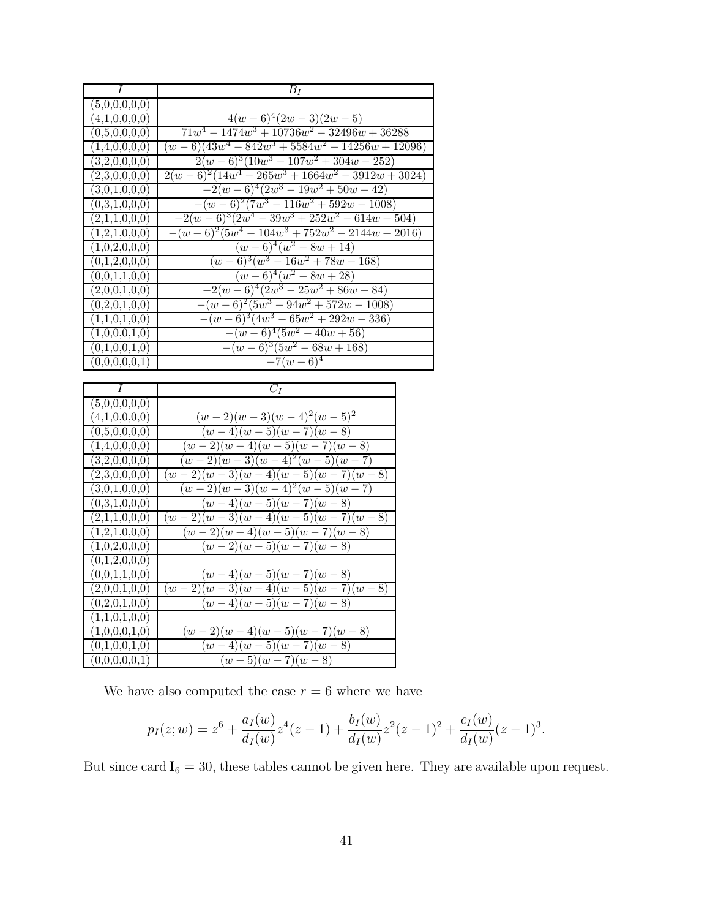| $I$ | $B_I$ |
|---|---|
| (5,0,0,0,0,0) (4,1,0,0,0,0) | $4(w-6)^4(2w-3)(2w-5)$ |
| (0,5,0,0,0,0) | $71w^4-1474w^3+10736w^2-32496w+36288$ |
| (1,4,0,0,0,0) | $(w-6)(43w^4-842w^3+5584w^2-14256w+12096)$ |
| (3,2,0,0,0,0) | $2(w-6)^3(10w^3-107w^2+304w-252)$ |
| (2,3,0,0,0,0) | $2(w-6)^2(14w^4-265w^3+1664w^2-3912w+3024)$ |
| (3,0,1,0,0,0) | $-2(w-6)^4(2w^3-19w^2+50w-42)$ |
| (0,3,1,0,0,0) | $-(w-6)^2(7w^3-116w^2+592w-1008)$ |
| (2,1,1,0,0,0) | $-2(w-6)^3(2w^4-39w^3+252w^2-614w+504)$ |
| (1,2,1,0,0,0) | $-(w-6)^2(5w^4-104w^3+752w^2-2144w+2016)$ |
| (1,0,2,0,0,0) | $(w-6)^4(w^2-8w+14)$ |
| (0,1,2,0,0,0) | $(w-6)^3(w^3-16w^2+78w-168)$ |
| (0,0,1,1,0,0) | $(w-6)^4(w^2-8w+28)$ |
| (2,0,0,1,0,0) | $-2(w-6)^4(2w^3-25w^2+86w-84)$ |
| (0,2,0,1,0,0) | $-(w-6)^2(5w^3-94w^2+572w-1008)$ |
| (1,1,0,1,0,0) | $-(w-6)^3(4w^3-65w^2+292w-336)$ |
| (1,0,0,0,1,0) | $-(w-6)^4(5w^2-40w+56)$ |
| (0,1,0,0,1,0) | $-(w-6)^3(5w^2-68w+168)$ |
| (0,0,0,0,0,1) | $-7(w-6)^4$ |

| $I$ | $C_I$ |
|---|---|
| (5,0,0,0,0,0) (4,1,0,0,0,0) | $(w-2)(w-3)(w-4)^2(w-5)^2$ |
| (0,5,0,0,0,0) | $(w-4)(w-5)(w-7)(w-8)$ |
| (1,4,0,0,0,0) | $(w-2)(w-4)(w-5)(w-7)(w-8)$ |
| (3,2,0,0,0,0) | $(w-2)(w-3)(w-4)^2(w-5)(w-7)$ |
| (2,3,0,0,0,0) | $(w-2)(w-3)(w-4)(w-5)(w-7)(w-8)$ |
| (3,0,1,0,0,0) | $(w-2)(w-3)(w-4)^2(w-5)(w-7)$ |
| (0,3,1,0,0,0) | $(w-4)(w-5)(w-7)(w-8)$ |
| (2,1,1,0,0,0) | $(w-2)(w-3)(w-4)(w-5)(w-7)(w-8)$ |
| (1,2,1,0,0,0) | $(w-2)(w-4)(w-5)(w-7)(w-8)$ |
| (1,0,2,0,0,0) | $(w-2)(w-5)(w-7)(w-8)$ |
| (0,1,2,0,0,0) (0,0,1,1,0,0) | $(w-4)(w-5)(w-7)(w-8)$ |
| (2,0,0,1,0,0) | $(w-2)(w-3)(w-4)(w-5)(w-7)(w-8)$ |
| (0,2,0,1,0,0) | $(w-4)(w-5)(w-7)(w-8)$ |
| (1,1,0,1,0,0) (1,0,0,0,1,0) | $(w-2)(w-4)(w-5)(w-7)(w-8)$ |
| (0,1,0,0,1,0) | $(w-4)(w-5)(w-7)(w-8)$ |
| (0,0,0,0,0,1) | $(w-5)(w-7)(w-8)$ |

We have also computed the case $r=6$ where we have

$$p_I(z;w) = z^6 + \frac{a_I(w)}{d_I(w)}z^4(z-1) + \frac{b_I(w)}{d_I(w)}z^2(z-1)^2 + \frac{c_I(w)}{d_I(w)}(z-1)^3.$$

But since $\operatorname{card} \mathbf{I}_6 = 30$, these tables cannot be given here. They are available upon request.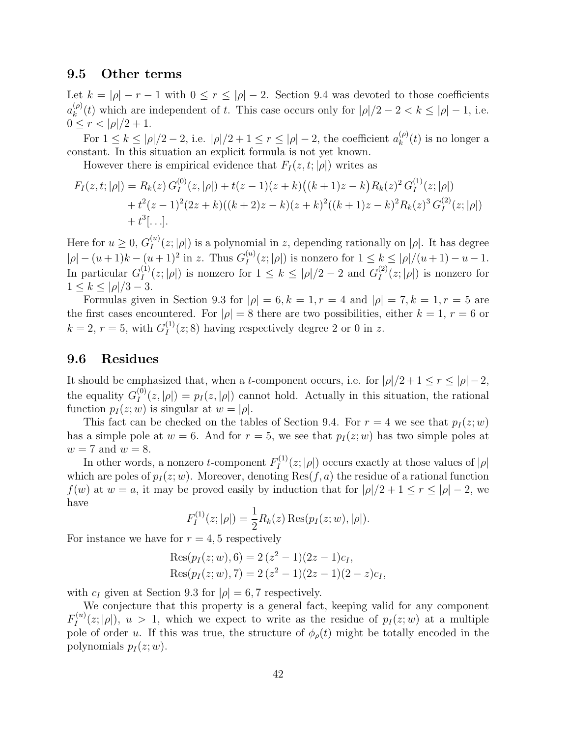## 9.5 Other terms

Let $k = |\rho| - r - 1$ with $0 \le r \le |\rho| - 2$. Section 9.4 was devoted to those coefficients $a_k^{(\rho)}(t)$ which are independent of $t$. This case occurs only for $|\rho|/2 - 2 < k \le |\rho| - 1$, i.e. $0 \le r < |\rho|/2 + 1$.

For $1 \le k \le |\rho|/2 - 2$, i.e. $|\rho|/2 + 1 \le r \le |\rho| - 2$, the coefficient $a_k^{(\rho)}(t)$ is no longer a constant. In this situation an explicit formula is not yet known.

However there is empirical evidence that $F_I(z, t; |\rho|)$ writes as

$$\begin{aligned} F_I(z,t;|\rho|) &= R_k(z)\, G_I^{(0)}(z,|\rho|) + t(z-1)(z+k)\big((k+1)z-k\big)R_k(z)^2\, G_I^{(1)}(z;|\rho|) \\ &\quad + t^2(z-1)^2(2z+k)((k+2)z-k)(z+k)^2((k+1)z-k)^2 R_k(z)^3\, G_I^{(2)}(z;|\rho|) \\ &\quad + t^3[\ldots]. \end{aligned}$$

Here for $u \ge 0$, $G_I^{(u)}(z;|\rho|)$ is a polynomial in $z$, depending rationally on $|\rho|$. It has degree $|\rho| - (u+1)k - (u+1)^2$ in $z$. Thus $G_I^{(u)}(z;|\rho|)$ is nonzero for $1 \le k \le |\rho|/(u+1) - u - 1$. In particular $G_I^{(1)}(z;|\rho|)$ is nonzero for $1 \le k \le |\rho|/2 - 2$ and $G_I^{(2)}(z;|\rho|)$ is nonzero for $1 \le k \le |\rho|/3 - 3$.

Formulas given in Section 9.3 for $|\rho| = 6, k = 1, r = 4$ and $|\rho| = 7, k = 1, r = 5$ are the first cases encountered. For $|\rho| = 8$ there are two possibilities, either $k = 1$, $r = 6$ or $k = 2$, $r = 5$, with $G_I^{(1)}(z;8)$ having respectively degree 2 or 0 in $z$.

## 9.6 Residues

It should be emphasized that, when a $t$-component occurs, i.e. for $|\rho|/2 + 1 \le r \le |\rho| - 2$, the equality $G_I^{(0)}(z,|\rho|) = p_I(z,|\rho|)$ cannot hold. Actually in this situation, the rational function $p_I(z;w)$ is singular at $w = |\rho|$.

This fact can be checked on the tables of Section 9.4. For $r = 4$ we see that $p_I(z;w)$ has a simple pole at $w = 6$. And for $r = 5$, we see that $p_I(z;w)$ has two simple poles at $w = 7$ and $w = 8$.

In other words, a nonzero $t$-component $F_I^{(1)}(z;|\rho|)$ occurs exactly at those values of $|\rho|$ which are poles of $p_I(z;w)$. Moreover, denoting $\mathrm{Res}(f,a)$ the residue of a rational function $f(w)$ at $w = a$, it may be proved easily by induction that for $|\rho|/2 + 1 \le r \le |\rho| - 2$, we have

$$F_I^{(1)}(z;|\rho|) = \frac{1}{2} R_k(z)\, \mathrm{Res}(p_I(z;w), |\rho|).$$

For instance we have for $r = 4, 5$ respectively

$$\begin{aligned} \mathrm{Res}(p_I(z;w), 6) &= 2\,(z^2-1)(2z-1)c_I, \\ \mathrm{Res}(p_I(z;w), 7) &= 2\,(z^2-1)(2z-1)(2-z)c_I, \end{aligned}$$

with $c_I$ given at Section 9.3 for $|\rho| = 6, 7$ respectively.

We conjecture that this property is a general fact, keeping valid for any component $F_I^{(u)}(z;|\rho|)$, $u > 1$, which we expect to write as the residue of $p_I(z;w)$ at a multiple pole of order $u$. If this was true, the structure of $\phi_\rho(t)$ might be totally encoded in the polynomials $p_I(z;w)$.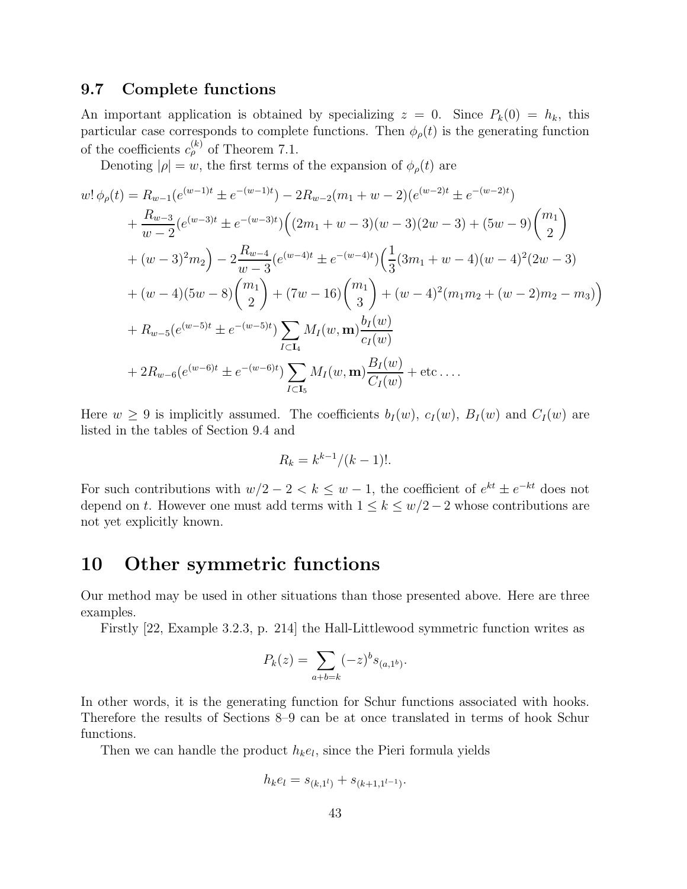### 9.7 Complete functions

An important application is obtained by specializing $z = 0$. Since $P_k(0) = h_k$, this particular case corresponds to complete functions. Then $\phi_\rho(t)$ is the generating function of the coefficients $c_\rho^{(k)}$ of Theorem 7.1.

Denoting $|\rho| = w$, the first terms of the expansion of $\phi_\rho(t)$ are

$$
\begin{aligned}
w!\,\phi_\rho(t) &= R_{w-1}(e^{(w-1)t} \pm e^{-(w-1)t}) - 2R_{w-2}(m_1 + w - 2)(e^{(w-2)t} \pm e^{-(w-2)t}) \\
&+ \frac{R_{w-3}}{w-2}(e^{(w-3)t} \pm e^{-(w-3)t})\Big((2m_1 + w - 3)(w-3)(2w-3) + (5w-9)\binom{m_1}{2} \\
&+ (w-3)^2 m_2\Big) - 2\frac{R_{w-4}}{w-3}(e^{(w-4)t} \pm e^{-(w-4)t})\Big(\frac{1}{3}(3m_1 + w - 4)(w-4)^2(2w-3) \\
&+ (w-4)(5w-8)\binom{m_1}{2} + (7w-16)\binom{m_1}{3} + (w-4)^2(m_1 m_2 + (w-2)m_2 - m_3)\Big) \\
&+ R_{w-5}(e^{(w-5)t} \pm e^{-(w-5)t}) \sum_{I \subset \mathbf{I}_4} M_I(w, \mathbf{m}) \frac{b_I(w)}{c_I(w)} \\
&+ 2R_{w-6}(e^{(w-6)t} \pm e^{-(w-6)t}) \sum_{I \subset \mathbf{I}_5} M_I(w, \mathbf{m}) \frac{B_I(w)}{C_I(w)} + \text{etc} \ldots .
\end{aligned}
$$

Here $w \geq 9$ is implicitly assumed. The coefficients $b_I(w)$, $c_I(w)$, $B_I(w)$ and $C_I(w)$ are listed in the tables of Section 9.4 and

$$
R_k = k^{k-1}/(k-1)!.
$$

For such contributions with $w/2 - 2 < k \leq w - 1$, the coefficient of $e^{kt} \pm e^{-kt}$ does not depend on $t$. However one must add terms with $1 \leq k \leq w/2 - 2$ whose contributions are not yet explicitly known.

# 10 Other symmetric functions

Our method may be used in other situations than those presented above. Here are three examples.

Firstly [22, Example 3.2.3, p. 214] the Hall-Littlewood symmetric function writes as

$$
P_k(z) = \sum_{a+b=k} (-z)^b s_{(a,1^b)}.
$$

In other words, it is the generating function for Schur functions associated with hooks. Therefore the results of Sections 8–9 can be at once translated in terms of hook Schur functions.

Then we can handle the product $h_k e_l$, since the Pieri formula yields

$$
h_k e_l = s_{(k,1^l)} + s_{(k+1,1^{l-1})}.
$$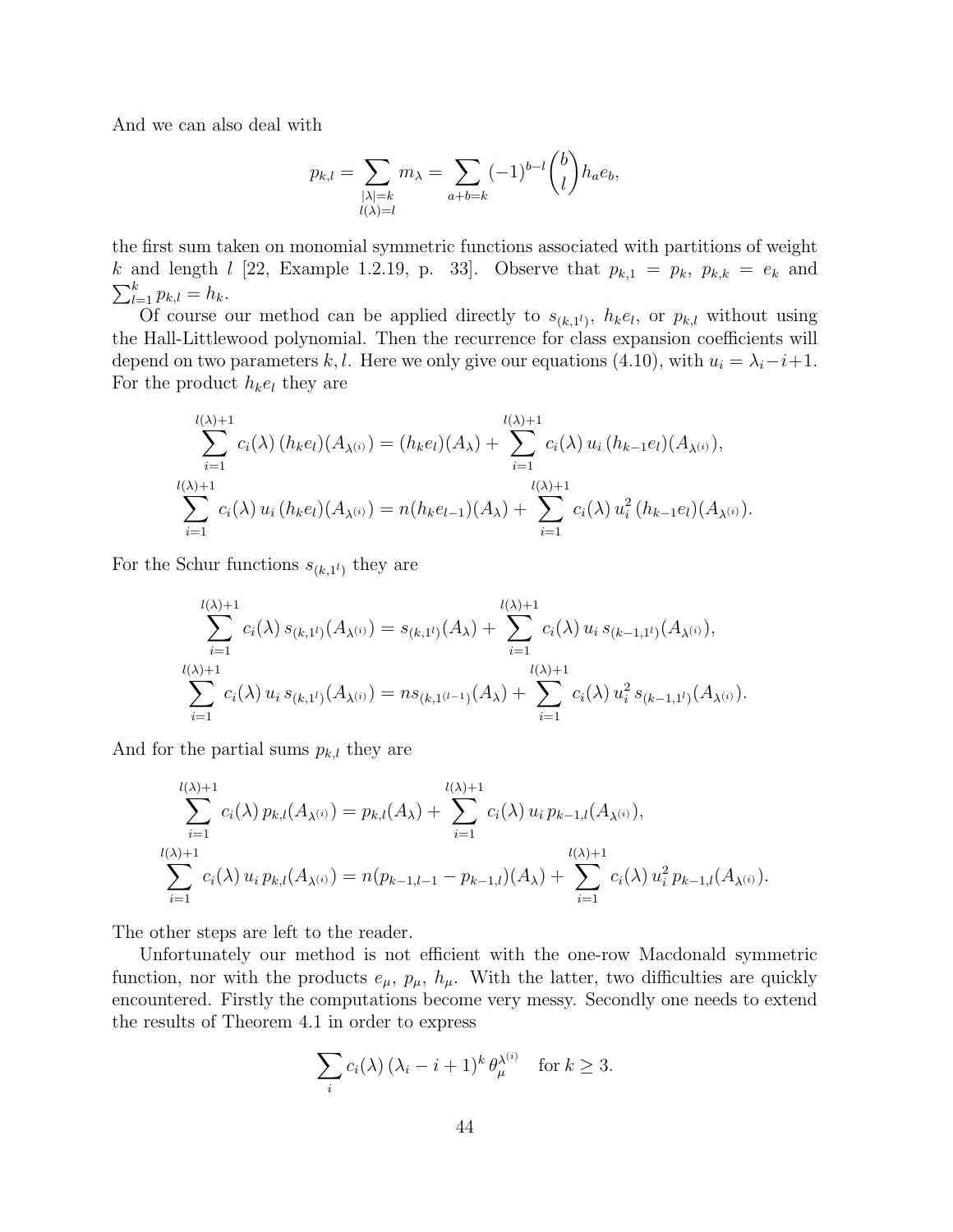And we can also deal with

$$p_{k,l} = \sum_{\substack{|\lambda|=k \\ l(\lambda)=l}} m_\lambda = \sum_{a+b=k} (-1)^{b-l} \binom{b}{l} h_a e_b,$$

the first sum taken on monomial symmetric functions associated with partitions of weight $k$ and length $l$ [22, Example 1.2.19, p. 33]. Observe that $p_{k,1} = p_k$, $p_{k,k} = e_k$ and $\sum_{l=1}^{k} p_{k,l} = h_k$.

Of course our method can be applied directly to $s_{(k,1^l)}$, $h_k e_l$, or $p_{k,l}$ without using the Hall-Littlewood polynomial. Then the recurrence for class expansion coefficients will depend on two parameters $k, l$. Here we only give our equations (4.10), with $u_i = \lambda_i - i + 1$. For the product $h_k e_l$ they are

$$\sum_{i=1}^{l(\lambda)+1} c_i(\lambda)\,(h_k e_l)(A_{\lambda^{(i)}}) = (h_k e_l)(A_\lambda) + \sum_{i=1}^{l(\lambda)+1} c_i(\lambda)\, u_i\,(h_{k-1} e_l)(A_{\lambda^{(i)}}),$$
$$\sum_{i=1}^{l(\lambda)+1} c_i(\lambda)\, u_i\,(h_k e_l)(A_{\lambda^{(i)}}) = n(h_k e_{l-1})(A_\lambda) + \sum_{i=1}^{l(\lambda)+1} c_i(\lambda)\, u_i^2\,(h_{k-1} e_l)(A_{\lambda^{(i)}}).$$

For the Schur functions $s_{(k,1^l)}$ they are

$$\sum_{i=1}^{l(\lambda)+1} c_i(\lambda)\, s_{(k,1^l)}(A_{\lambda^{(i)}}) = s_{(k,1^l)}(A_\lambda) + \sum_{i=1}^{l(\lambda)+1} c_i(\lambda)\, u_i\, s_{(k-1,1^l)}(A_{\lambda^{(i)}}),$$
$$\sum_{i=1}^{l(\lambda)+1} c_i(\lambda)\, u_i\, s_{(k,1^l)}(A_{\lambda^{(i)}}) = n s_{(k,1^{(l-1)})}(A_\lambda) + \sum_{i=1}^{l(\lambda)+1} c_i(\lambda)\, u_i^2\, s_{(k-1,1^l)}(A_{\lambda^{(i)}}).$$

And for the partial sums $p_{k,l}$ they are

$$\sum_{i=1}^{l(\lambda)+1} c_i(\lambda)\, p_{k,l}(A_{\lambda^{(i)}}) = p_{k,l}(A_\lambda) + \sum_{i=1}^{l(\lambda)+1} c_i(\lambda)\, u_i\, p_{k-1,l}(A_{\lambda^{(i)}}),$$
$$\sum_{i=1}^{l(\lambda)+1} c_i(\lambda)\, u_i\, p_{k,l}(A_{\lambda^{(i)}}) = n(p_{k-1,l-1} - p_{k-1,l})(A_\lambda) + \sum_{i=1}^{l(\lambda)+1} c_i(\lambda)\, u_i^2\, p_{k-1,l}(A_{\lambda^{(i)}}).$$

The other steps are left to the reader.

Unfortunately our method is not efficient with the one-row Macdonald symmetric function, nor with the products $e_\mu$, $p_\mu$, $h_\mu$. With the latter, two difficulties are quickly encountered. Firstly the computations become very messy. Secondly one needs to extend the results of Theorem 4.1 in order to express

$$\sum_i c_i(\lambda)\,(\lambda_i - i + 1)^k\, \theta_\mu^{\lambda^{(i)}} \quad \text{for } k \geq 3.$$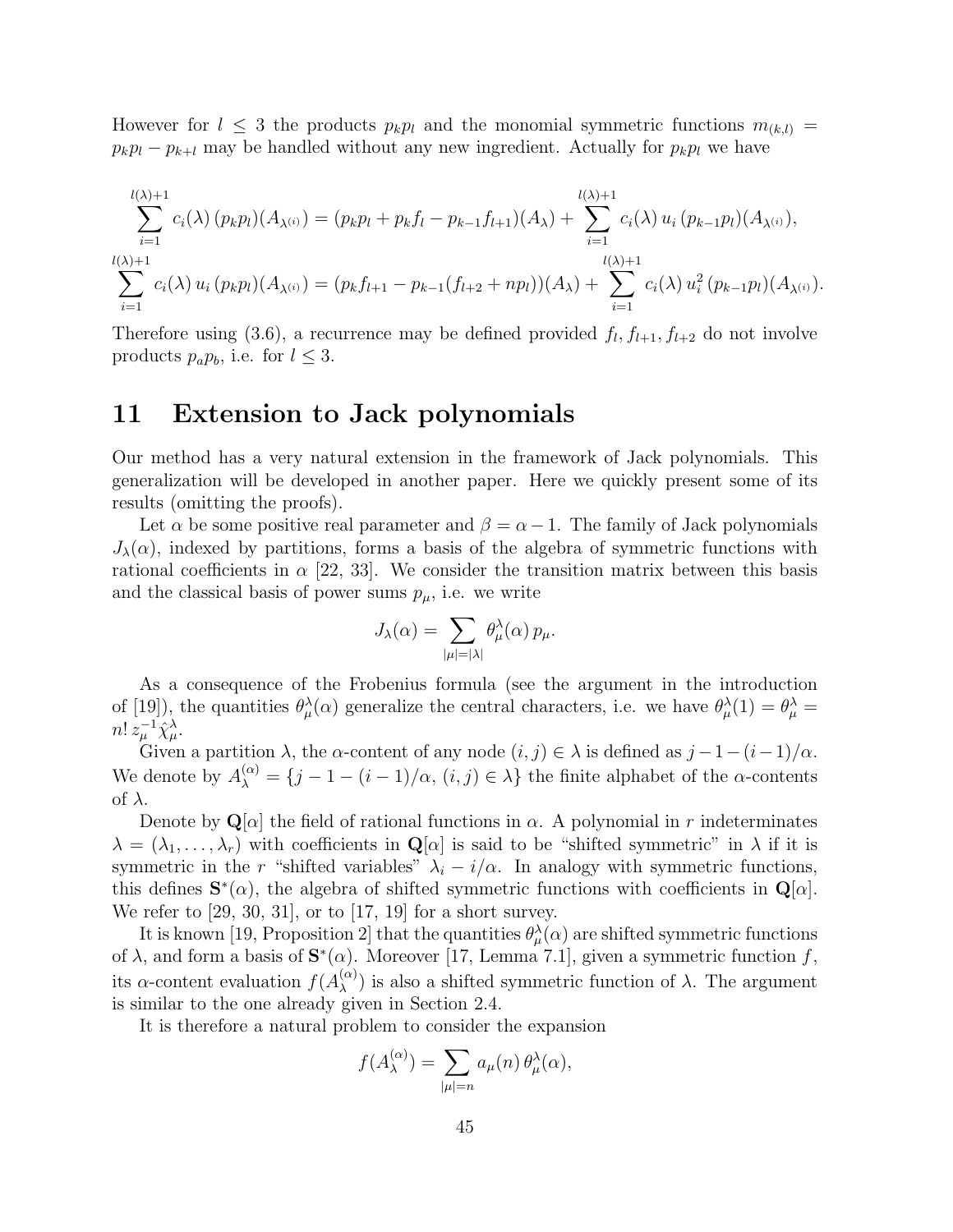However for $l \leq 3$ the products $p_k p_l$ and the monomial symmetric functions $m_{(k,l)} = p_k p_l - p_{k+l}$ may be handled without any new ingredient. Actually for $p_k p_l$ we have

$$\sum_{i=1}^{l(\lambda)+1} c_i(\lambda)\,(p_k p_l)(A_{\lambda^{(i)}}) = (p_k p_l + p_k f_l - p_{k-1} f_{l+1})(A_\lambda) + \sum_{i=1}^{l(\lambda)+1} c_i(\lambda)\, u_i\,(p_{k-1} p_l)(A_{\lambda^{(i)}}),$$

$$\sum_{i=1}^{l(\lambda)+1} c_i(\lambda)\, u_i\,(p_k p_l)(A_{\lambda^{(i)}}) = (p_k f_{l+1} - p_{k-1}(f_{l+2} + n p_l))(A_\lambda) + \sum_{i=1}^{l(\lambda)+1} c_i(\lambda)\, u_i^2\,(p_{k-1} p_l)(A_{\lambda^{(i)}}).$$

Therefore using (3.6), a recurrence may be defined provided $f_l, f_{l+1}, f_{l+2}$ do not involve products $p_a p_b$, i.e. for $l \leq 3$.

# 11 Extension to Jack polynomials

Our method has a very natural extension in the framework of Jack polynomials. This generalization will be developed in another paper. Here we quickly present some of its results (omitting the proofs).

Let $\alpha$ be some positive real parameter and $\beta = \alpha - 1$. The family of Jack polynomials $J_\lambda(\alpha)$, indexed by partitions, forms a basis of the algebra of symmetric functions with rational coefficients in $\alpha$ [22, 33]. We consider the transition matrix between this basis and the classical basis of power sums $p_\mu$, i.e. we write

$$J_\lambda(\alpha) = \sum_{|\mu|=|\lambda|} \theta^\lambda_\mu(\alpha)\, p_\mu.$$

As a consequence of the Frobenius formula (see the argument in the introduction of [19]), the quantities $\theta^\lambda_\mu(\alpha)$ generalize the central characters, i.e. we have $\theta^\lambda_\mu(1) = \theta^\lambda_\mu = n!\, z_\mu^{-1} \hat{\chi}^\lambda_\mu$.

Given a partition $\lambda$, the $\alpha$-content of any node $(i,j) \in \lambda$ is defined as $j-1-(i-1)/\alpha$. We denote by $A^{(\alpha)}_\lambda = \{j-1-(i-1)/\alpha,\ (i,j) \in \lambda\}$ the finite alphabet of the $\alpha$-contents of $\lambda$.

Denote by $\mathbf{Q}[\alpha]$ the field of rational functions in $\alpha$. A polynomial in $r$ indeterminates $\lambda = (\lambda_1, \ldots, \lambda_r)$ with coefficients in $\mathbf{Q}[\alpha]$ is said to be "shifted symmetric" in $\lambda$ if it is symmetric in the $r$ "shifted variables" $\lambda_i - i/\alpha$. In analogy with symmetric functions, this defines $\mathbf{S}^*(\alpha)$, the algebra of shifted symmetric functions with coefficients in $\mathbf{Q}[\alpha]$. We refer to [29, 30, 31], or to [17, 19] for a short survey.

It is known [19, Proposition 2] that the quantities $\theta^\lambda_\mu(\alpha)$ are shifted symmetric functions of $\lambda$, and form a basis of $\mathbf{S}^*(\alpha)$. Moreover [17, Lemma 7.1], given a symmetric function $f$, its $\alpha$-content evaluation $f(A^{(\alpha)}_\lambda)$ is also a shifted symmetric function of $\lambda$. The argument is similar to the one already given in Section 2.4.

It is therefore a natural problem to consider the expansion

$$f(A^{(\alpha)}_\lambda) = \sum_{|\mu|=n} a_\mu(n)\, \theta^\lambda_\mu(\alpha),$$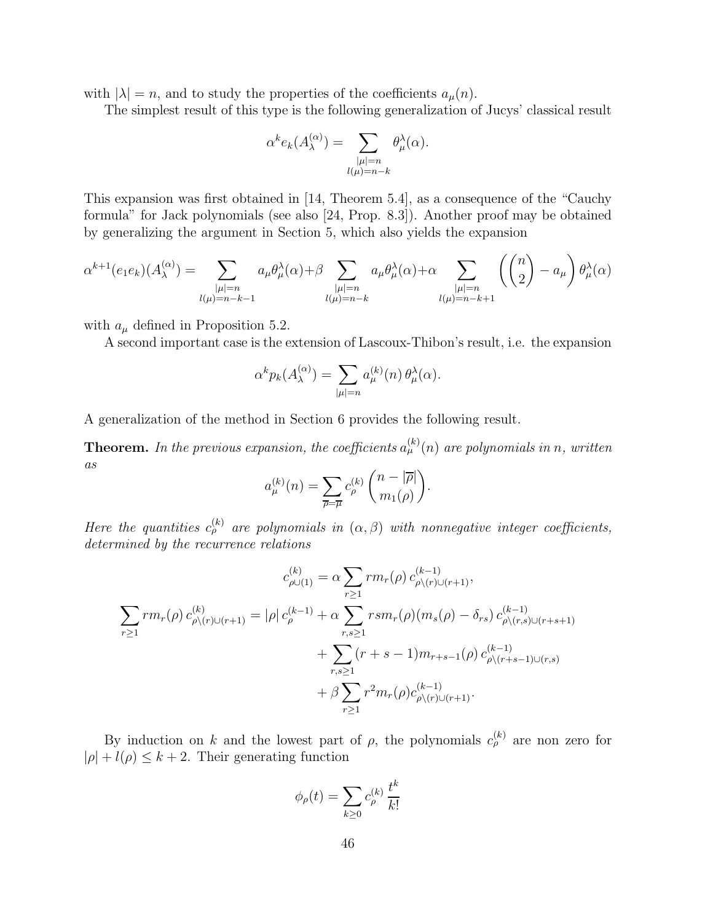with $|\lambda| = n$, and to study the properties of the coefficients $a_\mu(n)$.

The simplest result of this type is the following generalization of Jucys' classical result

$$\alpha^k e_k(A_\lambda^{(\alpha)}) = \sum_{\substack{|\mu|=n \\ l(\mu)=n-k}} \theta_\mu^\lambda(\alpha).$$

This expansion was first obtained in [14, Theorem 5.4], as a consequence of the "Cauchy formula" for Jack polynomials (see also [24, Prop. 8.3]). Another proof may be obtained by generalizing the argument in Section 5, which also yields the expansion

$$\alpha^{k+1}(e_1 e_k)(A_\lambda^{(\alpha)}) = \sum_{\substack{|\mu|=n \\ l(\mu)=n-k-1}} a_\mu \theta_\mu^\lambda(\alpha) + \beta \sum_{\substack{|\mu|=n \\ l(\mu)=n-k}} a_\mu \theta_\mu^\lambda(\alpha) + \alpha \sum_{\substack{|\mu|=n \\ l(\mu)=n-k+1}} \left( \binom{n}{2} - a_\mu \right) \theta_\mu^\lambda(\alpha)$$

with $a_\mu$ defined in Proposition 5.2.

A second important case is the extension of Lascoux-Thibon's result, i.e. the expansion

$$\alpha^k p_k(A_\lambda^{(\alpha)}) = \sum_{|\mu|=n} a_\mu^{(k)}(n)\, \theta_\mu^\lambda(\alpha).$$

A generalization of the method in Section 6 provides the following result.

**Theorem.** *In the previous expansion, the coefficients $a_\mu^{(k)}(n)$ are polynomials in $n$, written as*

$$a_\mu^{(k)}(n) = \sum_{\overline{\rho}=\overline{\mu}} c_\rho^{(k)} \binom{n-|\overline{\rho}|}{m_1(\rho)}.$$

*Here the quantities $c_\rho^{(k)}$ are polynomials in $(\alpha, \beta)$ with nonnegative integer coefficients, determined by the recurrence relations*

$$c_{\rho\cup(1)}^{(k)} = \alpha \sum_{r\geq 1} r m_r(\rho)\, c_{\rho\setminus(r)\cup(r+1)}^{(k-1)},$$

$$\begin{aligned}
\sum_{r\geq 1} r m_r(\rho)\, c_{\rho\setminus(r)\cup(r+1)}^{(k)} = |\rho|\, c_\rho^{(k-1)} &+ \alpha \sum_{r,s\geq 1} r s m_r(\rho)(m_s(\rho)-\delta_{rs})\, c_{\rho\setminus(r,s)\cup(r+s+1)}^{(k-1)} \\
&+ \sum_{r,s\geq 1} (r+s-1) m_{r+s-1}(\rho)\, c_{\rho\setminus(r+s-1)\cup(r,s)}^{(k-1)} \\
&+ \beta \sum_{r\geq 1} r^2 m_r(\rho) c_{\rho\setminus(r)\cup(r+1)}^{(k-1)}.
\end{aligned}$$

By induction on $k$ and the lowest part of $\rho$, the polynomials $c_\rho^{(k)}$ are non zero for $|\rho| + l(\rho) \leq k+2$. Their generating function

$$\phi_\rho(t) = \sum_{k\geq 0} c_\rho^{(k)} \frac{t^k}{k!}$$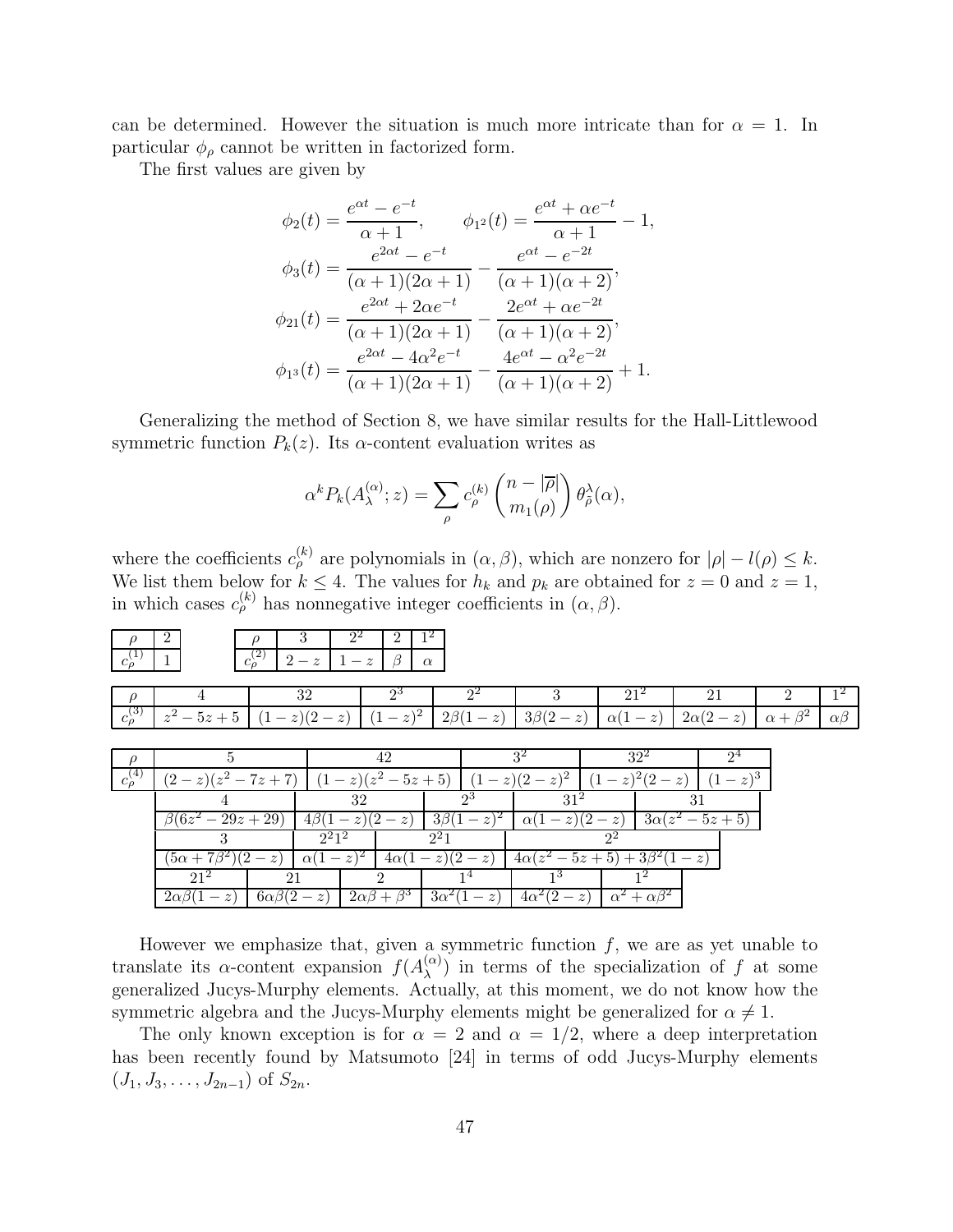can be determined. However the situation is much more intricate than for $\alpha = 1$. In particular $\phi_\rho$ cannot be written in factorized form.

The first values are given by

$$
\begin{aligned}
\phi_2(t) &= \frac{e^{\alpha t} - e^{-t}}{\alpha+1}, \qquad \phi_{1^2}(t) = \frac{e^{\alpha t} + \alpha e^{-t}}{\alpha+1} - 1, \\
\phi_3(t) &= \frac{e^{2\alpha t} - e^{-t}}{(\alpha+1)(2\alpha+1)} - \frac{e^{\alpha t} - e^{-2t}}{(\alpha+1)(\alpha+2)}, \\
\phi_{21}(t) &= \frac{e^{2\alpha t} + 2\alpha e^{-t}}{(\alpha+1)(2\alpha+1)} - \frac{2e^{\alpha t} + \alpha e^{-2t}}{(\alpha+1)(\alpha+2)}, \\
\phi_{1^3}(t) &= \frac{e^{2\alpha t} - 4\alpha^2 e^{-t}}{(\alpha+1)(2\alpha+1)} - \frac{4e^{\alpha t} - \alpha^2 e^{-2t}}{(\alpha+1)(\alpha+2)} + 1.
\end{aligned}
$$

Generalizing the method of Section 8, we have similar results for the Hall-Littlewood symmetric function $P_k(z)$. Its $\alpha$-content evaluation writes as

$$
\alpha^k P_k(A_\lambda^{(\alpha)}; z) = \sum_\rho c_\rho^{(k)} \binom{n - |\overline{\rho}|}{m_1(\rho)} \theta_{\tilde{\rho}}^\lambda(\alpha),
$$

where the coefficients $c_\rho^{(k)}$ are polynomials in $(\alpha, \beta)$, which are nonzero for $|\rho| - l(\rho) \le k$. We list them below for $k \le 4$. The values for $h_k$ and $p_k$ are obtained for $z = 0$ and $z = 1$, in which cases $c_\rho^{(k)}$ has nonnegative integer coefficients in $(\alpha, \beta)$.

| $\rho$ | $2$ |
|---|---|
| $c_\rho^{(1)}$ | $1$ |

| $\rho$ | $3$ | $2^2$ | $2$ | $1^2$ |
|---|---|---|---|---|
| $c_\rho^{(2)}$ | $2-z$ | $1-z$ | $\beta$ | $\alpha$ |

| $\rho$ | $4$ | $32$ | $2^3$ | $2^2$ | $3$ | $21^2$ | $21$ | $2$ | $1^2$ |
|---|---|---|---|---|---|---|---|---|---|
| $c_\rho^{(3)}$ | $z^2-5z+5$ | $(1-z)(2-z)$ | $(1-z)^2$ | $2\beta(1-z)$ | $3\beta(2-z)$ | $\alpha(1-z)$ | $2\alpha(2-z)$ | $\alpha+\beta^2$ | $\alpha\beta$ |

| $\rho$ | $5$ | $42$ | $3^2$ | $32^2$ | $2^4$ |
|---|---|---|---|---|---|
| $c_\rho^{(4)}$ | $(2-z)(z^2-7z+7)$ | $(1-z)(z^2-5z+5)$ | $(1-z)(2-z)^2$ | $(1-z)^2(2-z)$ | $(1-z)^3$ |

| $\rho$ | $4$ | $32$ | $2^3$ | $31^2$ | $31$ |
|---|---|---|---|---|---|
| $c_\rho^{(4)}$ | $\beta(6z^2-29z+29)$ | $4\beta(1-z)(2-z)$ | $3\beta(1-z)^2$ | $\alpha(1-z)(2-z)$ | $3\alpha(z^2-5z+5)$ |

| $\rho$ | $3$ | $2^21^2$ | $2^21$ | $2^2$ |
|---|---|---|---|---|
| $c_\rho^{(4)}$ | $(5\alpha+7\beta^2)(2-z)$ | $\alpha(1-z)^2$ | $4\alpha(1-z)(2-z)$ | $4\alpha(z^2-5z+5)+3\beta^2(1-z)$ |

| $\rho$ | $21^2$ | $21$ | $2$ | $1^4$ | $1^3$ | $1^2$ |
|---|---|---|---|---|---|---|
| $c_\rho^{(4)}$ | $2\alpha\beta(1-z)$ | $6\alpha\beta(2-z)$ | $2\alpha\beta+\beta^3$ | $3\alpha^2(1-z)$ | $4\alpha^2(2-z)$ | $\alpha^2+\alpha\beta^2$ |

However we emphasize that, given a symmetric function $f$, we are as yet unable to translate its $\alpha$-content expansion $f(A_\lambda^{(\alpha)})$ in terms of the specialization of $f$ at some generalized Jucys-Murphy elements. Actually, at this moment, we do not know how the symmetric algebra and the Jucys-Murphy elements might be generalized for $\alpha \neq 1$.

The only known exception is for $\alpha = 2$ and $\alpha = 1/2$, where a deep interpretation has been recently found by Matsumoto [24] in terms of odd Jucys-Murphy elements $(J_1, J_3, \ldots, J_{2n-1})$ of $S_{2n}$.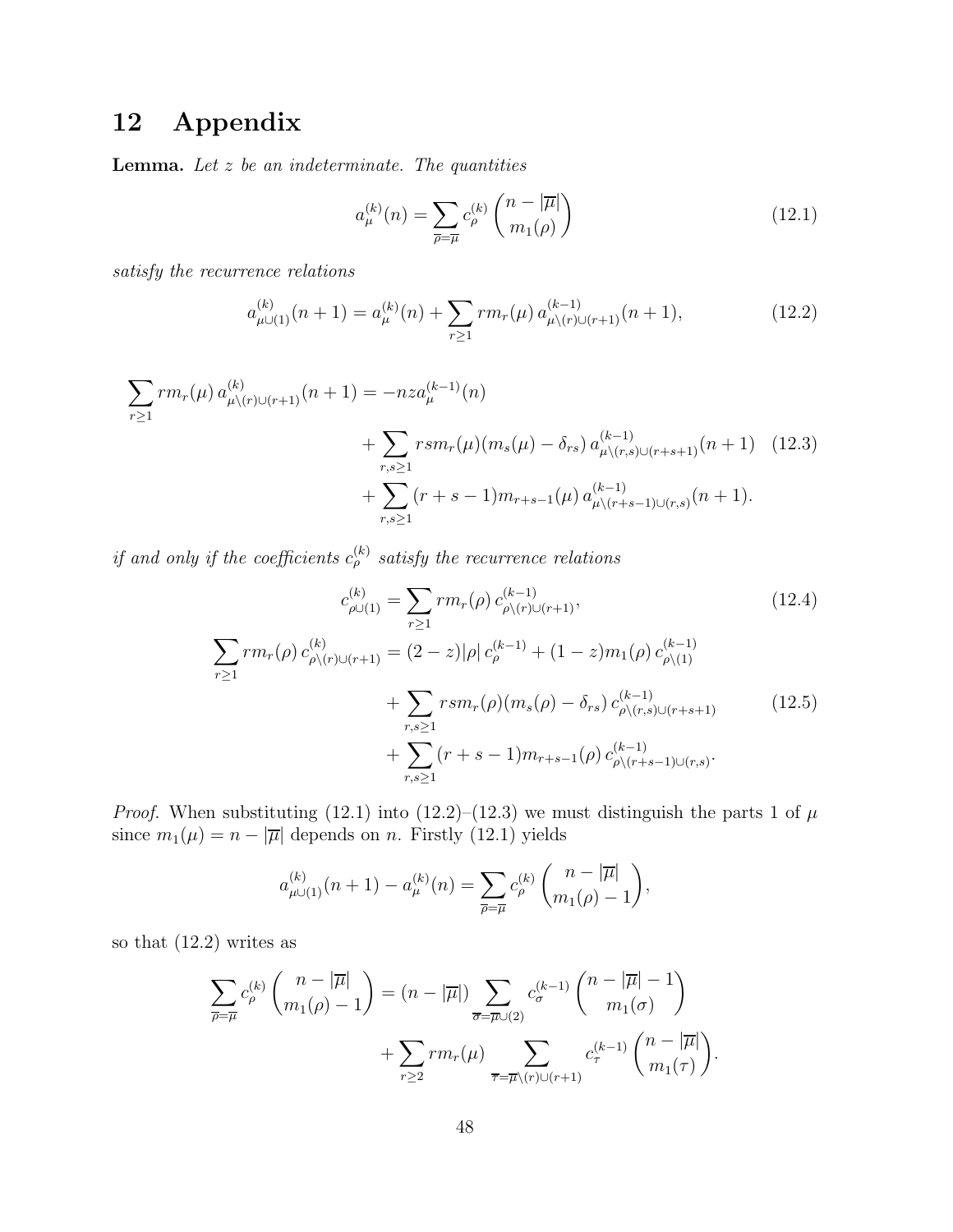# 12 Appendix

**Lemma.** *Let $z$ be an indeterminate. The quantities*

$$a_\mu^{(k)}(n) = \sum_{\overline{\rho}=\overline{\mu}} c_\rho^{(k)} \binom{n-|\overline{\mu}|}{m_1(\rho)} \tag{12.1}$$

*satisfy the recurrence relations*

$$a_{\mu\cup(1)}^{(k)}(n+1) = a_\mu^{(k)}(n) + \sum_{r\geq 1} r m_r(\mu)\, a_{\mu\setminus(r)\cup(r+1)}^{(k-1)}(n+1), \tag{12.2}$$

$$\begin{aligned}\sum_{r\geq 1} r m_r(\mu)\, a_{\mu\setminus(r)\cup(r+1)}^{(k)}(n+1) = &-nz a_\mu^{(k-1)}(n) \\ &+ \sum_{r,s\geq 1} rs m_r(\mu)(m_s(\mu)-\delta_{rs})\, a_{\mu\setminus(r,s)\cup(r+s+1)}^{(k-1)}(n+1) \\ &+ \sum_{r,s\geq 1} (r+s-1) m_{r+s-1}(\mu)\, a_{\mu\setminus(r+s-1)\cup(r,s)}^{(k-1)}(n+1).\end{aligned} \tag{12.3}$$

*if and only if the coefficients $c_\rho^{(k)}$ satisfy the recurrence relations*

$$c_{\rho\cup(1)}^{(k)} = \sum_{r\geq 1} r m_r(\rho)\, c_{\rho\setminus(r)\cup(r+1)}^{(k-1)}, \tag{12.4}$$

$$\begin{aligned}\sum_{r\geq 1} r m_r(\rho)\, c_{\rho\setminus(r)\cup(r+1)}^{(k)} = &(2-z)|\rho|\, c_\rho^{(k-1)} + (1-z) m_1(\rho)\, c_{\rho\setminus(1)}^{(k-1)} \\ &+ \sum_{r,s\geq 1} rs m_r(\rho)(m_s(\rho)-\delta_{rs})\, c_{\rho\setminus(r,s)\cup(r+s+1)}^{(k-1)} \\ &+ \sum_{r,s\geq 1} (r+s-1) m_{r+s-1}(\rho)\, c_{\rho\setminus(r+s-1)\cup(r,s)}^{(k-1)}.\end{aligned} \tag{12.5}$$

*Proof.* When substituting (12.1) into (12.2)–(12.3) we must distinguish the parts 1 of $\mu$ since $m_1(\mu) = n - |\overline{\mu}|$ depends on $n$. Firstly (12.1) yields

$$a_{\mu\cup(1)}^{(k)}(n+1) - a_\mu^{(k)}(n) = \sum_{\overline{\rho}=\overline{\mu}} c_\rho^{(k)} \binom{n-|\overline{\mu}|}{m_1(\rho)-1},$$

so that (12.2) writes as

$$\begin{aligned}\sum_{\overline{\rho}=\overline{\mu}} c_\rho^{(k)} \binom{n-|\overline{\mu}|}{m_1(\rho)-1} = &(n-|\overline{\mu}|) \sum_{\overline{\sigma}=\overline{\mu}\cup(2)} c_\sigma^{(k-1)} \binom{n-|\overline{\mu}|-1}{m_1(\sigma)} \\ &+ \sum_{r\geq 2} r m_r(\mu) \sum_{\overline{\tau}=\overline{\mu}\setminus(r)\cup(r+1)} c_\tau^{(k-1)} \binom{n-|\overline{\mu}|}{m_1(\tau)}.\end{aligned}$$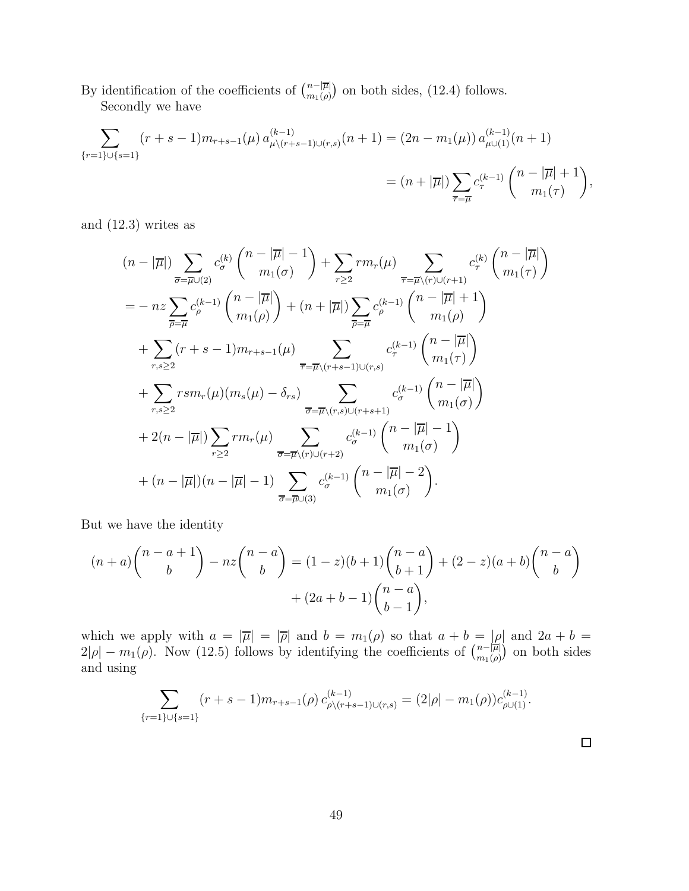By identification of the coefficients of $\binom{n-|\overline{\mu}|}{m_1(\rho)}$ on both sides, (12.4) follows.

Secondly we have

$$
\begin{aligned}
\sum_{\{r=1\}\cup\{s=1\}} (r+s-1) m_{r+s-1}(\mu)\, a^{(k-1)}_{\mu\setminus(r+s-1)\cup(r,s)}(n+1) &= (2n - m_1(\mu))\, a^{(k-1)}_{\mu\cup(1)}(n+1) \\
&= (n+|\overline{\mu}|) \sum_{\overline{\tau}=\overline{\mu}} c^{(k-1)}_{\tau} \binom{n-|\overline{\mu}|+1}{m_1(\tau)},
\end{aligned}
$$

and (12.3) writes as

$$
\begin{aligned}
&(n-|\overline{\mu}|) \sum_{\overline{\sigma}=\overline{\mu}\cup(2)} c^{(k)}_{\sigma} \binom{n-|\overline{\mu}|-1}{m_1(\sigma)} + \sum_{r\geq 2} r m_r(\mu) \sum_{\overline{\tau}=\overline{\mu}\setminus(r)\cup(r+1)} c^{(k)}_{\tau} \binom{n-|\overline{\mu}|}{m_1(\tau)} \\
&= -\, nz \sum_{\overline{\rho}=\overline{\mu}} c^{(k-1)}_{\rho} \binom{n-|\overline{\mu}|}{m_1(\rho)} + (n+|\overline{\mu}|) \sum_{\overline{\rho}=\overline{\mu}} c^{(k-1)}_{\rho} \binom{n-|\overline{\mu}|+1}{m_1(\rho)} \\
&\quad + \sum_{r,s\geq 2} (r+s-1) m_{r+s-1}(\mu) \sum_{\overline{\tau}=\overline{\mu}\setminus(r+s-1)\cup(r,s)} c^{(k-1)}_{\tau} \binom{n-|\overline{\mu}|}{m_1(\tau)} \\
&\quad + \sum_{r,s\geq 2} rs m_r(\mu)(m_s(\mu)-\delta_{rs}) \sum_{\overline{\sigma}=\overline{\mu}\setminus(r,s)\cup(r+s+1)} c^{(k-1)}_{\sigma} \binom{n-|\overline{\mu}|}{m_1(\sigma)} \\
&\quad + 2(n-|\overline{\mu}|) \sum_{r\geq 2} r m_r(\mu) \sum_{\overline{\sigma}=\overline{\mu}\setminus(r)\cup(r+2)} c^{(k-1)}_{\sigma} \binom{n-|\overline{\mu}|-1}{m_1(\sigma)} \\
&\quad + (n-|\overline{\mu}|)(n-|\overline{\mu}|-1) \sum_{\overline{\sigma}=\overline{\mu}\cup(3)} c^{(k-1)}_{\sigma} \binom{n-|\overline{\mu}|-2}{m_1(\sigma)}.
\end{aligned}
$$

But we have the identity

$$
\begin{aligned}
(n+a)\binom{n-a+1}{b} - nz\binom{n-a}{b} &= (1-z)(b+1)\binom{n-a}{b+1} + (2-z)(a+b)\binom{n-a}{b} \\
&\quad + (2a+b-1)\binom{n-a}{b-1},
\end{aligned}
$$

which we apply with $a = |\overline{\mu}| = |\overline{\rho}|$ and $b = m_1(\rho)$ so that $a+b = |\rho|$ and $2a+b = 2|\rho| - m_1(\rho)$. Now (12.5) follows by identifying the coefficients of $\binom{n-|\overline{\mu}|}{m_1(\rho)}$ on both sides and using

$$
\sum_{\{r=1\}\cup\{s=1\}} (r+s-1) m_{r+s-1}(\rho)\, c^{(k-1)}_{\rho\setminus(r+s-1)\cup(r,s)} = (2|\rho| - m_1(\rho)) c^{(k-1)}_{\rho\cup(1)}.
$$

□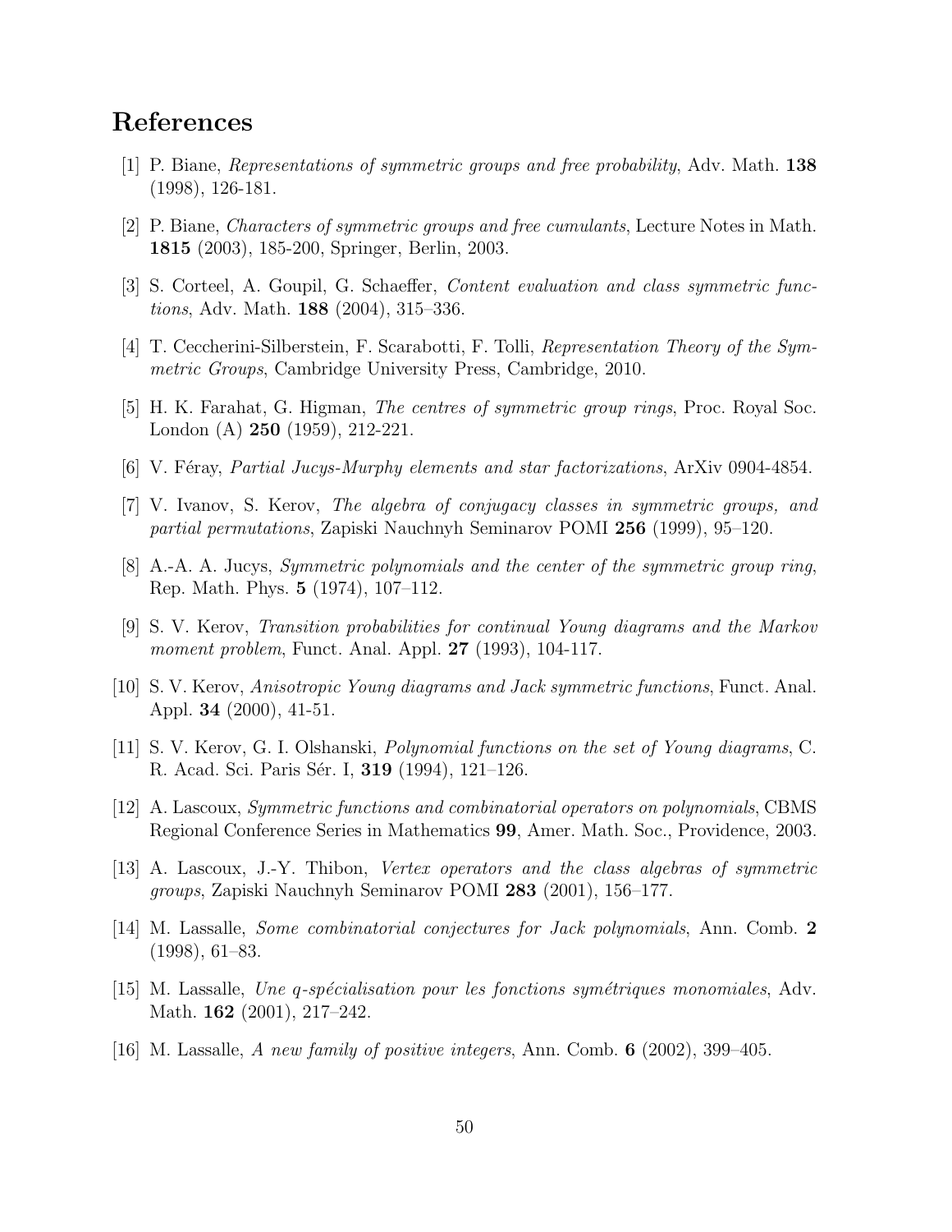# References

[1] P. Biane, *Representations of symmetric groups and free probability*, Adv. Math. **138** (1998), 126-181.

[2] P. Biane, *Characters of symmetric groups and free cumulants*, Lecture Notes in Math. **1815** (2003), 185-200, Springer, Berlin, 2003.

[3] S. Corteel, A. Goupil, G. Schaeffer, *Content evaluation and class symmetric functions*, Adv. Math. **188** (2004), 315–336.

[4] T. Ceccherini-Silberstein, F. Scarabotti, F. Tolli, *Representation Theory of the Symmetric Groups*, Cambridge University Press, Cambridge, 2010.

[5] H. K. Farahat, G. Higman, *The centres of symmetric group rings*, Proc. Royal Soc. London (A) **250** (1959), 212-221.

[6] V. Féray, *Partial Jucys-Murphy elements and star factorizations*, ArXiv 0904-4854.

[7] V. Ivanov, S. Kerov, *The algebra of conjugacy classes in symmetric groups, and partial permutations*, Zapiski Nauchnyh Seminarov POMI **256** (1999), 95–120.

[8] A.-A. A. Jucys, *Symmetric polynomials and the center of the symmetric group ring*, Rep. Math. Phys. **5** (1974), 107–112.

[9] S. V. Kerov, *Transition probabilities for continual Young diagrams and the Markov moment problem*, Funct. Anal. Appl. **27** (1993), 104-117.

[10] S. V. Kerov, *Anisotropic Young diagrams and Jack symmetric functions*, Funct. Anal. Appl. **34** (2000), 41-51.

[11] S. V. Kerov, G. I. Olshanski, *Polynomial functions on the set of Young diagrams*, C. R. Acad. Sci. Paris Sér. I, **319** (1994), 121–126.

[12] A. Lascoux, *Symmetric functions and combinatorial operators on polynomials*, CBMS Regional Conference Series in Mathematics **99**, Amer. Math. Soc., Providence, 2003.

[13] A. Lascoux, J.-Y. Thibon, *Vertex operators and the class algebras of symmetric groups*, Zapiski Nauchnyh Seminarov POMI **283** (2001), 156–177.

[14] M. Lassalle, *Some combinatorial conjectures for Jack polynomials*, Ann. Comb. **2** (1998), 61–83.

[15] M. Lassalle, *Une q-spécialisation pour les fonctions symétriques monomiales*, Adv. Math. **162** (2001), 217–242.

[16] M. Lassalle, *A new family of positive integers*, Ann. Comb. **6** (2002), 399–405.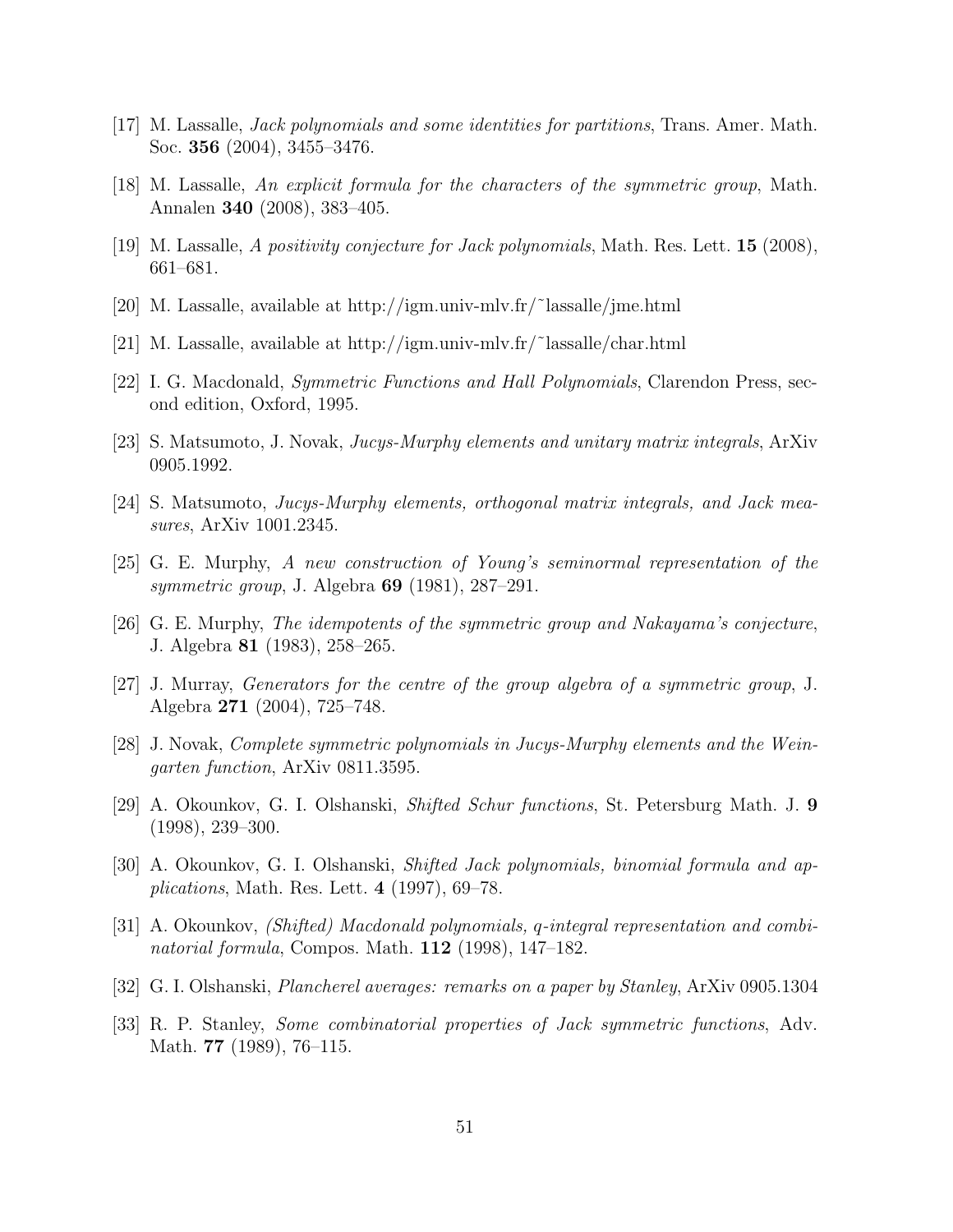[17] M. Lassalle, *Jack polynomials and some identities for partitions*, Trans. Amer. Math. Soc. **356** (2004), 3455–3476.

[18] M. Lassalle, *An explicit formula for the characters of the symmetric group*, Math. Annalen **340** (2008), 383–405.

[19] M. Lassalle, *A positivity conjecture for Jack polynomials*, Math. Res. Lett. **15** (2008), 661–681.

[20] M. Lassalle, available at http://igm.univ-mlv.fr/~lassalle/jme.html

[21] M. Lassalle, available at http://igm.univ-mlv.fr/~lassalle/char.html

[22] I. G. Macdonald, *Symmetric Functions and Hall Polynomials*, Clarendon Press, second edition, Oxford, 1995.

[23] S. Matsumoto, J. Novak, *Jucys-Murphy elements and unitary matrix integrals*, ArXiv 0905.1992.

[24] S. Matsumoto, *Jucys-Murphy elements, orthogonal matrix integrals, and Jack measures*, ArXiv 1001.2345.

[25] G. E. Murphy, *A new construction of Young's seminormal representation of the symmetric group*, J. Algebra **69** (1981), 287–291.

[26] G. E. Murphy, *The idempotents of the symmetric group and Nakayama's conjecture*, J. Algebra **81** (1983), 258–265.

[27] J. Murray, *Generators for the centre of the group algebra of a symmetric group*, J. Algebra **271** (2004), 725–748.

[28] J. Novak, *Complete symmetric polynomials in Jucys-Murphy elements and the Weingarten function*, ArXiv 0811.3595.

[29] A. Okounkov, G. I. Olshanski, *Shifted Schur functions*, St. Petersburg Math. J. **9** (1998), 239–300.

[30] A. Okounkov, G. I. Olshanski, *Shifted Jack polynomials, binomial formula and applications*, Math. Res. Lett. **4** (1997), 69–78.

[31] A. Okounkov, *(Shifted) Macdonald polynomials, q-integral representation and combinatorial formula*, Compos. Math. **112** (1998), 147–182.

[32] G. I. Olshanski, *Plancherel averages: remarks on a paper by Stanley*, ArXiv 0905.1304

[33] R. P. Stanley, *Some combinatorial properties of Jack symmetric functions*, Adv. Math. **77** (1989), 76–115.